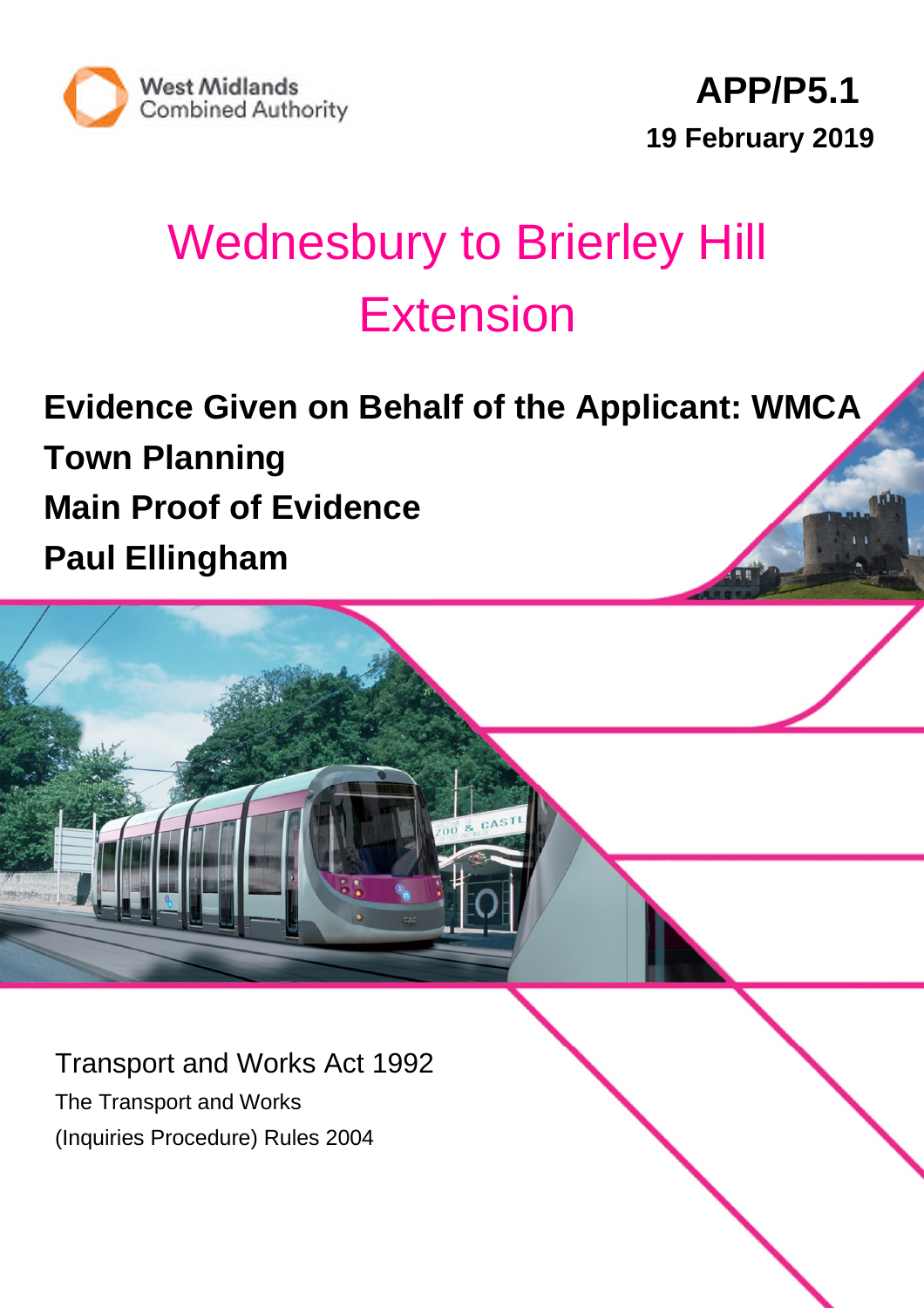West Midlands Combined Authority

**APP/P5.1**

**19 February 2019**

# Wednesbury to Brierley Hill Extension

**Evidence Given on Behalf of the Applicant: WMCA**

**Town Planning**

**Main Proof of Evidence**

**Paul Ellingham**

Transport and Works Act 1992

The Transport and Works

(Inquiries Procedure) Rules 2004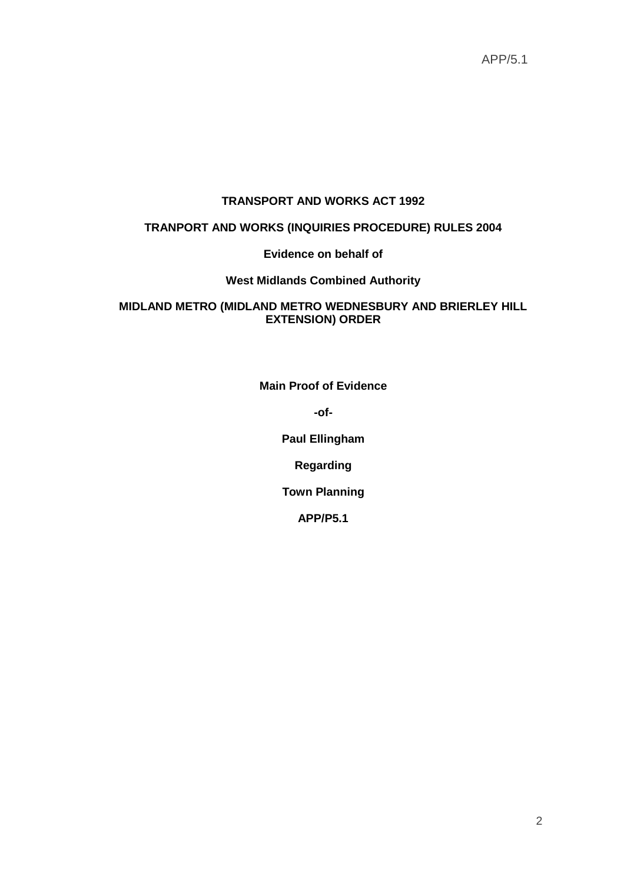APP/5.1

**TRANSPORT AND WORKS ACT 1992**

**TRANPORT AND WORKS (INQUIRIES PROCEDURE) RULES 2004**

**Evidence on behalf of**

**West Midlands Combined Authority**

**MIDLAND METRO (MIDLAND METRO WEDNESBURY AND BRIERLEY HILL EXTENSION) ORDER**

**Main Proof of Evidence**

**-of-**

**Paul Ellingham**

**Regarding**

**Town Planning**

**APP/P5.1**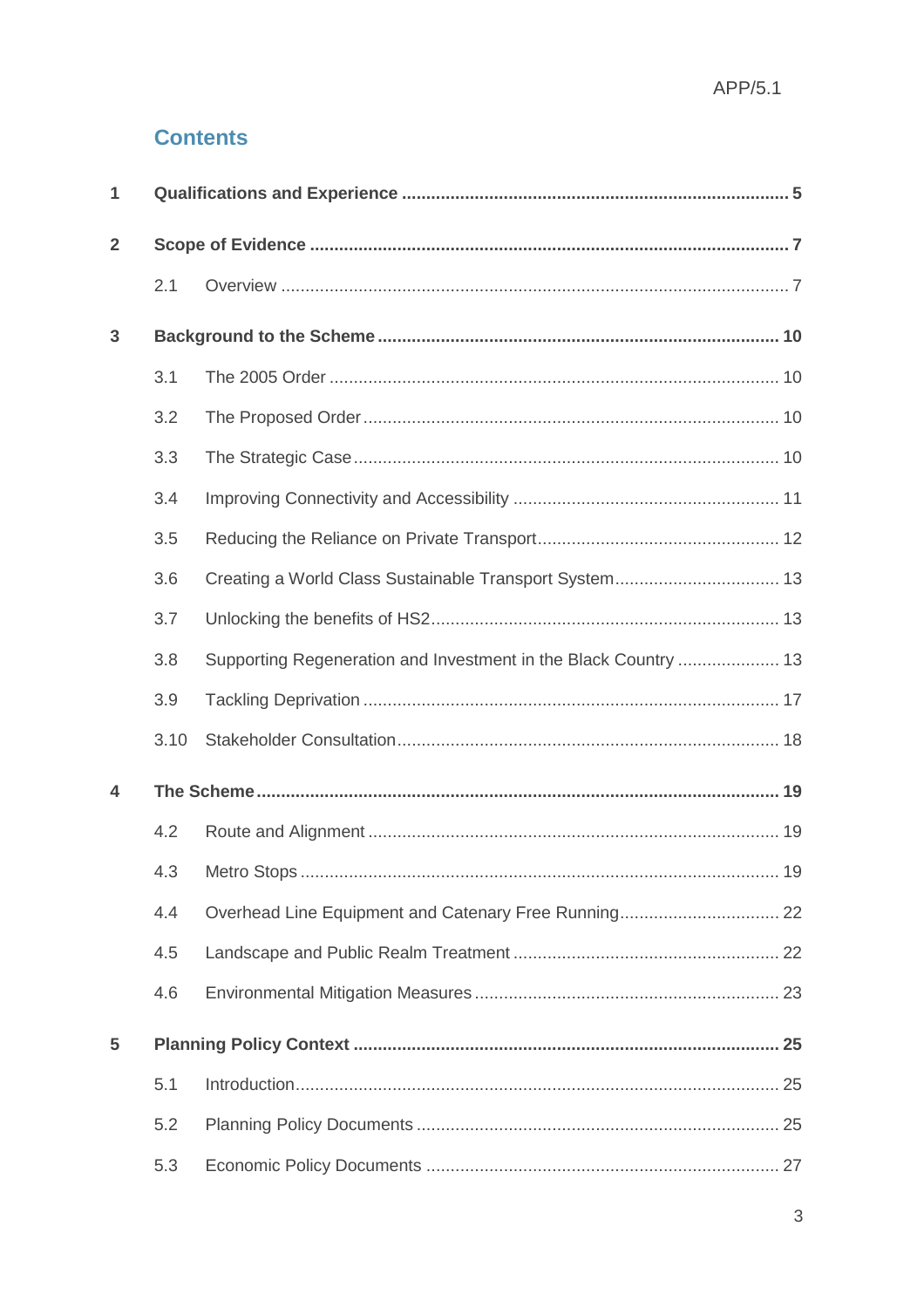## Contents

| | | |
|---|---|---|
| **1** | **Qualifications and Experience** | **5** |
| **2** | **Scope of Evidence** | **7** |
| 2.1 | Overview | 7 |
| **3** | **Background to the Scheme** | **10** |
| 3.1 | The 2005 Order | 10 |
| 3.2 | The Proposed Order | 10 |
| 3.3 | The Strategic Case | 10 |
| 3.4 | Improving Connectivity and Accessibility | 11 |
| 3.5 | Reducing the Reliance on Private Transport | 12 |
| 3.6 | Creating a World Class Sustainable Transport System | 13 |
| 3.7 | Unlocking the benefits of HS2 | 13 |
| 3.8 | Supporting Regeneration and Investment in the Black Country | 13 |
| 3.9 | Tackling Deprivation | 17 |
| 3.10 | Stakeholder Consultation | 18 |
| **4** | **The Scheme** | **19** |
| 4.2 | Route and Alignment | 19 |
| 4.3 | Metro Stops | 19 |
| 4.4 | Overhead Line Equipment and Catenary Free Running | 22 |
| 4.5 | Landscape and Public Realm Treatment | 22 |
| 4.6 | Environmental Mitigation Measures | 23 |
| **5** | **Planning Policy Context** | **25** |
| 5.1 | Introduction | 25 |
| 5.2 | Planning Policy Documents | 25 |
| 5.3 | Economic Policy Documents | 27 |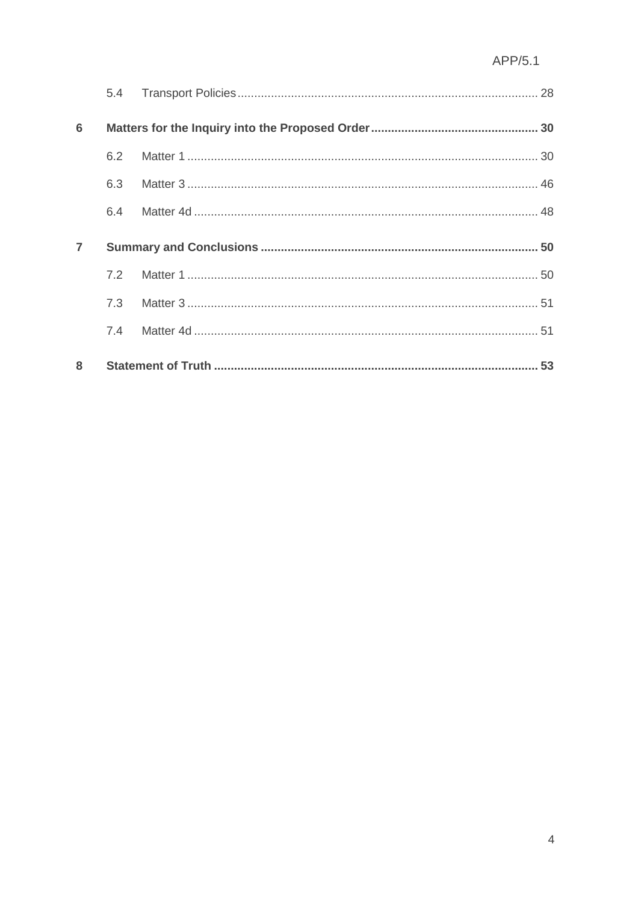| | | |
|---|---|---|
| 5.4 | Transport Policies | 28 |
| **6** | **Matters for the Inquiry into the Proposed Order** | **30** |
| 6.2 | Matter 1 | 30 |
| 6.3 | Matter 3 | 46 |
| 6.4 | Matter 4d | 48 |
| **7** | **Summary and Conclusions** | **50** |
| 7.2 | Matter 1 | 50 |
| 7.3 | Matter 3 | 51 |
| 7.4 | Matter 4d | 51 |
| **8** | **Statement of Truth** | **53** |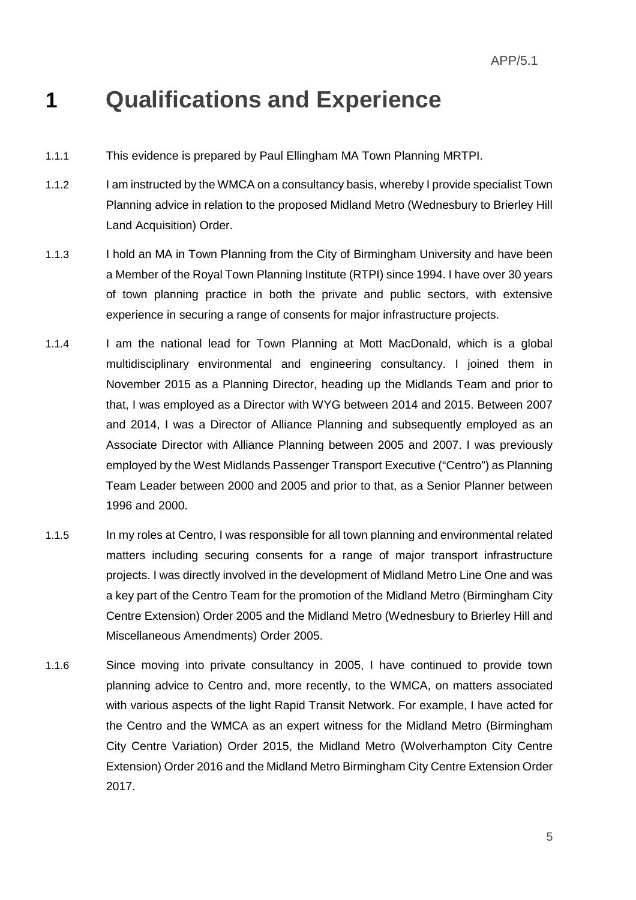# 1 Qualifications and Experience

1.1.1 This evidence is prepared by Paul Ellingham MA Town Planning MRTPI.

1.1.2 I am instructed by the WMCA on a consultancy basis, whereby I provide specialist Town Planning advice in relation to the proposed Midland Metro (Wednesbury to Brierley Hill Land Acquisition) Order.

1.1.3 I hold an MA in Town Planning from the City of Birmingham University and have been a Member of the Royal Town Planning Institute (RTPI) since 1994. I have over 30 years of town planning practice in both the private and public sectors, with extensive experience in securing a range of consents for major infrastructure projects.

1.1.4 I am the national lead for Town Planning at Mott MacDonald, which is a global multidisciplinary environmental and engineering consultancy. I joined them in November 2015 as a Planning Director, heading up the Midlands Team and prior to that, I was employed as a Director with WYG between 2014 and 2015. Between 2007 and 2014, I was a Director of Alliance Planning and subsequently employed as an Associate Director with Alliance Planning between 2005 and 2007. I was previously employed by the West Midlands Passenger Transport Executive ("Centro") as Planning Team Leader between 2000 and 2005 and prior to that, as a Senior Planner between 1996 and 2000.

1.1.5 In my roles at Centro, I was responsible for all town planning and environmental related matters including securing consents for a range of major transport infrastructure projects. I was directly involved in the development of Midland Metro Line One and was a key part of the Centro Team for the promotion of the Midland Metro (Birmingham City Centre Extension) Order 2005 and the Midland Metro (Wednesbury to Brierley Hill and Miscellaneous Amendments) Order 2005.

1.1.6 Since moving into private consultancy in 2005, I have continued to provide town planning advice to Centro and, more recently, to the WMCA, on matters associated with various aspects of the light Rapid Transit Network. For example, I have acted for the Centro and the WMCA as an expert witness for the Midland Metro (Birmingham City Centre Variation) Order 2015, the Midland Metro (Wolverhampton City Centre Extension) Order 2016 and the Midland Metro Birmingham City Centre Extension Order 2017.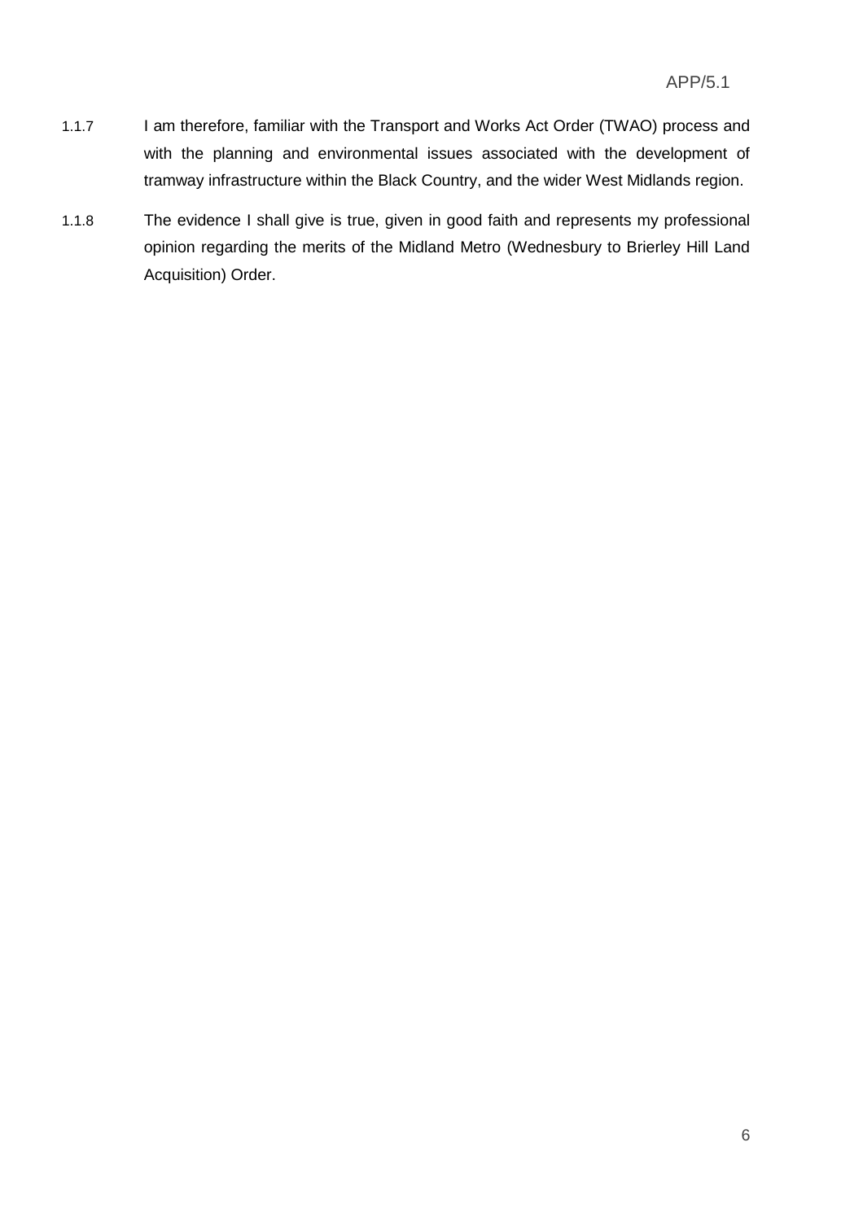1.1.7 I am therefore, familiar with the Transport and Works Act Order (TWAO) process and with the planning and environmental issues associated with the development of tramway infrastructure within the Black Country, and the wider West Midlands region.

1.1.8 The evidence I shall give is true, given in good faith and represents my professional opinion regarding the merits of the Midland Metro (Wednesbury to Brierley Hill Land Acquisition) Order.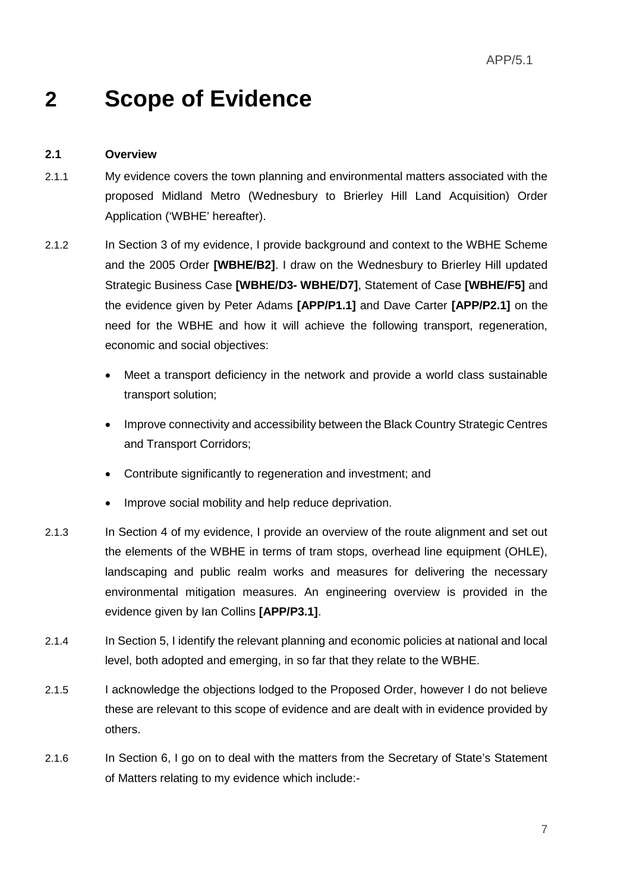# 2 Scope of Evidence

### 2.1 Overview

2.1.1 My evidence covers the town planning and environmental matters associated with the proposed Midland Metro (Wednesbury to Brierley Hill Land Acquisition) Order Application ('WBHE' hereafter).

2.1.2 In Section 3 of my evidence, I provide background and context to the WBHE Scheme and the 2005 Order **[WBHE/B2]**. I draw on the Wednesbury to Brierley Hill updated Strategic Business Case **[WBHE/D3- WBHE/D7]**, Statement of Case **[WBHE/F5]** and the evidence given by Peter Adams **[APP/P1.1]** and Dave Carter **[APP/P2.1]** on the need for the WBHE and how it will achieve the following transport, regeneration, economic and social objectives:

- Meet a transport deficiency in the network and provide a world class sustainable transport solution;
- Improve connectivity and accessibility between the Black Country Strategic Centres and Transport Corridors;
- Contribute significantly to regeneration and investment; and
- Improve social mobility and help reduce deprivation.

2.1.3 In Section 4 of my evidence, I provide an overview of the route alignment and set out the elements of the WBHE in terms of tram stops, overhead line equipment (OHLE), landscaping and public realm works and measures for delivering the necessary environmental mitigation measures. An engineering overview is provided in the evidence given by Ian Collins **[APP/P3.1]**.

2.1.4 In Section 5, I identify the relevant planning and economic policies at national and local level, both adopted and emerging, in so far that they relate to the WBHE.

2.1.5 I acknowledge the objections lodged to the Proposed Order, however I do not believe these are relevant to this scope of evidence and are dealt with in evidence provided by others.

2.1.6 In Section 6, I go on to deal with the matters from the Secretary of State's Statement of Matters relating to my evidence which include:-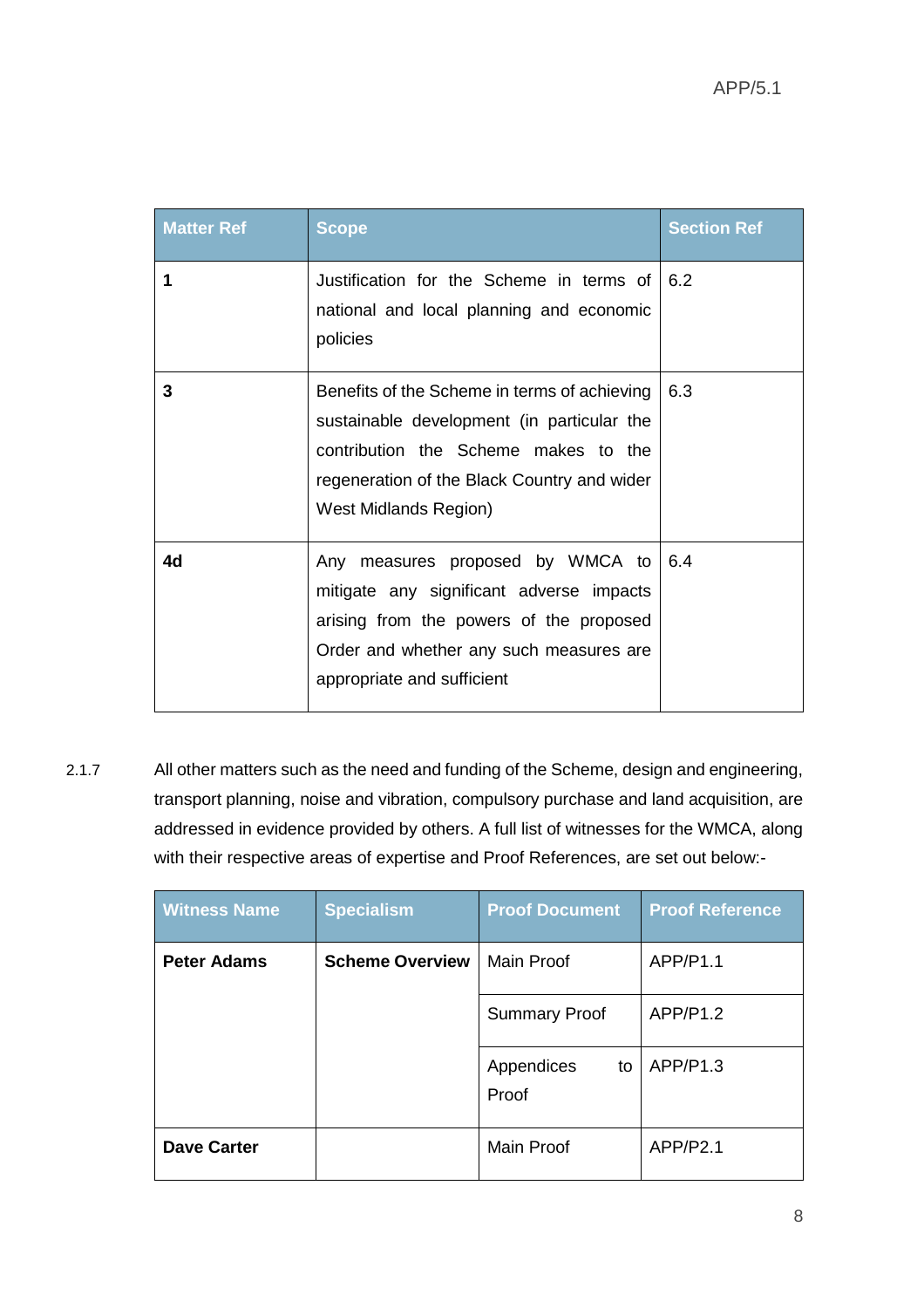| Matter Ref | Scope | Section Ref |
| --- | --- | --- |
| **1** | Justification for the Scheme in terms of national and local planning and economic policies | 6.2 |
| **3** | Benefits of the Scheme in terms of achieving sustainable development (in particular the contribution the Scheme makes to the regeneration of the Black Country and wider West Midlands Region) | 6.3 |
| **4d** | Any measures proposed by WMCA to mitigate any significant adverse impacts arising from the powers of the proposed Order and whether any such measures are appropriate and sufficient | 6.4 |

2.1.7 All other matters such as the need and funding of the Scheme, design and engineering, transport planning, noise and vibration, compulsory purchase and land acquisition, are addressed in evidence provided by others. A full list of witnesses for the WMCA, along with their respective areas of expertise and Proof References, are set out below:-

| Witness Name | Specialism | Proof Document | Proof Reference |
| --- | --- | --- | --- |
| **Peter Adams** | **Scheme Overview** | Main Proof | APP/P1.1 |
| | | Summary Proof | APP/P1.2 |
| | | Appendices to Proof | APP/P1.3 |
| **Dave Carter** | | Main Proof | APP/P2.1 |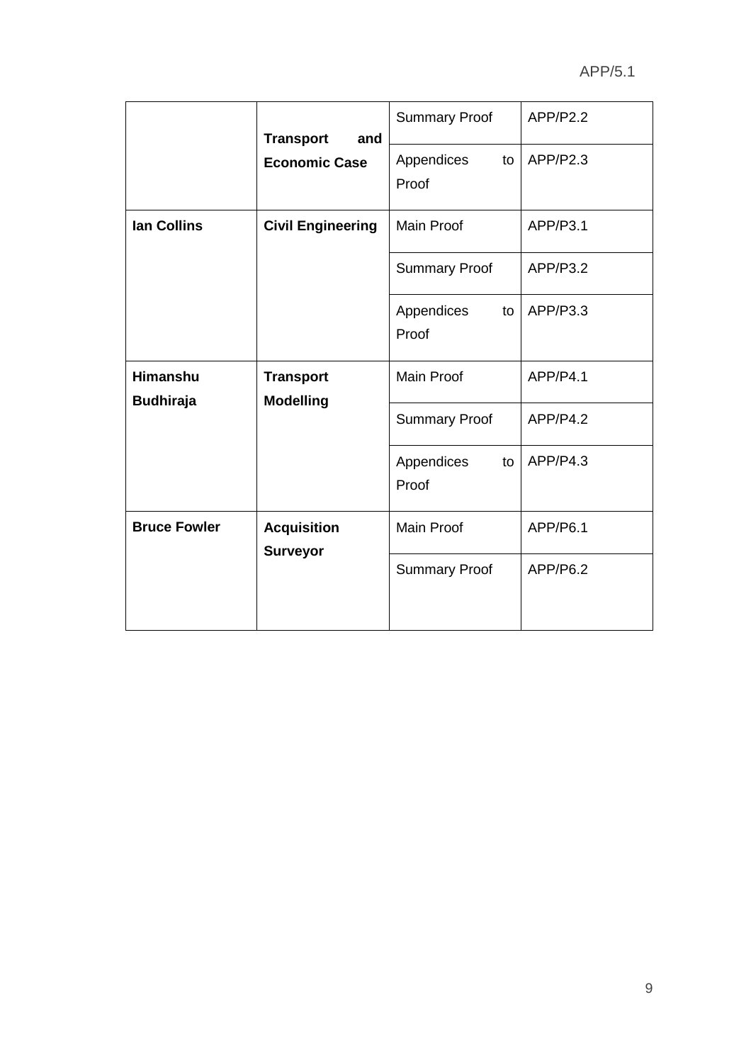| | | | |
|---|---|---|---|
| | **Transport and Economic Case** | Summary Proof | APP/P2.2 |
| | | Appendices to Proof | APP/P2.3 |
| **Ian Collins** | **Civil Engineering** | Main Proof | APP/P3.1 |
| | | Summary Proof | APP/P3.2 |
| | | Appendices to Proof | APP/P3.3 |
| **Himanshu Budhiraja** | **Transport Modelling** | Main Proof | APP/P4.1 |
| | | Summary Proof | APP/P4.2 |
| | | Appendices to Proof | APP/P4.3 |
| **Bruce Fowler** | **Acquisition Surveyor** | Main Proof | APP/P6.1 |
| | | Summary Proof | APP/P6.2 |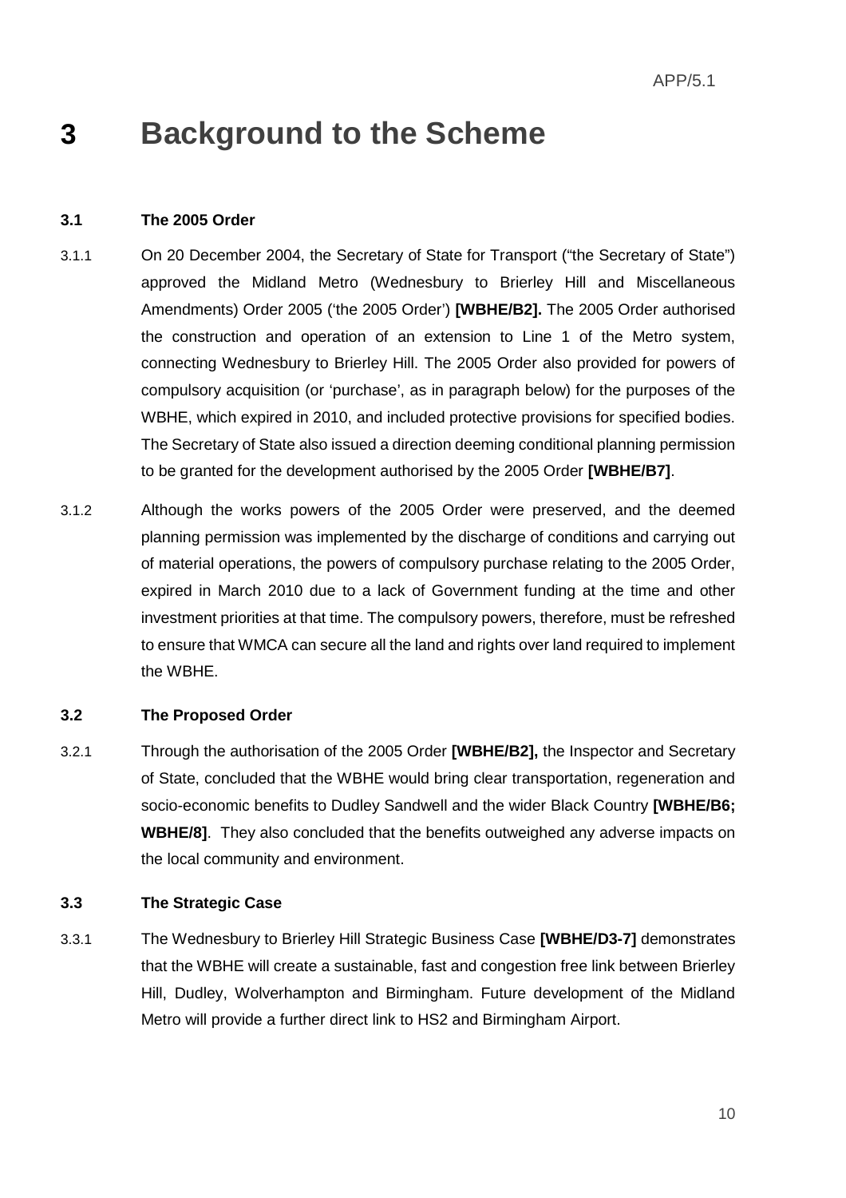# 3 Background to the Scheme

## 3.1 The 2005 Order

3.1.1 On 20 December 2004, the Secretary of State for Transport ("the Secretary of State") approved the Midland Metro (Wednesbury to Brierley Hill and Miscellaneous Amendments) Order 2005 ('the 2005 Order') **[WBHE/B2].** The 2005 Order authorised the construction and operation of an extension to Line 1 of the Metro system, connecting Wednesbury to Brierley Hill. The 2005 Order also provided for powers of compulsory acquisition (or 'purchase', as in paragraph below) for the purposes of the WBHE, which expired in 2010, and included protective provisions for specified bodies. The Secretary of State also issued a direction deeming conditional planning permission to be granted for the development authorised by the 2005 Order **[WBHE/B7]**.

3.1.2 Although the works powers of the 2005 Order were preserved, and the deemed planning permission was implemented by the discharge of conditions and carrying out of material operations, the powers of compulsory purchase relating to the 2005 Order, expired in March 2010 due to a lack of Government funding at the time and other investment priorities at that time. The compulsory powers, therefore, must be refreshed to ensure that WMCA can secure all the land and rights over land required to implement the WBHE.

## 3.2 The Proposed Order

3.2.1 Through the authorisation of the 2005 Order **[WBHE/B2],** the Inspector and Secretary of State, concluded that the WBHE would bring clear transportation, regeneration and socio-economic benefits to Dudley Sandwell and the wider Black Country **[WBHE/B6; WBHE/8]**. They also concluded that the benefits outweighed any adverse impacts on the local community and environment.

## 3.3 The Strategic Case

3.3.1 The Wednesbury to Brierley Hill Strategic Business Case **[WBHE/D3-7]** demonstrates that the WBHE will create a sustainable, fast and congestion free link between Brierley Hill, Dudley, Wolverhampton and Birmingham. Future development of the Midland Metro will provide a further direct link to HS2 and Birmingham Airport.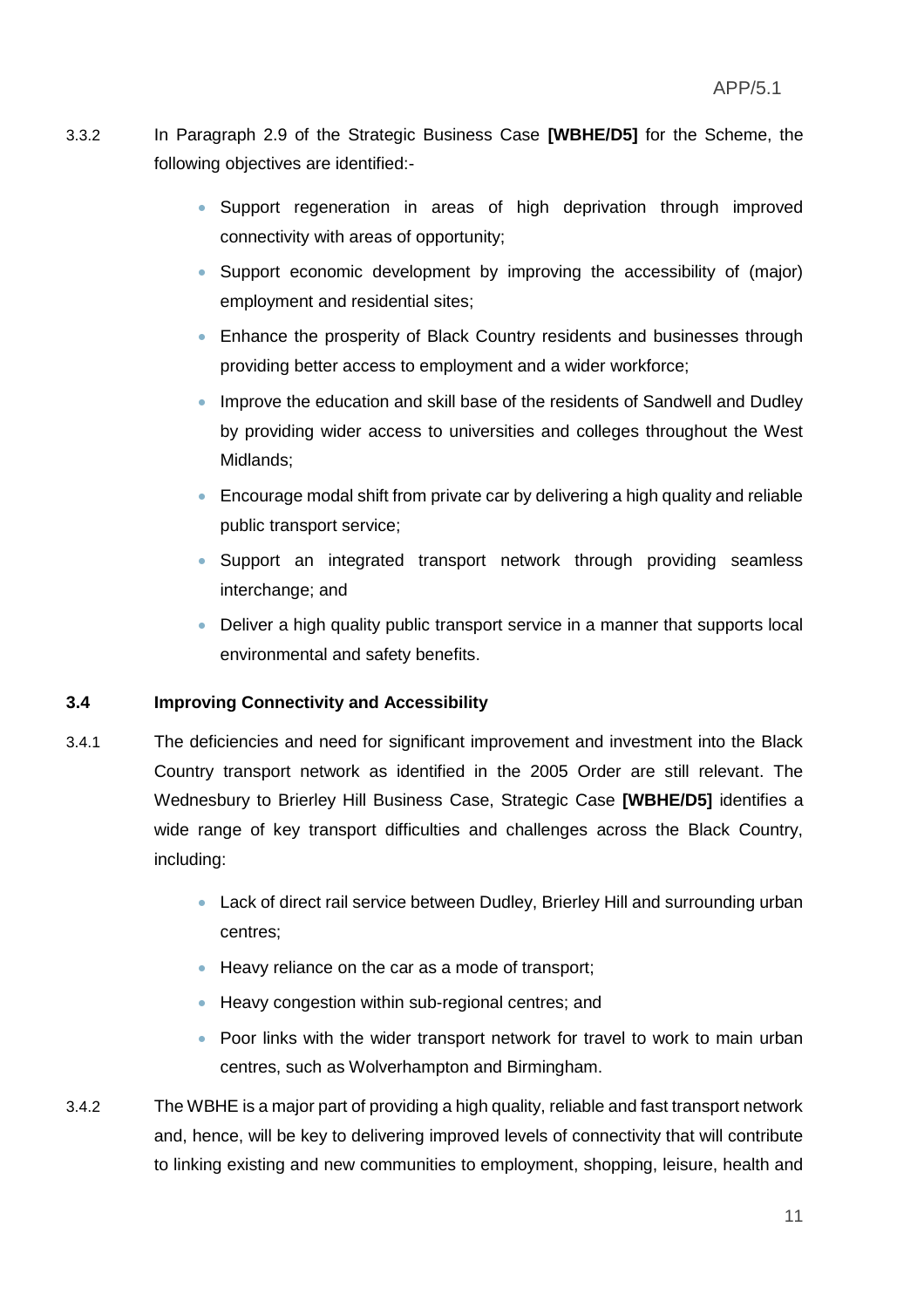3.3.2 In Paragraph 2.9 of the Strategic Business Case **[WBHE/D5]** for the Scheme, the following objectives are identified:-

- Support regeneration in areas of high deprivation through improved connectivity with areas of opportunity;
- Support economic development by improving the accessibility of (major) employment and residential sites;
- Enhance the prosperity of Black Country residents and businesses through providing better access to employment and a wider workforce;
- Improve the education and skill base of the residents of Sandwell and Dudley by providing wider access to universities and colleges throughout the West Midlands;
- Encourage modal shift from private car by delivering a high quality and reliable public transport service;
- Support an integrated transport network through providing seamless interchange; and
- Deliver a high quality public transport service in a manner that supports local environmental and safety benefits.

### 3.4 Improving Connectivity and Accessibility

3.4.1 The deficiencies and need for significant improvement and investment into the Black Country transport network as identified in the 2005 Order are still relevant. The Wednesbury to Brierley Hill Business Case, Strategic Case **[WBHE/D5]** identifies a wide range of key transport difficulties and challenges across the Black Country, including:

- Lack of direct rail service between Dudley, Brierley Hill and surrounding urban centres;
- Heavy reliance on the car as a mode of transport;
- Heavy congestion within sub-regional centres; and
- Poor links with the wider transport network for travel to work to main urban centres, such as Wolverhampton and Birmingham.

3.4.2 The WBHE is a major part of providing a high quality, reliable and fast transport network and, hence, will be key to delivering improved levels of connectivity that will contribute to linking existing and new communities to employment, shopping, leisure, health and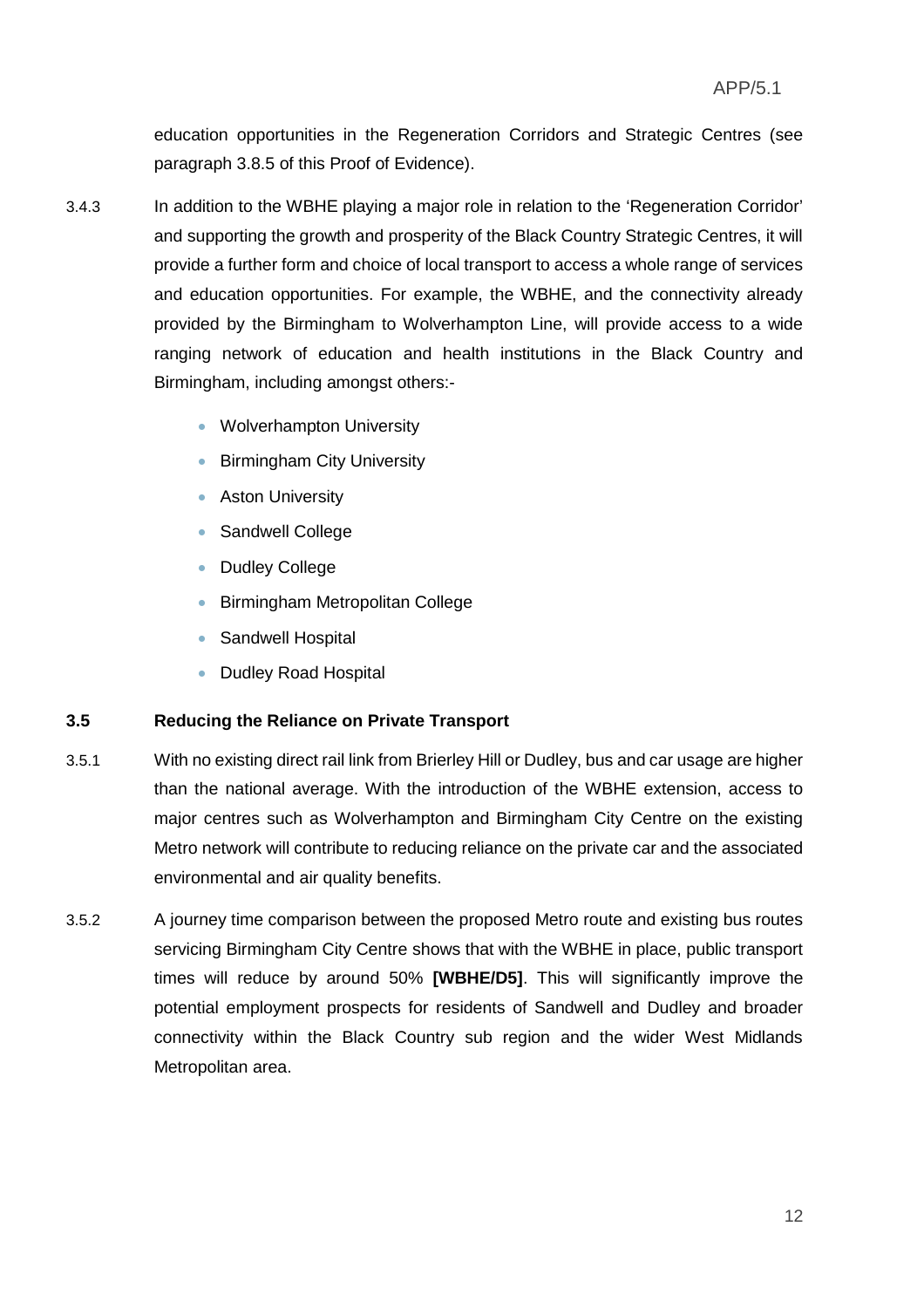education opportunities in the Regeneration Corridors and Strategic Centres (see paragraph 3.8.5 of this Proof of Evidence).

3.4.3 In addition to the WBHE playing a major role in relation to the 'Regeneration Corridor' and supporting the growth and prosperity of the Black Country Strategic Centres, it will provide a further form and choice of local transport to access a whole range of services and education opportunities. For example, the WBHE, and the connectivity already provided by the Birmingham to Wolverhampton Line, will provide access to a wide ranging network of education and health institutions in the Black Country and Birmingham, including amongst others:-

- Wolverhampton University
- Birmingham City University
- Aston University
- Sandwell College
- Dudley College
- Birmingham Metropolitan College
- Sandwell Hospital
- Dudley Road Hospital

### 3.5 Reducing the Reliance on Private Transport

3.5.1 With no existing direct rail link from Brierley Hill or Dudley, bus and car usage are higher than the national average. With the introduction of the WBHE extension, access to major centres such as Wolverhampton and Birmingham City Centre on the existing Metro network will contribute to reducing reliance on the private car and the associated environmental and air quality benefits.

3.5.2 A journey time comparison between the proposed Metro route and existing bus routes servicing Birmingham City Centre shows that with the WBHE in place, public transport times will reduce by around 50% **[WBHE/D5]**. This will significantly improve the potential employment prospects for residents of Sandwell and Dudley and broader connectivity within the Black Country sub region and the wider West Midlands Metropolitan area.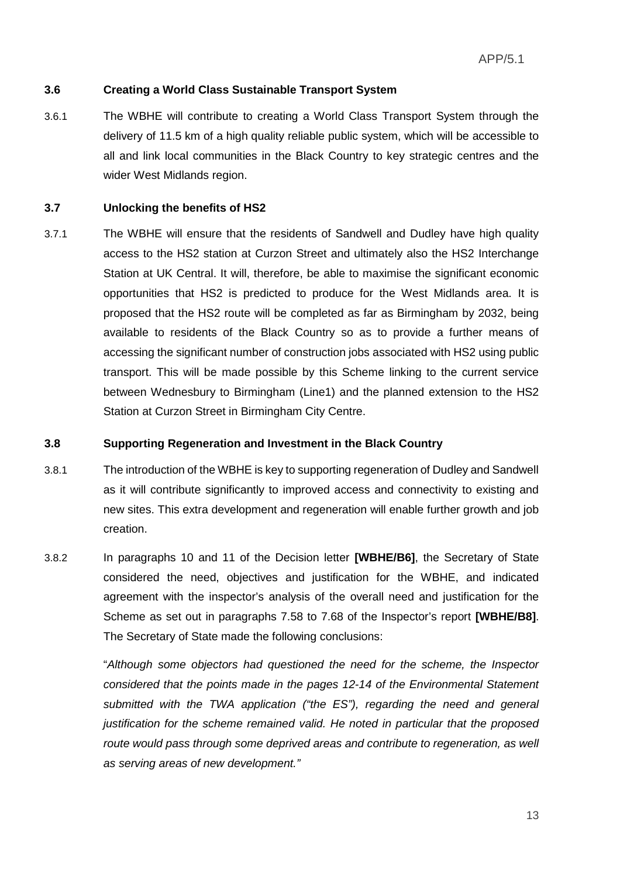### 3.6 Creating a World Class Sustainable Transport System

3.6.1 The WBHE will contribute to creating a World Class Transport System through the delivery of 11.5 km of a high quality reliable public system, which will be accessible to all and link local communities in the Black Country to key strategic centres and the wider West Midlands region.

### 3.7 Unlocking the benefits of HS2

3.7.1 The WBHE will ensure that the residents of Sandwell and Dudley have high quality access to the HS2 station at Curzon Street and ultimately also the HS2 Interchange Station at UK Central. It will, therefore, be able to maximise the significant economic opportunities that HS2 is predicted to produce for the West Midlands area. It is proposed that the HS2 route will be completed as far as Birmingham by 2032, being available to residents of the Black Country so as to provide a further means of accessing the significant number of construction jobs associated with HS2 using public transport. This will be made possible by this Scheme linking to the current service between Wednesbury to Birmingham (Line1) and the planned extension to the HS2 Station at Curzon Street in Birmingham City Centre.

### 3.8 Supporting Regeneration and Investment in the Black Country

3.8.1 The introduction of the WBHE is key to supporting regeneration of Dudley and Sandwell as it will contribute significantly to improved access and connectivity to existing and new sites. This extra development and regeneration will enable further growth and job creation.

3.8.2 In paragraphs 10 and 11 of the Decision letter **[WBHE/B6]**, the Secretary of State considered the need, objectives and justification for the WBHE, and indicated agreement with the inspector's analysis of the overall need and justification for the Scheme as set out in paragraphs 7.58 to 7.68 of the Inspector's report **[WBHE/B8]**. The Secretary of State made the following conclusions:

> "*Although some objectors had questioned the need for the scheme, the Inspector considered that the points made in the pages 12-14 of the Environmental Statement submitted with the TWA application ("the ES"), regarding the need and general justification for the scheme remained valid. He noted in particular that the proposed route would pass through some deprived areas and contribute to regeneration, as well as serving areas of new development.*"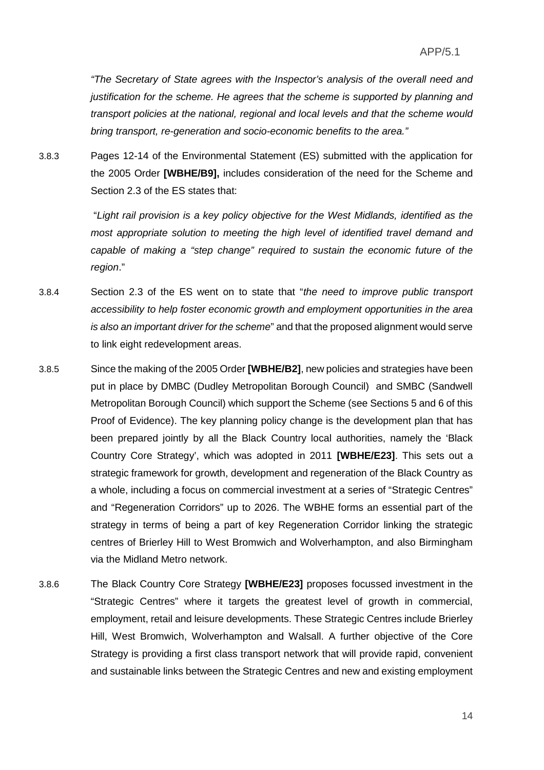*"The Secretary of State agrees with the Inspector's analysis of the overall need and justification for the scheme. He agrees that the scheme is supported by planning and transport policies at the national, regional and local levels and that the scheme would bring transport, re-generation and socio-economic benefits to the area."*

3.8.3 Pages 12-14 of the Environmental Statement (ES) submitted with the application for the 2005 Order **[WBHE/B9],** includes consideration of the need for the Scheme and Section 2.3 of the ES states that:

"*Light rail provision is a key policy objective for the West Midlands, identified as the most appropriate solution to meeting the high level of identified travel demand and capable of making a "step change" required to sustain the economic future of the region*."

3.8.4 Section 2.3 of the ES went on to state that "*the need to improve public transport accessibility to help foster economic growth and employment opportunities in the area is also an important driver for the scheme*" and that the proposed alignment would serve to link eight redevelopment areas.

3.8.5 Since the making of the 2005 Order **[WBHE/B2]**, new policies and strategies have been put in place by DMBC (Dudley Metropolitan Borough Council) and SMBC (Sandwell Metropolitan Borough Council) which support the Scheme (see Sections 5 and 6 of this Proof of Evidence). The key planning policy change is the development plan that has been prepared jointly by all the Black Country local authorities, namely the 'Black Country Core Strategy', which was adopted in 2011 **[WBHE/E23]**. This sets out a strategic framework for growth, development and regeneration of the Black Country as a whole, including a focus on commercial investment at a series of "Strategic Centres" and "Regeneration Corridors" up to 2026. The WBHE forms an essential part of the strategy in terms of being a part of key Regeneration Corridor linking the strategic centres of Brierley Hill to West Bromwich and Wolverhampton, and also Birmingham via the Midland Metro network.

3.8.6 The Black Country Core Strategy **[WBHE/E23]** proposes focussed investment in the "Strategic Centres" where it targets the greatest level of growth in commercial, employment, retail and leisure developments. These Strategic Centres include Brierley Hill, West Bromwich, Wolverhampton and Walsall. A further objective of the Core Strategy is providing a first class transport network that will provide rapid, convenient and sustainable links between the Strategic Centres and new and existing employment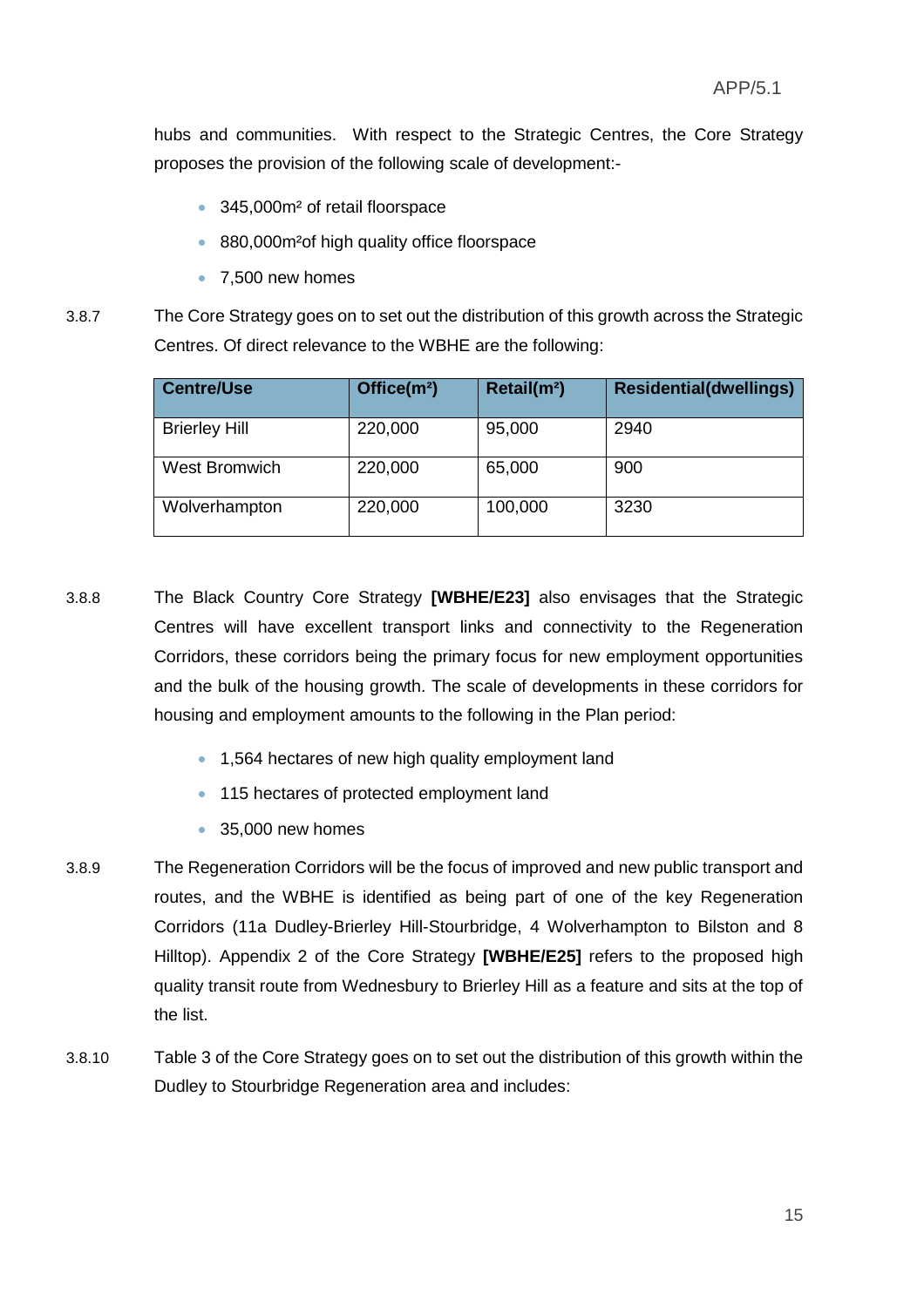hubs and communities. With respect to the Strategic Centres, the Core Strategy proposes the provision of the following scale of development:-

- 345,000m² of retail floorspace
- 880,000m²of high quality office floorspace
- 7,500 new homes

3.8.7 The Core Strategy goes on to set out the distribution of this growth across the Strategic Centres. Of direct relevance to the WBHE are the following:

| Centre/Use | Office(m²) | Retail(m²) | Residential(dwellings) |
|---|---|---|---|
| Brierley Hill | 220,000 | 95,000 | 2940 |
| West Bromwich | 220,000 | 65,000 | 900 |
| Wolverhampton | 220,000 | 100,000 | 3230 |

3.8.8 The Black Country Core Strategy **[WBHE/E23]** also envisages that the Strategic Centres will have excellent transport links and connectivity to the Regeneration Corridors, these corridors being the primary focus for new employment opportunities and the bulk of the housing growth. The scale of developments in these corridors for housing and employment amounts to the following in the Plan period:

- 1,564 hectares of new high quality employment land
- 115 hectares of protected employment land
- 35,000 new homes

3.8.9 The Regeneration Corridors will be the focus of improved and new public transport and routes, and the WBHE is identified as being part of one of the key Regeneration Corridors (11a Dudley-Brierley Hill-Stourbridge, 4 Wolverhampton to Bilston and 8 Hilltop). Appendix 2 of the Core Strategy **[WBHE/E25]** refers to the proposed high quality transit route from Wednesbury to Brierley Hill as a feature and sits at the top of the list.

3.8.10 Table 3 of the Core Strategy goes on to set out the distribution of this growth within the Dudley to Stourbridge Regeneration area and includes: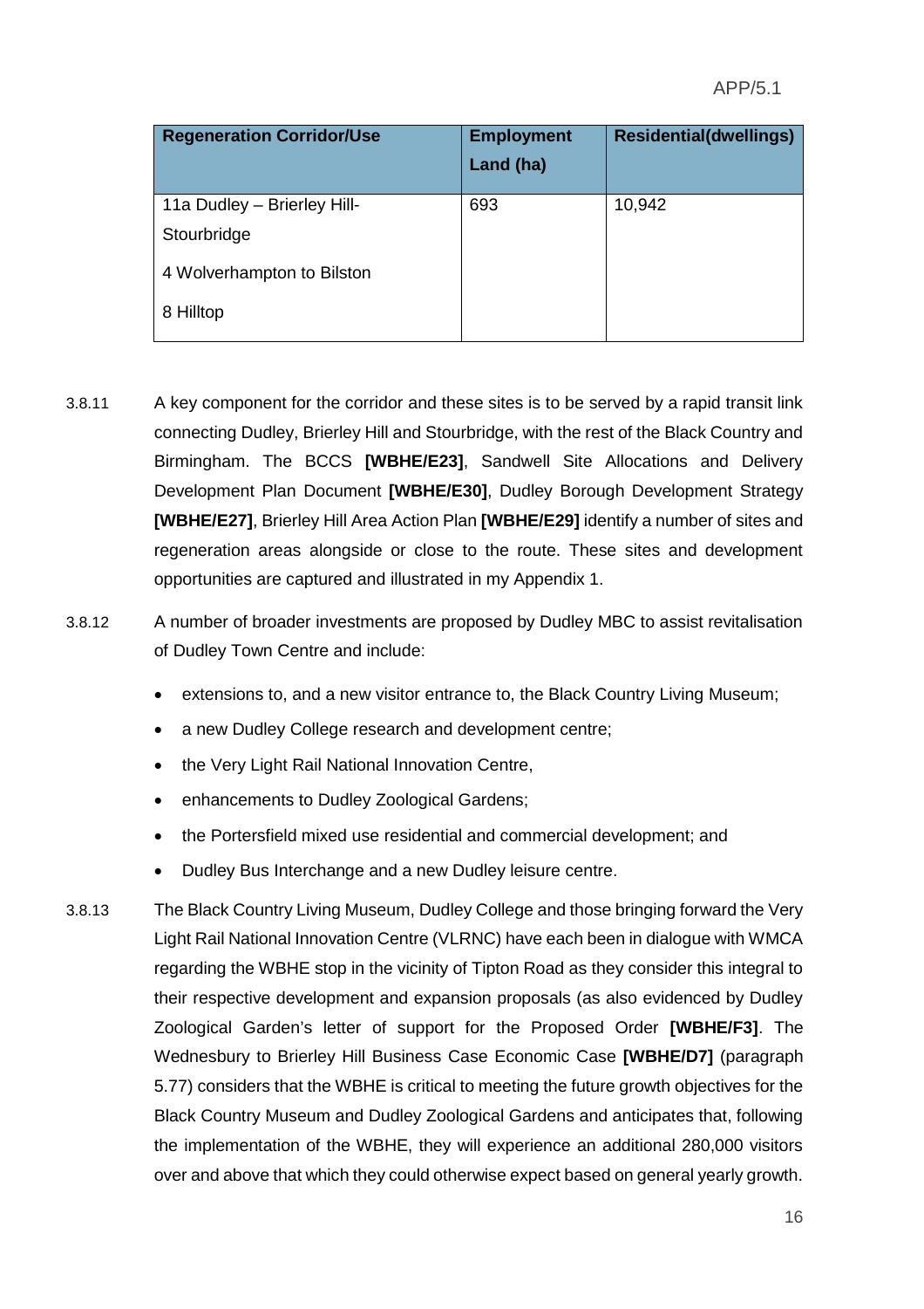| Regeneration Corridor/Use | Employment Land (ha) | Residential(dwellings) |
|---|---|---|
| 11a Dudley – Brierley Hill-Stourbridge<br>4 Wolverhampton to Bilston<br>8 Hilltop | 693 | 10,942 |

3.8.11 A key component for the corridor and these sites is to be served by a rapid transit link connecting Dudley, Brierley Hill and Stourbridge, with the rest of the Black Country and Birmingham. The BCCS **[WBHE/E23]**, Sandwell Site Allocations and Delivery Development Plan Document **[WBHE/E30]**, Dudley Borough Development Strategy **[WBHE/E27]**, Brierley Hill Area Action Plan **[WBHE/E29]** identify a number of sites and regeneration areas alongside or close to the route. These sites and development opportunities are captured and illustrated in my Appendix 1.

3.8.12 A number of broader investments are proposed by Dudley MBC to assist revitalisation of Dudley Town Centre and include:

- extensions to, and a new visitor entrance to, the Black Country Living Museum;
- a new Dudley College research and development centre;
- the Very Light Rail National Innovation Centre,
- enhancements to Dudley Zoological Gardens;
- the Portersfield mixed use residential and commercial development; and
- Dudley Bus Interchange and a new Dudley leisure centre.

3.8.13 The Black Country Living Museum, Dudley College and those bringing forward the Very Light Rail National Innovation Centre (VLRNC) have each been in dialogue with WMCA regarding the WBHE stop in the vicinity of Tipton Road as they consider this integral to their respective development and expansion proposals (as also evidenced by Dudley Zoological Garden's letter of support for the Proposed Order **[WBHE/F3]**. The Wednesbury to Brierley Hill Business Case Economic Case **[WBHE/D7]** (paragraph 5.77) considers that the WBHE is critical to meeting the future growth objectives for the Black Country Museum and Dudley Zoological Gardens and anticipates that, following the implementation of the WBHE, they will experience an additional 280,000 visitors over and above that which they could otherwise expect based on general yearly growth.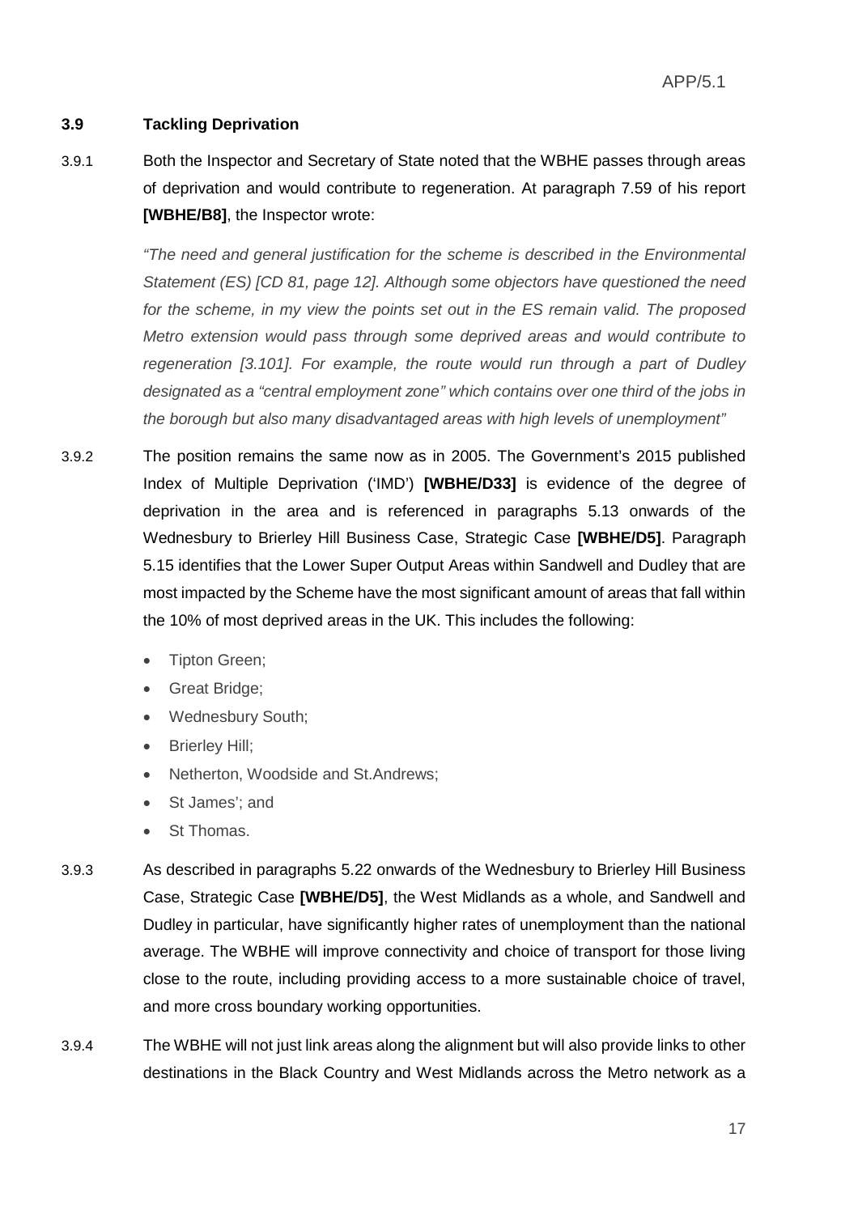### 3.9 Tackling Deprivation

3.9.1 Both the Inspector and Secretary of State noted that the WBHE passes through areas of deprivation and would contribute to regeneration. At paragraph 7.59 of his report **[WBHE/B8]**, the Inspector wrote:

> *"The need and general justification for the scheme is described in the Environmental Statement (ES) [CD 81, page 12]. Although some objectors have questioned the need for the scheme, in my view the points set out in the ES remain valid. The proposed Metro extension would pass through some deprived areas and would contribute to regeneration [3.101]. For example, the route would run through a part of Dudley designated as a "central employment zone" which contains over one third of the jobs in the borough but also many disadvantaged areas with high levels of unemployment"*

3.9.2 The position remains the same now as in 2005. The Government's 2015 published Index of Multiple Deprivation ('IMD') **[WBHE/D33]** is evidence of the degree of deprivation in the area and is referenced in paragraphs 5.13 onwards of the Wednesbury to Brierley Hill Business Case, Strategic Case **[WBHE/D5]**. Paragraph 5.15 identifies that the Lower Super Output Areas within Sandwell and Dudley that are most impacted by the Scheme have the most significant amount of areas that fall within the 10% of most deprived areas in the UK. This includes the following:

- Tipton Green;
- Great Bridge;
- Wednesbury South;
- Brierley Hill;
- Netherton, Woodside and St.Andrews;
- St James'; and
- St Thomas.

3.9.3 As described in paragraphs 5.22 onwards of the Wednesbury to Brierley Hill Business Case, Strategic Case **[WBHE/D5]**, the West Midlands as a whole, and Sandwell and Dudley in particular, have significantly higher rates of unemployment than the national average. The WBHE will improve connectivity and choice of transport for those living close to the route, including providing access to a more sustainable choice of travel, and more cross boundary working opportunities.

3.9.4 The WBHE will not just link areas along the alignment but will also provide links to other destinations in the Black Country and West Midlands across the Metro network as a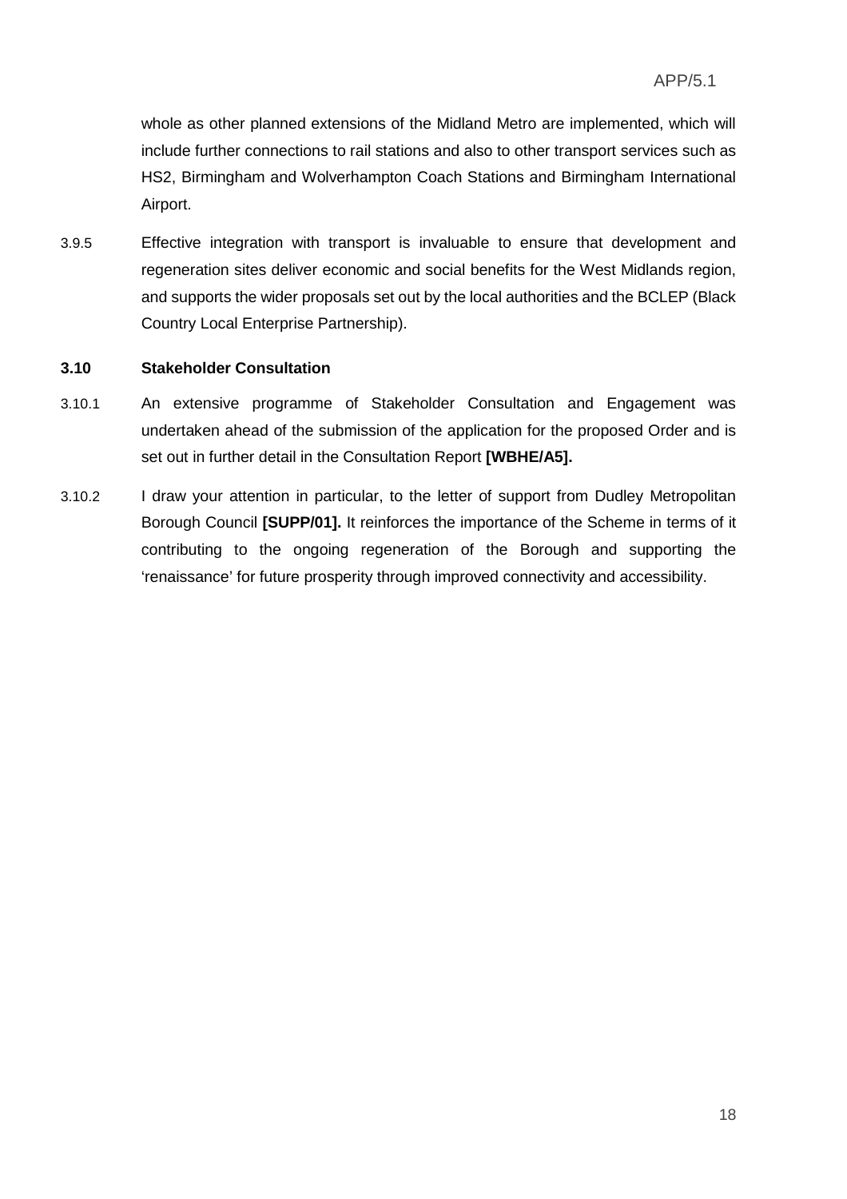whole as other planned extensions of the Midland Metro are implemented, which will include further connections to rail stations and also to other transport services such as HS2, Birmingham and Wolverhampton Coach Stations and Birmingham International Airport.

3.9.5 Effective integration with transport is invaluable to ensure that development and regeneration sites deliver economic and social benefits for the West Midlands region, and supports the wider proposals set out by the local authorities and the BCLEP (Black Country Local Enterprise Partnership).

### 3.10 Stakeholder Consultation

3.10.1 An extensive programme of Stakeholder Consultation and Engagement was undertaken ahead of the submission of the application for the proposed Order and is set out in further detail in the Consultation Report **[WBHE/A5].**

3.10.2 I draw your attention in particular, to the letter of support from Dudley Metropolitan Borough Council **[SUPP/01].** It reinforces the importance of the Scheme in terms of it contributing to the ongoing regeneration of the Borough and supporting the 'renaissance' for future prosperity through improved connectivity and accessibility.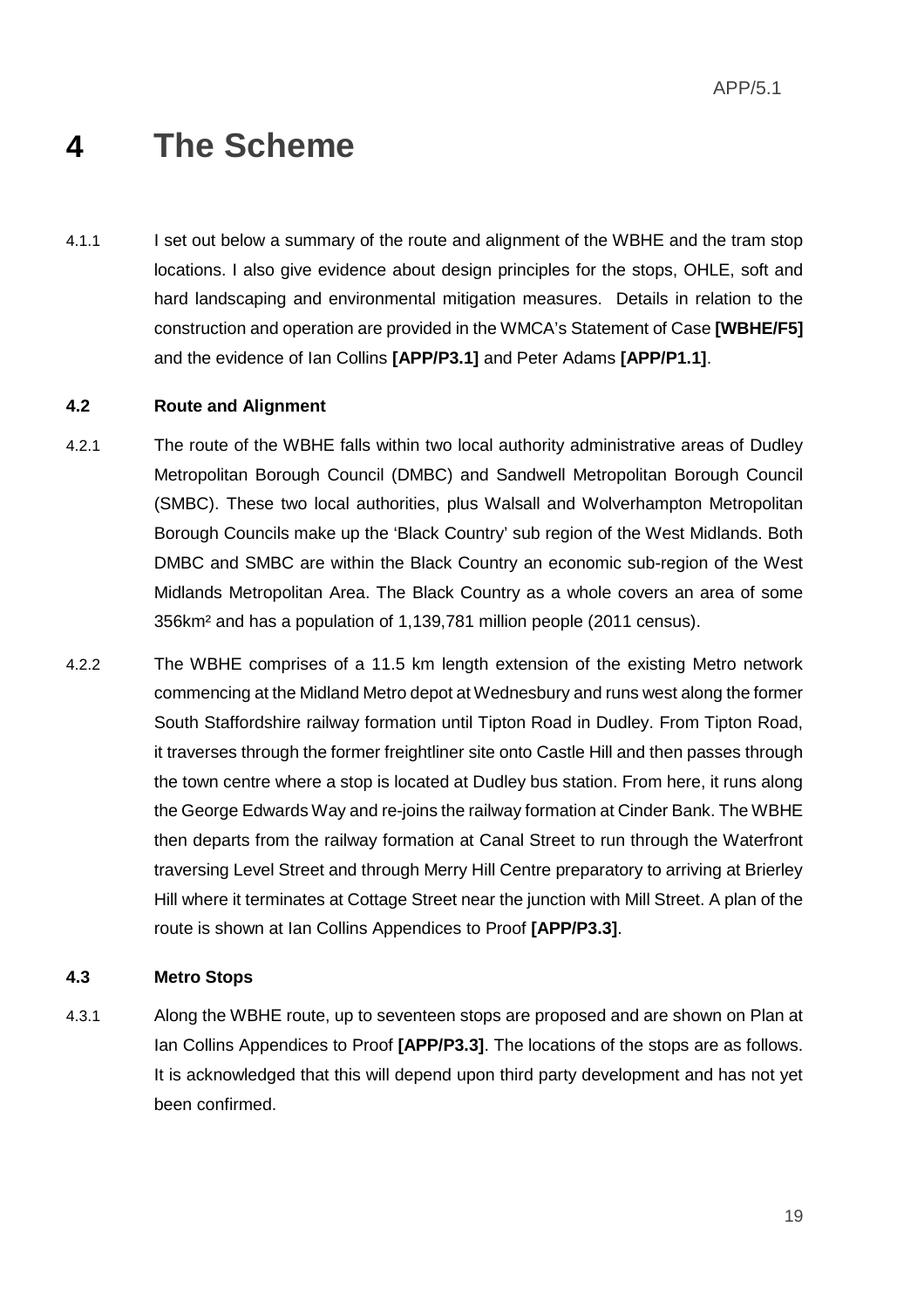# 4 The Scheme

4.1.1 I set out below a summary of the route and alignment of the WBHE and the tram stop locations. I also give evidence about design principles for the stops, OHLE, soft and hard landscaping and environmental mitigation measures. Details in relation to the construction and operation are provided in the WMCA's Statement of Case **[WBHE/F5]** and the evidence of Ian Collins **[APP/P3.1]** and Peter Adams **[APP/P1.1]**.

### 4.2 Route and Alignment

4.2.1 The route of the WBHE falls within two local authority administrative areas of Dudley Metropolitan Borough Council (DMBC) and Sandwell Metropolitan Borough Council (SMBC). These two local authorities, plus Walsall and Wolverhampton Metropolitan Borough Councils make up the 'Black Country' sub region of the West Midlands. Both DMBC and SMBC are within the Black Country an economic sub-region of the West Midlands Metropolitan Area. The Black Country as a whole covers an area of some 356km² and has a population of 1,139,781 million people (2011 census).

4.2.2 The WBHE comprises of a 11.5 km length extension of the existing Metro network commencing at the Midland Metro depot at Wednesbury and runs west along the former South Staffordshire railway formation until Tipton Road in Dudley. From Tipton Road, it traverses through the former freightliner site onto Castle Hill and then passes through the town centre where a stop is located at Dudley bus station. From here, it runs along the George Edwards Way and re-joins the railway formation at Cinder Bank. The WBHE then departs from the railway formation at Canal Street to run through the Waterfront traversing Level Street and through Merry Hill Centre preparatory to arriving at Brierley Hill where it terminates at Cottage Street near the junction with Mill Street. A plan of the route is shown at Ian Collins Appendices to Proof **[APP/P3.3]**.

### 4.3 Metro Stops

4.3.1 Along the WBHE route, up to seventeen stops are proposed and are shown on Plan at Ian Collins Appendices to Proof **[APP/P3.3]**. The locations of the stops are as follows. It is acknowledged that this will depend upon third party development and has not yet been confirmed.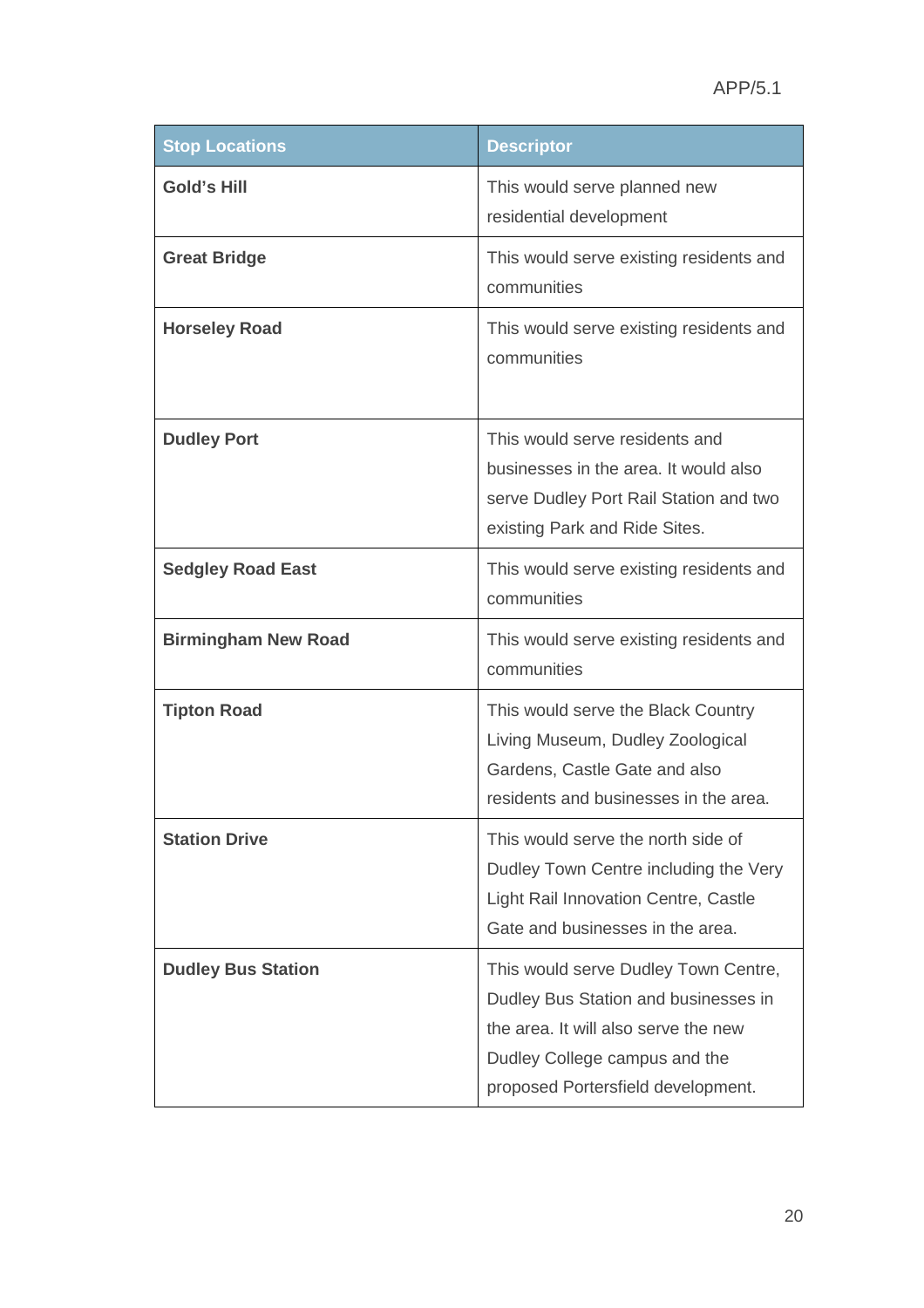| Stop Locations | Descriptor |
|---|---|
| **Gold's Hill** | This would serve planned new residential development |
| **Great Bridge** | This would serve existing residents and communities |
| **Horseley Road** | This would serve existing residents and communities |
| **Dudley Port** | This would serve residents and businesses in the area. It would also serve Dudley Port Rail Station and two existing Park and Ride Sites. |
| **Sedgley Road East** | This would serve existing residents and communities |
| **Birmingham New Road** | This would serve existing residents and communities |
| **Tipton Road** | This would serve the Black Country Living Museum, Dudley Zoological Gardens, Castle Gate and also residents and businesses in the area. |
| **Station Drive** | This would serve the north side of Dudley Town Centre including the Very Light Rail Innovation Centre, Castle Gate and businesses in the area. |
| **Dudley Bus Station** | This would serve Dudley Town Centre, Dudley Bus Station and businesses in the area. It will also serve the new Dudley College campus and the proposed Portersfield development. |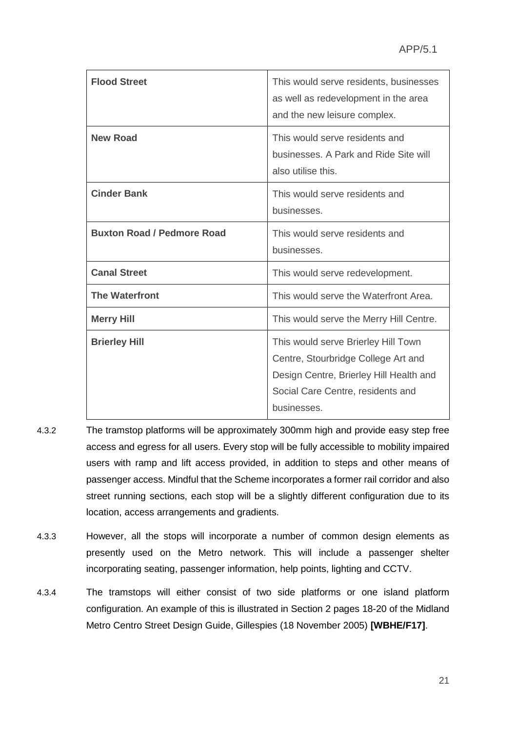| **Flood Street** | This would serve residents, businesses as well as redevelopment in the area and the new leisure complex. |
|---|---|
| **New Road** | This would serve residents and businesses. A Park and Ride Site will also utilise this. |
| **Cinder Bank** | This would serve residents and businesses. |
| **Buxton Road / Pedmore Road** | This would serve residents and businesses. |
| **Canal Street** | This would serve redevelopment. |
| **The Waterfront** | This would serve the Waterfront Area. |
| **Merry Hill** | This would serve the Merry Hill Centre. |
| **Brierley Hill** | This would serve Brierley Hill Town Centre, Stourbridge College Art and Design Centre, Brierley Hill Health and Social Care Centre, residents and businesses. |

4.3.2 The tramstop platforms will be approximately 300mm high and provide easy step free access and egress for all users. Every stop will be fully accessible to mobility impaired users with ramp and lift access provided, in addition to steps and other means of passenger access. Mindful that the Scheme incorporates a former rail corridor and also street running sections, each stop will be a slightly different configuration due to its location, access arrangements and gradients.

4.3.3 However, all the stops will incorporate a number of common design elements as presently used on the Metro network. This will include a passenger shelter incorporating seating, passenger information, help points, lighting and CCTV.

4.3.4 The tramstops will either consist of two side platforms or one island platform configuration. An example of this is illustrated in Section 2 pages 18-20 of the Midland Metro Centro Street Design Guide, Gillespies (18 November 2005) **[WBHE/F17]**.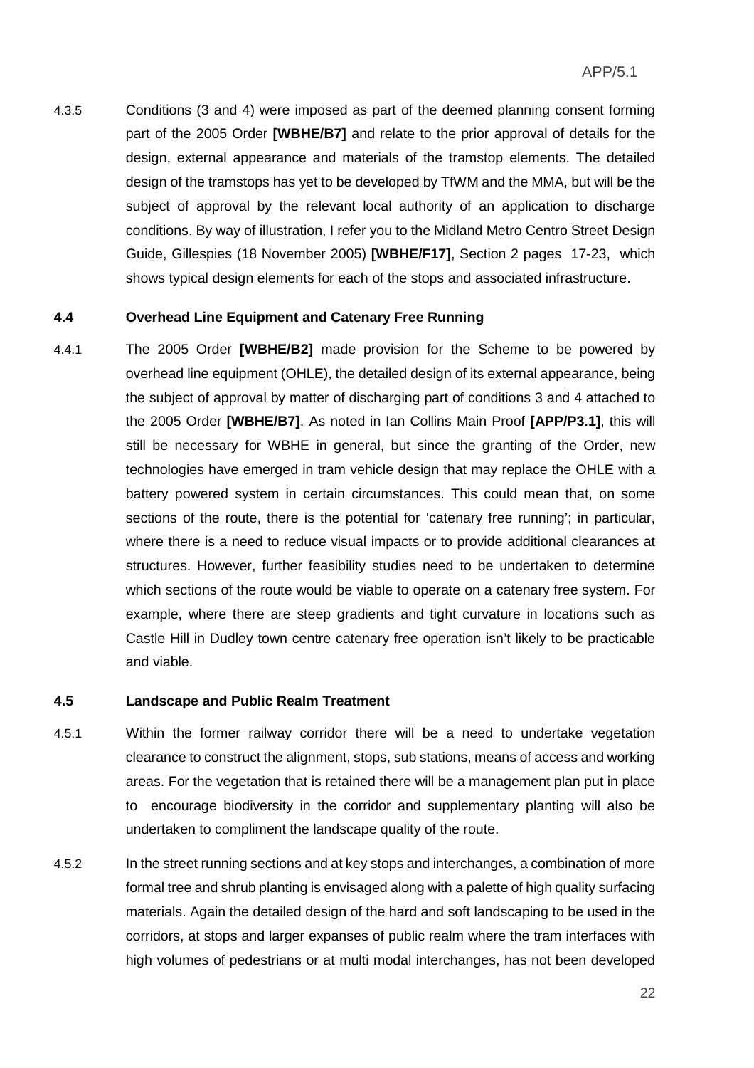4.3.5 Conditions (3 and 4) were imposed as part of the deemed planning consent forming part of the 2005 Order **[WBHE/B7]** and relate to the prior approval of details for the design, external appearance and materials of the tramstop elements. The detailed design of the tramstops has yet to be developed by TfWM and the MMA, but will be the subject of approval by the relevant local authority of an application to discharge conditions. By way of illustration, I refer you to the Midland Metro Centro Street Design Guide, Gillespies (18 November 2005) **[WBHE/F17]**, Section 2 pages 17-23, which shows typical design elements for each of the stops and associated infrastructure.

### 4.4 Overhead Line Equipment and Catenary Free Running

4.4.1 The 2005 Order **[WBHE/B2]** made provision for the Scheme to be powered by overhead line equipment (OHLE), the detailed design of its external appearance, being the subject of approval by matter of discharging part of conditions 3 and 4 attached to the 2005 Order **[WBHE/B7]**. As noted in Ian Collins Main Proof **[APP/P3.1]**, this will still be necessary for WBHE in general, but since the granting of the Order, new technologies have emerged in tram vehicle design that may replace the OHLE with a battery powered system in certain circumstances. This could mean that, on some sections of the route, there is the potential for 'catenary free running'; in particular, where there is a need to reduce visual impacts or to provide additional clearances at structures. However, further feasibility studies need to be undertaken to determine which sections of the route would be viable to operate on a catenary free system. For example, where there are steep gradients and tight curvature in locations such as Castle Hill in Dudley town centre catenary free operation isn't likely to be practicable and viable.

### 4.5 Landscape and Public Realm Treatment

4.5.1 Within the former railway corridor there will be a need to undertake vegetation clearance to construct the alignment, stops, sub stations, means of access and working areas. For the vegetation that is retained there will be a management plan put in place to encourage biodiversity in the corridor and supplementary planting will also be undertaken to compliment the landscape quality of the route.

4.5.2 In the street running sections and at key stops and interchanges, a combination of more formal tree and shrub planting is envisaged along with a palette of high quality surfacing materials. Again the detailed design of the hard and soft landscaping to be used in the corridors, at stops and larger expanses of public realm where the tram interfaces with high volumes of pedestrians or at multi modal interchanges, has not been developed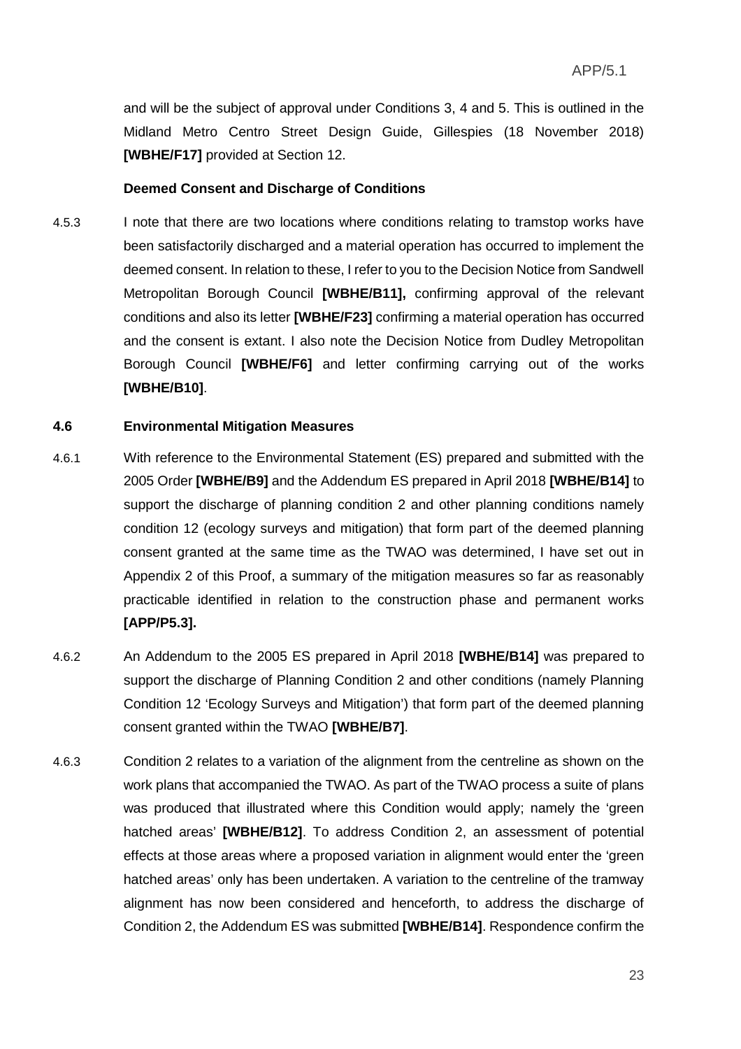and will be the subject of approval under Conditions 3, 4 and 5. This is outlined in the Midland Metro Centro Street Design Guide, Gillespies (18 November 2018) **[WBHE/F17]** provided at Section 12.

**Deemed Consent and Discharge of Conditions**

4.5.3 I note that there are two locations where conditions relating to tramstop works have been satisfactorily discharged and a material operation has occurred to implement the deemed consent. In relation to these, I refer to you to the Decision Notice from Sandwell Metropolitan Borough Council **[WBHE/B11],** confirming approval of the relevant conditions and also its letter **[WBHE/F23]** confirming a material operation has occurred and the consent is extant. I also note the Decision Notice from Dudley Metropolitan Borough Council **[WBHE/F6]** and letter confirming carrying out of the works **[WBHE/B10]**.

## 4.6 Environmental Mitigation Measures

4.6.1 With reference to the Environmental Statement (ES) prepared and submitted with the 2005 Order **[WBHE/B9]** and the Addendum ES prepared in April 2018 **[WBHE/B14]** to support the discharge of planning condition 2 and other planning conditions namely condition 12 (ecology surveys and mitigation) that form part of the deemed planning consent granted at the same time as the TWAO was determined, I have set out in Appendix 2 of this Proof, a summary of the mitigation measures so far as reasonably practicable identified in relation to the construction phase and permanent works **[APP/P5.3].**

4.6.2 An Addendum to the 2005 ES prepared in April 2018 **[WBHE/B14]** was prepared to support the discharge of Planning Condition 2 and other conditions (namely Planning Condition 12 'Ecology Surveys and Mitigation') that form part of the deemed planning consent granted within the TWAO **[WBHE/B7]**.

4.6.3 Condition 2 relates to a variation of the alignment from the centreline as shown on the work plans that accompanied the TWAO. As part of the TWAO process a suite of plans was produced that illustrated where this Condition would apply; namely the 'green hatched areas' **[WBHE/B12]**. To address Condition 2, an assessment of potential effects at those areas where a proposed variation in alignment would enter the 'green hatched areas' only has been undertaken. A variation to the centreline of the tramway alignment has now been considered and henceforth, to address the discharge of Condition 2, the Addendum ES was submitted **[WBHE/B14]**. Respondence confirm the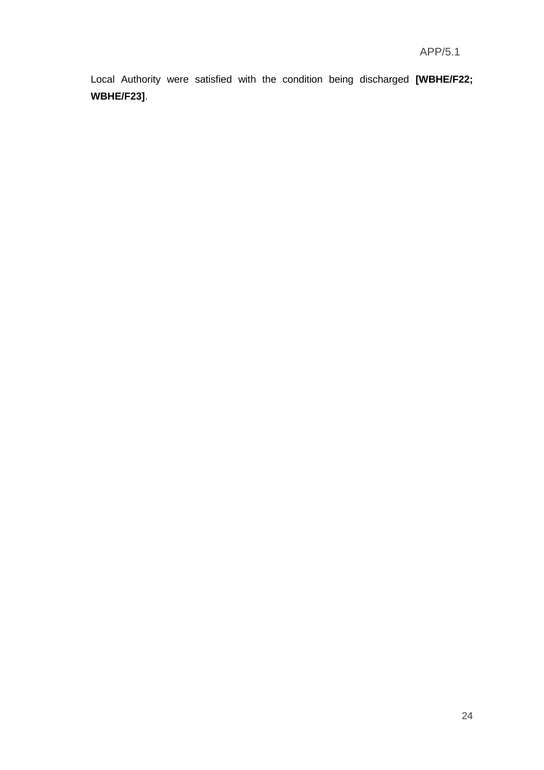Local Authority were satisfied with the condition being discharged **[WBHE/F22; WBHE/F23]**.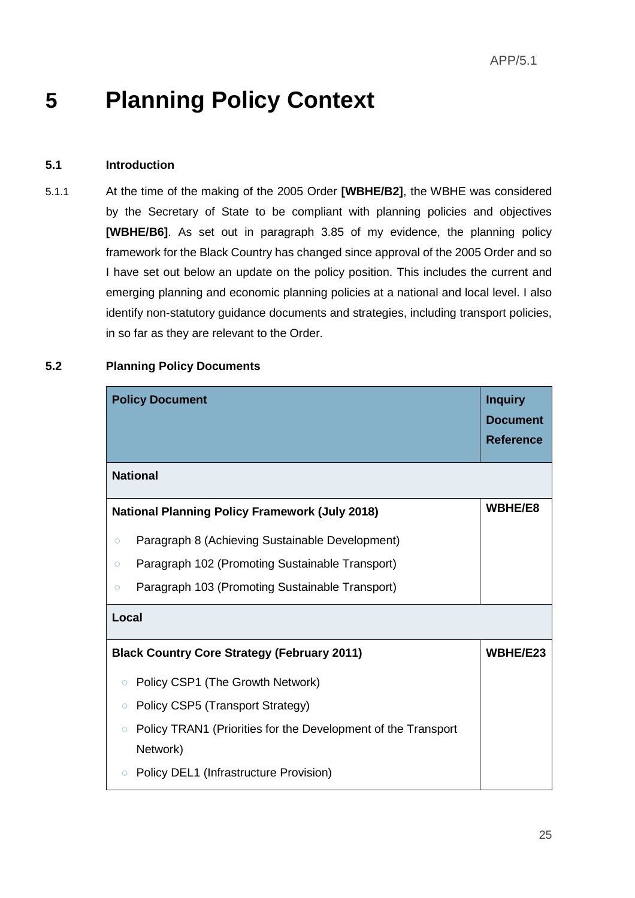# 5 Planning Policy Context

## 5.1 Introduction

5.1.1 At the time of the making of the 2005 Order **[WBHE/B2]**, the WBHE was considered by the Secretary of State to be compliant with planning policies and objectives **[WBHE/B6]**. As set out in paragraph 3.85 of my evidence, the planning policy framework for the Black Country has changed since approval of the 2005 Order and so I have set out below an update on the policy position. This includes the current and emerging planning and economic planning policies at a national and local level. I also identify non-statutory guidance documents and strategies, including transport policies, in so far as they are relevant to the Order.

## 5.2 Planning Policy Documents

| **Policy Document** | **Inquiry Document Reference** |
|---|---|
| **National** | |
| **National Planning Policy Framework (July 2018)**<br>○ Paragraph 8 (Achieving Sustainable Development)<br>○ Paragraph 102 (Promoting Sustainable Transport)<br>○ Paragraph 103 (Promoting Sustainable Transport) | **WBHE/E8** |
| **Local** | |
| **Black Country Core Strategy (February 2011)**<br>○ Policy CSP1 (The Growth Network)<br>○ Policy CSP5 (Transport Strategy)<br>○ Policy TRAN1 (Priorities for the Development of the Transport Network)<br>○ Policy DEL1 (Infrastructure Provision) | **WBHE/E23** |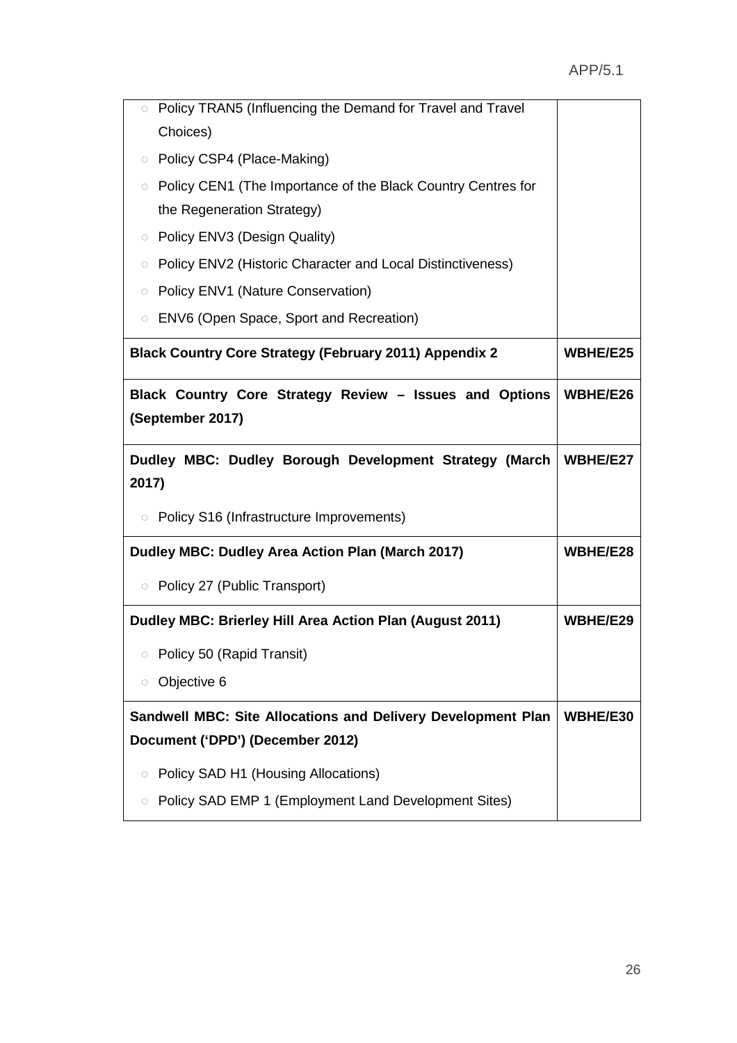| | |
|---|---|
| ○ Policy TRAN5 (Influencing the Demand for Travel and Travel Choices)<br>○ Policy CSP4 (Place-Making)<br>○ Policy CEN1 (The Importance of the Black Country Centres for the Regeneration Strategy)<br>○ Policy ENV3 (Design Quality)<br>○ Policy ENV2 (Historic Character and Local Distinctiveness)<br>○ Policy ENV1 (Nature Conservation)<br>○ ENV6 (Open Space, Sport and Recreation) | |
| **Black Country Core Strategy (February 2011) Appendix 2** | **WBHE/E25** |
| **Black Country Core Strategy Review – Issues and Options (September 2017)** | **WBHE/E26** |
| **Dudley MBC: Dudley Borough Development Strategy (March 2017)**<br>○ Policy S16 (Infrastructure Improvements) | **WBHE/E27** |
| **Dudley MBC: Dudley Area Action Plan (March 2017)**<br>○ Policy 27 (Public Transport) | **WBHE/E28** |
| **Dudley MBC: Brierley Hill Area Action Plan (August 2011)**<br>○ Policy 50 (Rapid Transit)<br>○ Objective 6 | **WBHE/E29** |
| **Sandwell MBC: Site Allocations and Delivery Development Plan Document ('DPD') (December 2012)**<br>○ Policy SAD H1 (Housing Allocations)<br>○ Policy SAD EMP 1 (Employment Land Development Sites) | **WBHE/E30** |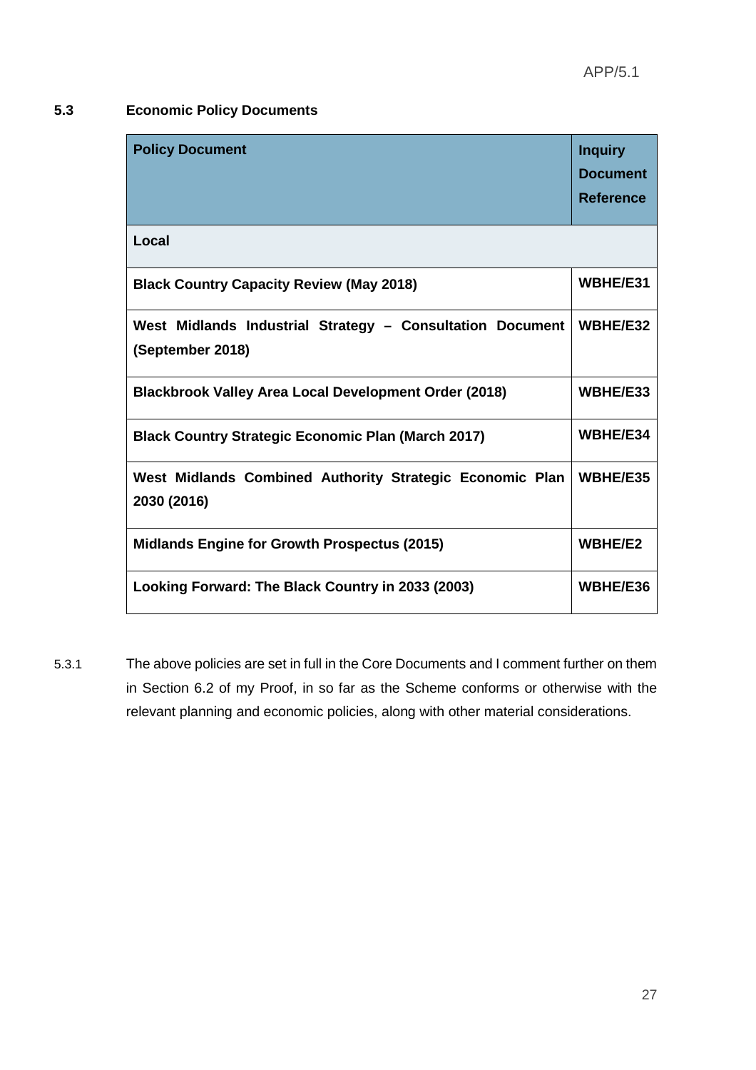## 5.3 Economic Policy Documents

| Policy Document | Inquiry Document Reference |
|---|---|
| **Local** | |
| **Black Country Capacity Review (May 2018)** | **WBHE/E31** |
| **West Midlands Industrial Strategy – Consultation Document (September 2018)** | **WBHE/E32** |
| **Blackbrook Valley Area Local Development Order (2018)** | **WBHE/E33** |
| **Black Country Strategic Economic Plan (March 2017)** | **WBHE/E34** |
| **West Midlands Combined Authority Strategic Economic Plan 2030 (2016)** | **WBHE/E35** |
| **Midlands Engine for Growth Prospectus (2015)** | **WBHE/E2** |
| **Looking Forward: The Black Country in 2033 (2003)** | **WBHE/E36** |

5.3.1 The above policies are set in full in the Core Documents and I comment further on them in Section 6.2 of my Proof, in so far as the Scheme conforms or otherwise with the relevant planning and economic policies, along with other material considerations.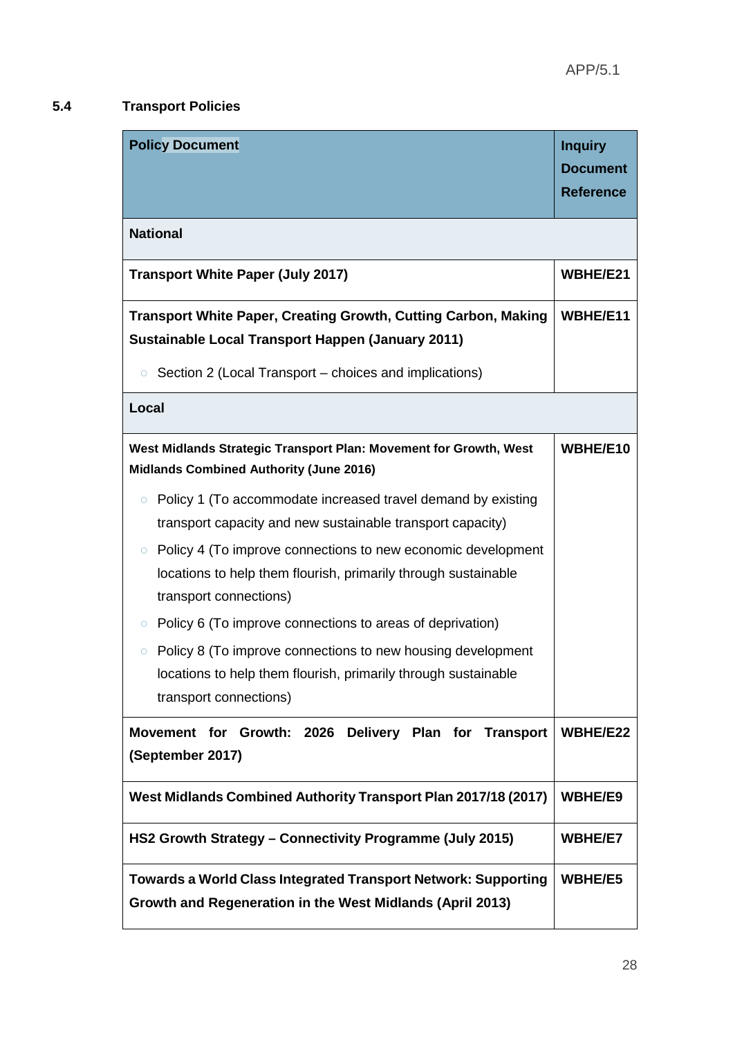## 5.4 Transport Policies

| Policy Document | Inquiry Document Reference |
|---|---|
| **National** | |
| **Transport White Paper (July 2017)** | **WBHE/E21** |
| **Transport White Paper, Creating Growth, Cutting Carbon, Making Sustainable Local Transport Happen (January 2011)**<br>○ Section 2 (Local Transport – choices and implications) | **WBHE/E11** |
| **Local** | |
| **West Midlands Strategic Transport Plan: Movement for Growth, West Midlands Combined Authority (June 2016)**<br>○ Policy 1 (To accommodate increased travel demand by existing transport capacity and new sustainable transport capacity)<br>○ Policy 4 (To improve connections to new economic development locations to help them flourish, primarily through sustainable transport connections)<br>○ Policy 6 (To improve connections to areas of deprivation)<br>○ Policy 8 (To improve connections to new housing development locations to help them flourish, primarily through sustainable transport connections) | **WBHE/E10** |
| **Movement for Growth: 2026 Delivery Plan for Transport (September 2017)** | **WBHE/E22** |
| **West Midlands Combined Authority Transport Plan 2017/18 (2017)** | **WBHE/E9** |
| **HS2 Growth Strategy – Connectivity Programme (July 2015)** | **WBHE/E7** |
| **Towards a World Class Integrated Transport Network: Supporting Growth and Regeneration in the West Midlands (April 2013)** | **WBHE/E5** |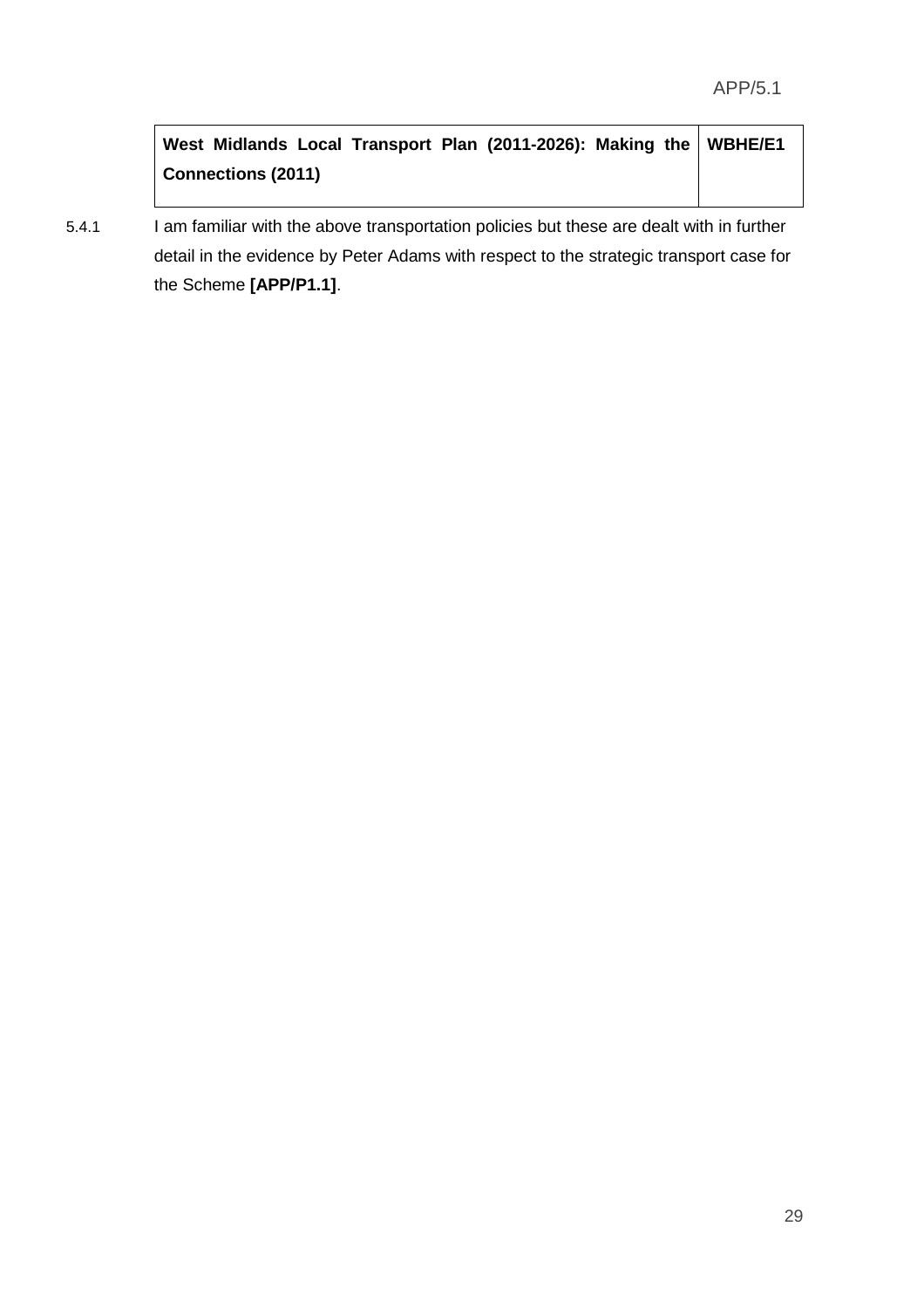| West Midlands Local Transport Plan (2011-2026): Making the Connections (2011) | WBHE/E1 |
|---|---|

5.4.1 I am familiar with the above transportation policies but these are dealt with in further detail in the evidence by Peter Adams with respect to the strategic transport case for the Scheme **[APP/P1.1]**.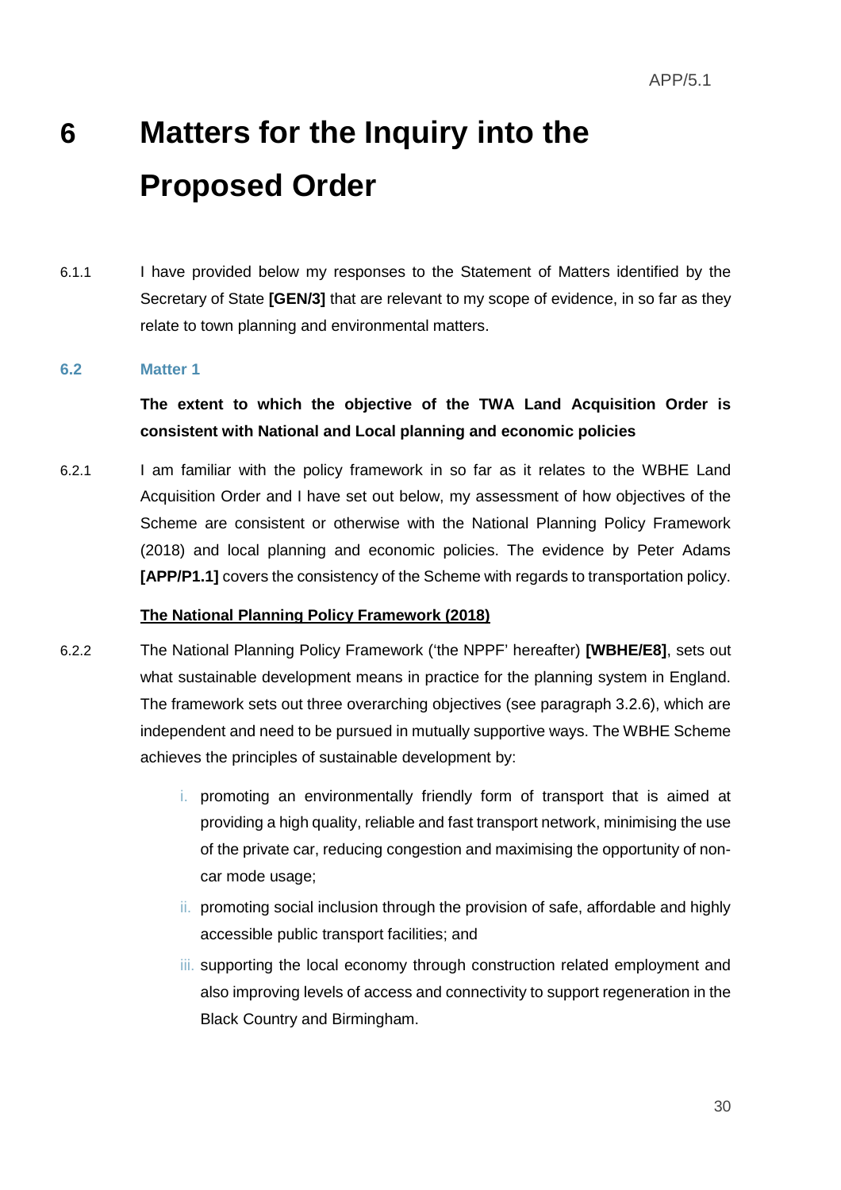# 6 Matters for the Inquiry into the Proposed Order

6.1.1 I have provided below my responses to the Statement of Matters identified by the Secretary of State **[GEN/3]** that are relevant to my scope of evidence, in so far as they relate to town planning and environmental matters.

## 6.2 Matter 1

**The extent to which the objective of the TWA Land Acquisition Order is consistent with National and Local planning and economic policies**

6.2.1 I am familiar with the policy framework in so far as it relates to the WBHE Land Acquisition Order and I have set out below, my assessment of how objectives of the Scheme are consistent or otherwise with the National Planning Policy Framework (2018) and local planning and economic policies. The evidence by Peter Adams **[APP/P1.1]** covers the consistency of the Scheme with regards to transportation policy.

**The National Planning Policy Framework (2018)**

6.2.2 The National Planning Policy Framework ('the NPPF' hereafter) **[WBHE/E8]**, sets out what sustainable development means in practice for the planning system in England. The framework sets out three overarching objectives (see paragraph 3.2.6), which are independent and need to be pursued in mutually supportive ways. The WBHE Scheme achieves the principles of sustainable development by:

i. promoting an environmentally friendly form of transport that is aimed at providing a high quality, reliable and fast transport network, minimising the use of the private car, reducing congestion and maximising the opportunity of non-car mode usage;

ii. promoting social inclusion through the provision of safe, affordable and highly accessible public transport facilities; and

iii. supporting the local economy through construction related employment and also improving levels of access and connectivity to support regeneration in the Black Country and Birmingham.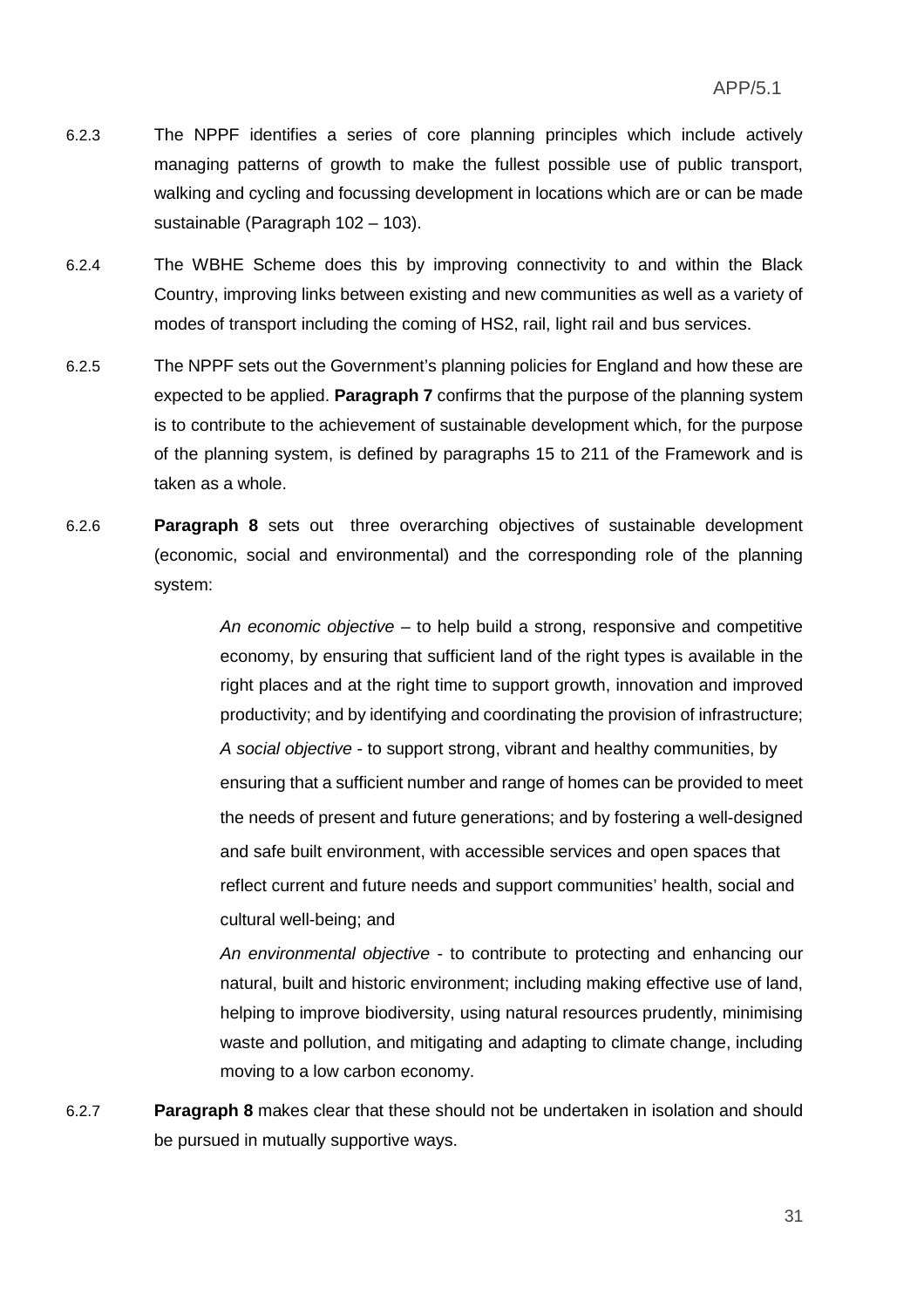6.2.3 The NPPF identifies a series of core planning principles which include actively managing patterns of growth to make the fullest possible use of public transport, walking and cycling and focussing development in locations which are or can be made sustainable (Paragraph 102 – 103).

6.2.4 The WBHE Scheme does this by improving connectivity to and within the Black Country, improving links between existing and new communities as well as a variety of modes of transport including the coming of HS2, rail, light rail and bus services.

6.2.5 The NPPF sets out the Government's planning policies for England and how these are expected to be applied. **Paragraph 7** confirms that the purpose of the planning system is to contribute to the achievement of sustainable development which, for the purpose of the planning system, is defined by paragraphs 15 to 211 of the Framework and is taken as a whole.

6.2.6 **Paragraph 8** sets out three overarching objectives of sustainable development (economic, social and environmental) and the corresponding role of the planning system:

> *An economic objective* – to help build a strong, responsive and competitive economy, by ensuring that sufficient land of the right types is available in the right places and at the right time to support growth, innovation and improved productivity; and by identifying and coordinating the provision of infrastructure;
>
> *A social objective* - to support strong, vibrant and healthy communities, by ensuring that a sufficient number and range of homes can be provided to meet the needs of present and future generations; and by fostering a well-designed and safe built environment, with accessible services and open spaces that reflect current and future needs and support communities' health, social and cultural well-being; and
>
> *An environmental objective* - to contribute to protecting and enhancing our natural, built and historic environment; including making effective use of land, helping to improve biodiversity, using natural resources prudently, minimising waste and pollution, and mitigating and adapting to climate change, including moving to a low carbon economy.

6.2.7 **Paragraph 8** makes clear that these should not be undertaken in isolation and should be pursued in mutually supportive ways.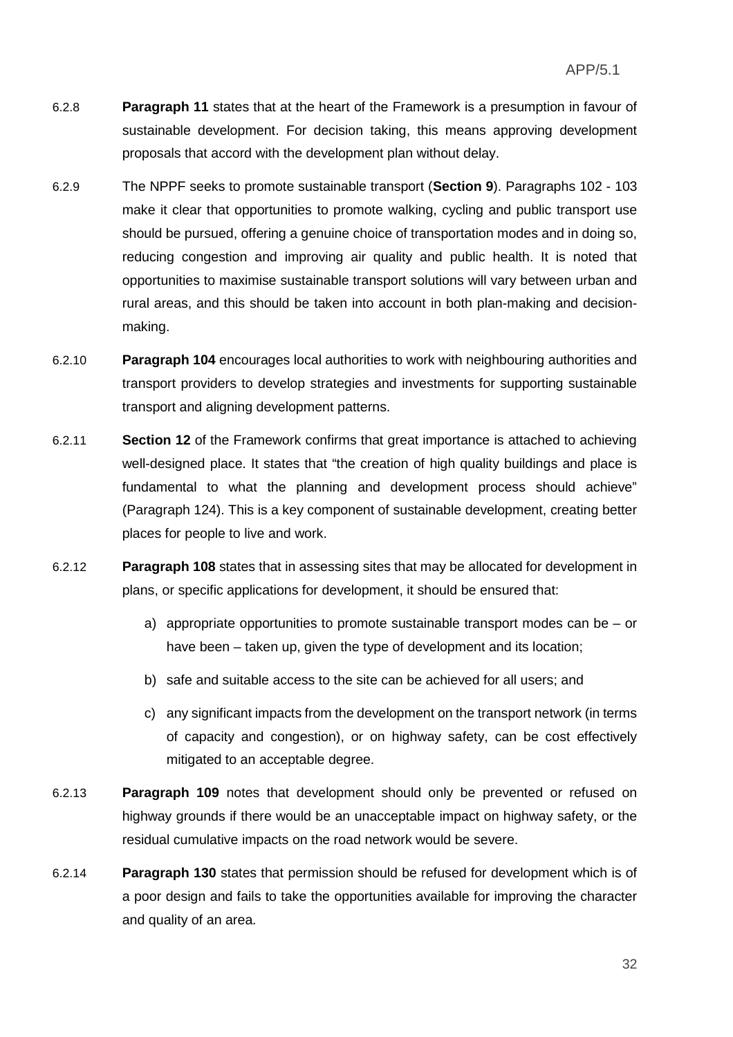6.2.8 **Paragraph 11** states that at the heart of the Framework is a presumption in favour of sustainable development. For decision taking, this means approving development proposals that accord with the development plan without delay.

6.2.9 The NPPF seeks to promote sustainable transport (**Section 9**). Paragraphs 102 - 103 make it clear that opportunities to promote walking, cycling and public transport use should be pursued, offering a genuine choice of transportation modes and in doing so, reducing congestion and improving air quality and public health. It is noted that opportunities to maximise sustainable transport solutions will vary between urban and rural areas, and this should be taken into account in both plan-making and decision-making.

6.2.10 **Paragraph 104** encourages local authorities to work with neighbouring authorities and transport providers to develop strategies and investments for supporting sustainable transport and aligning development patterns.

6.2.11 **Section 12** of the Framework confirms that great importance is attached to achieving well-designed place. It states that "the creation of high quality buildings and place is fundamental to what the planning and development process should achieve" (Paragraph 124). This is a key component of sustainable development, creating better places for people to live and work.

6.2.12 **Paragraph 108** states that in assessing sites that may be allocated for development in plans, or specific applications for development, it should be ensured that:

a) appropriate opportunities to promote sustainable transport modes can be – or have been – taken up, given the type of development and its location;

b) safe and suitable access to the site can be achieved for all users; and

c) any significant impacts from the development on the transport network (in terms of capacity and congestion), or on highway safety, can be cost effectively mitigated to an acceptable degree.

6.2.13 **Paragraph 109** notes that development should only be prevented or refused on highway grounds if there would be an unacceptable impact on highway safety, or the residual cumulative impacts on the road network would be severe.

6.2.14 **Paragraph 130** states that permission should be refused for development which is of a poor design and fails to take the opportunities available for improving the character and quality of an area.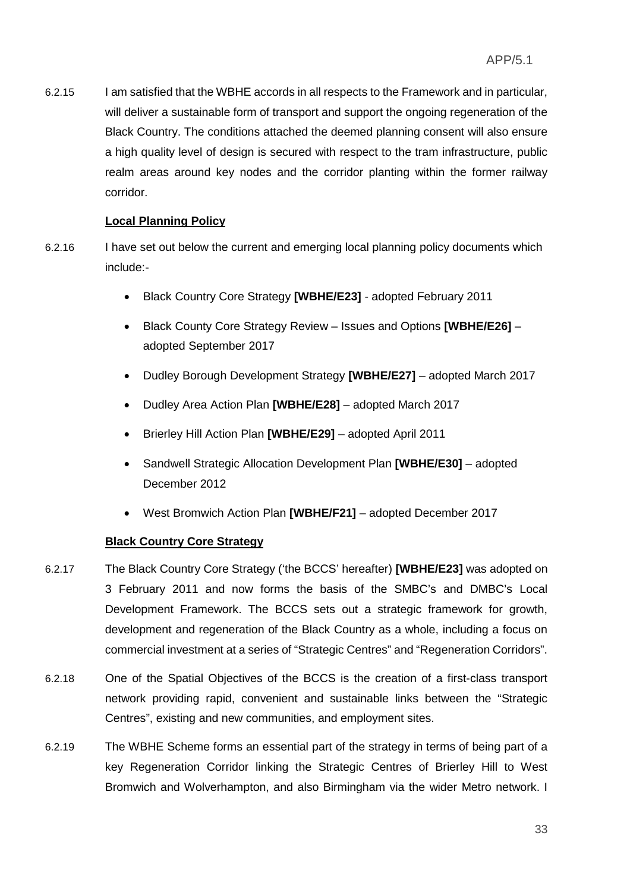6.2.15 I am satisfied that the WBHE accords in all respects to the Framework and in particular, will deliver a sustainable form of transport and support the ongoing regeneration of the Black Country. The conditions attached the deemed planning consent will also ensure a high quality level of design is secured with respect to the tram infrastructure, public realm areas around key nodes and the corridor planting within the former railway corridor.

**Local Planning Policy**

6.2.16 I have set out below the current and emerging local planning policy documents which include:-

- Black Country Core Strategy **[WBHE/E23]** - adopted February 2011
- Black County Core Strategy Review – Issues and Options **[WBHE/E26]** – adopted September 2017
- Dudley Borough Development Strategy **[WBHE/E27]** – adopted March 2017
- Dudley Area Action Plan **[WBHE/E28]** – adopted March 2017
- Brierley Hill Action Plan **[WBHE/E29]** – adopted April 2011
- Sandwell Strategic Allocation Development Plan **[WBHE/E30]** – adopted December 2012
- West Bromwich Action Plan **[WBHE/F21]** – adopted December 2017

**Black Country Core Strategy**

6.2.17 The Black Country Core Strategy ('the BCCS' hereafter) **[WBHE/E23]** was adopted on 3 February 2011 and now forms the basis of the SMBC's and DMBC's Local Development Framework. The BCCS sets out a strategic framework for growth, development and regeneration of the Black Country as a whole, including a focus on commercial investment at a series of "Strategic Centres" and "Regeneration Corridors".

6.2.18 One of the Spatial Objectives of the BCCS is the creation of a first-class transport network providing rapid, convenient and sustainable links between the "Strategic Centres", existing and new communities, and employment sites.

6.2.19 The WBHE Scheme forms an essential part of the strategy in terms of being part of a key Regeneration Corridor linking the Strategic Centres of Brierley Hill to West Bromwich and Wolverhampton, and also Birmingham via the wider Metro network. I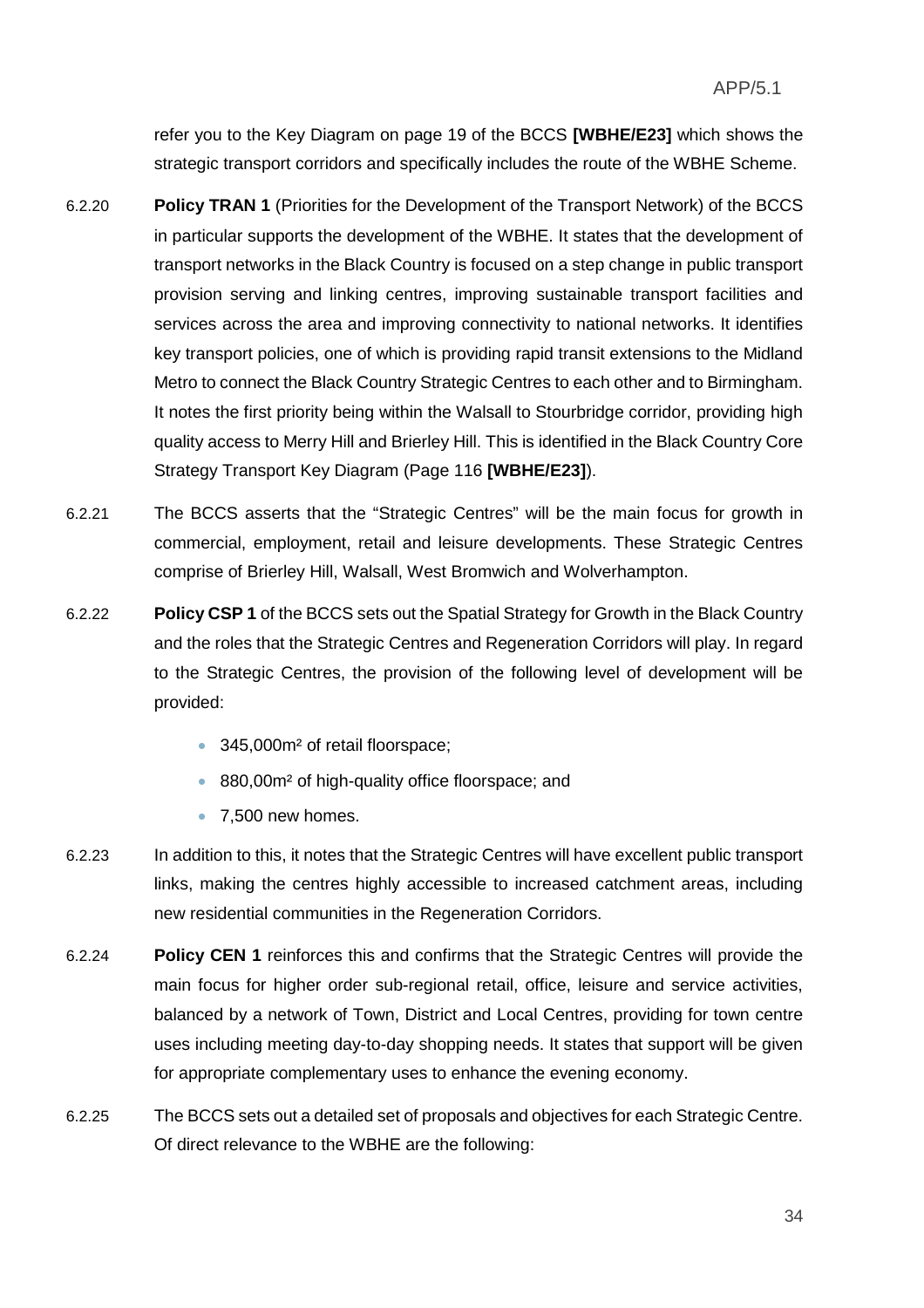refer you to the Key Diagram on page 19 of the BCCS **[WBHE/E23]** which shows the strategic transport corridors and specifically includes the route of the WBHE Scheme.

6.2.20 **Policy TRAN 1** (Priorities for the Development of the Transport Network) of the BCCS in particular supports the development of the WBHE. It states that the development of transport networks in the Black Country is focused on a step change in public transport provision serving and linking centres, improving sustainable transport facilities and services across the area and improving connectivity to national networks. It identifies key transport policies, one of which is providing rapid transit extensions to the Midland Metro to connect the Black Country Strategic Centres to each other and to Birmingham. It notes the first priority being within the Walsall to Stourbridge corridor, providing high quality access to Merry Hill and Brierley Hill. This is identified in the Black Country Core Strategy Transport Key Diagram (Page 116 **[WBHE/E23]**).

6.2.21 The BCCS asserts that the "Strategic Centres" will be the main focus for growth in commercial, employment, retail and leisure developments. These Strategic Centres comprise of Brierley Hill, Walsall, West Bromwich and Wolverhampton.

6.2.22 **Policy CSP 1** of the BCCS sets out the Spatial Strategy for Growth in the Black Country and the roles that the Strategic Centres and Regeneration Corridors will play. In regard to the Strategic Centres, the provision of the following level of development will be provided:

- 345,000m² of retail floorspace;
- 880,00m² of high-quality office floorspace; and
- 7,500 new homes.

6.2.23 In addition to this, it notes that the Strategic Centres will have excellent public transport links, making the centres highly accessible to increased catchment areas, including new residential communities in the Regeneration Corridors.

6.2.24 **Policy CEN 1** reinforces this and confirms that the Strategic Centres will provide the main focus for higher order sub-regional retail, office, leisure and service activities, balanced by a network of Town, District and Local Centres, providing for town centre uses including meeting day-to-day shopping needs. It states that support will be given for appropriate complementary uses to enhance the evening economy.

6.2.25 The BCCS sets out a detailed set of proposals and objectives for each Strategic Centre. Of direct relevance to the WBHE are the following: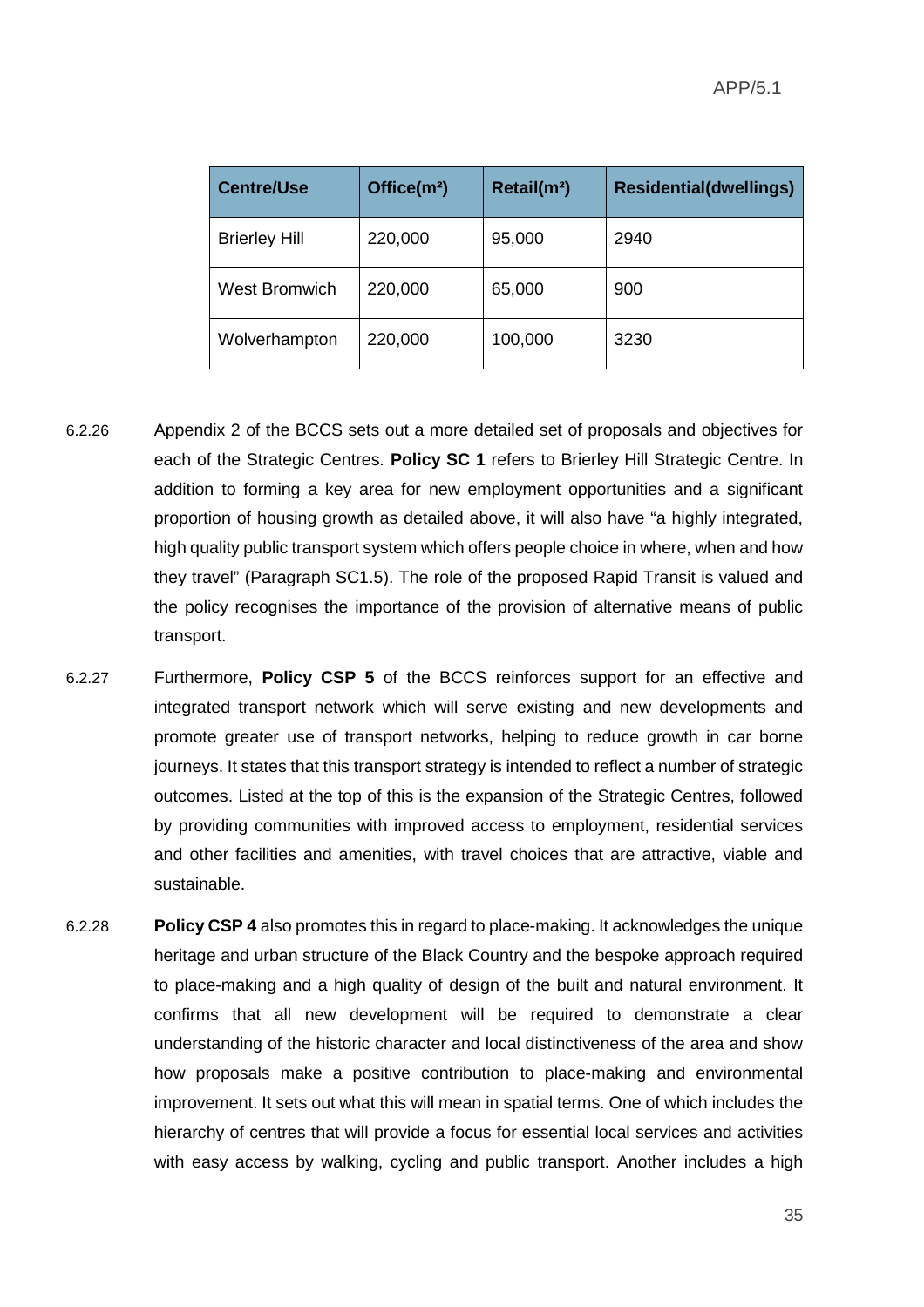| Centre/Use | Office($m^2$) | Retail($m^2$) | Residential(dwellings) |
|---|---|---|---|
| Brierley Hill | 220,000 | 95,000 | 2940 |
| West Bromwich | 220,000 | 65,000 | 900 |
| Wolverhampton | 220,000 | 100,000 | 3230 |

6.2.26 Appendix 2 of the BCCS sets out a more detailed set of proposals and objectives for each of the Strategic Centres. **Policy SC 1** refers to Brierley Hill Strategic Centre. In addition to forming a key area for new employment opportunities and a significant proportion of housing growth as detailed above, it will also have "a highly integrated, high quality public transport system which offers people choice in where, when and how they travel" (Paragraph SC1.5). The role of the proposed Rapid Transit is valued and the policy recognises the importance of the provision of alternative means of public transport.

6.2.27 Furthermore, **Policy CSP 5** of the BCCS reinforces support for an effective and integrated transport network which will serve existing and new developments and promote greater use of transport networks, helping to reduce growth in car borne journeys. It states that this transport strategy is intended to reflect a number of strategic outcomes. Listed at the top of this is the expansion of the Strategic Centres, followed by providing communities with improved access to employment, residential services and other facilities and amenities, with travel choices that are attractive, viable and sustainable.

6.2.28 **Policy CSP 4** also promotes this in regard to place-making. It acknowledges the unique heritage and urban structure of the Black Country and the bespoke approach required to place-making and a high quality of design of the built and natural environment. It confirms that all new development will be required to demonstrate a clear understanding of the historic character and local distinctiveness of the area and show how proposals make a positive contribution to place-making and environmental improvement. It sets out what this will mean in spatial terms. One of which includes the hierarchy of centres that will provide a focus for essential local services and activities with easy access by walking, cycling and public transport. Another includes a high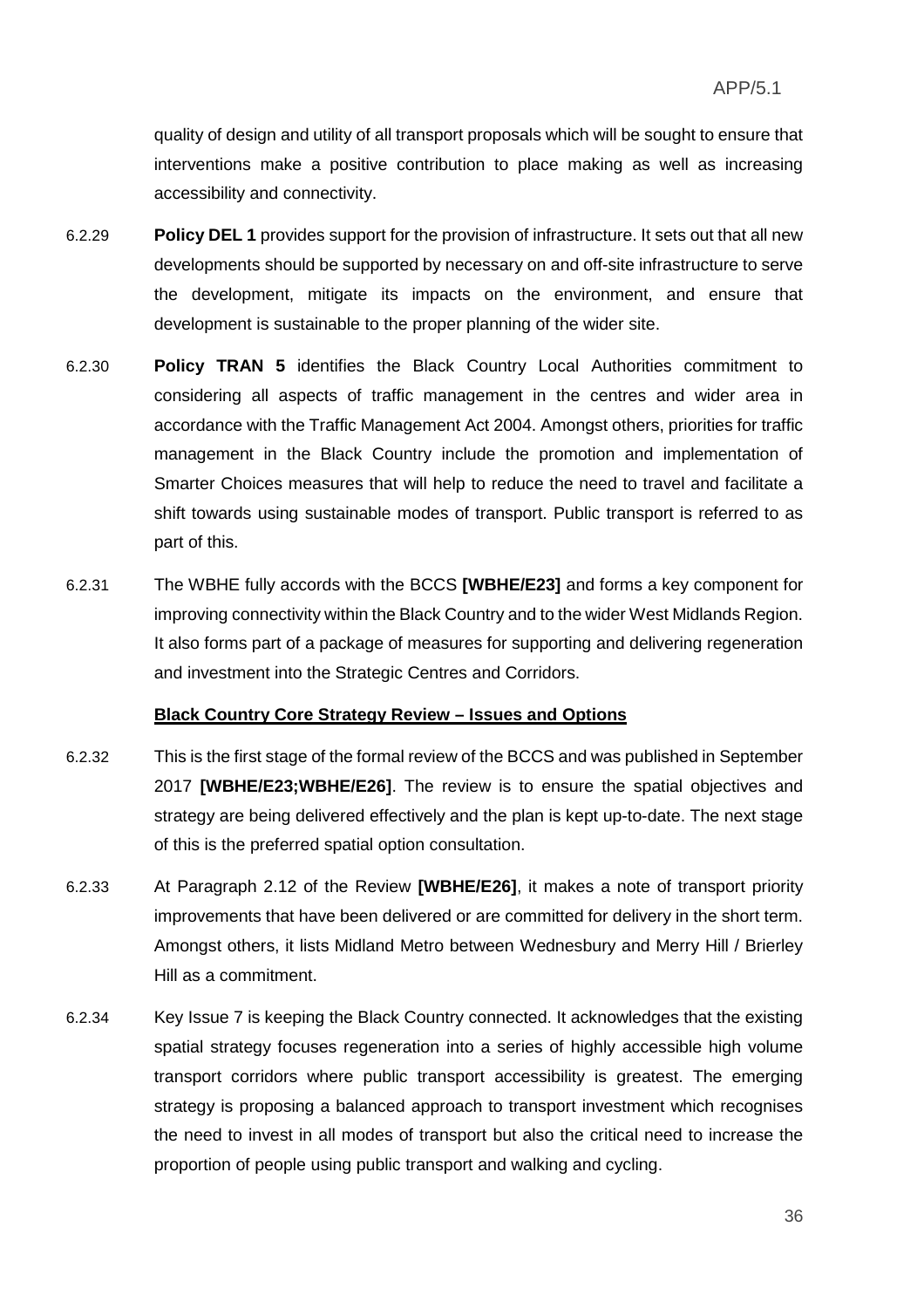quality of design and utility of all transport proposals which will be sought to ensure that interventions make a positive contribution to place making as well as increasing accessibility and connectivity.

6.2.29 **Policy DEL 1** provides support for the provision of infrastructure. It sets out that all new developments should be supported by necessary on and off-site infrastructure to serve the development, mitigate its impacts on the environment, and ensure that development is sustainable to the proper planning of the wider site.

6.2.30 **Policy TRAN 5** identifies the Black Country Local Authorities commitment to considering all aspects of traffic management in the centres and wider area in accordance with the Traffic Management Act 2004. Amongst others, priorities for traffic management in the Black Country include the promotion and implementation of Smarter Choices measures that will help to reduce the need to travel and facilitate a shift towards using sustainable modes of transport. Public transport is referred to as part of this.

6.2.31 The WBHE fully accords with the BCCS **[WBHE/E23]** and forms a key component for improving connectivity within the Black Country and to the wider West Midlands Region. It also forms part of a package of measures for supporting and delivering regeneration and investment into the Strategic Centres and Corridors.

**Black Country Core Strategy Review – Issues and Options**

6.2.32 This is the first stage of the formal review of the BCCS and was published in September 2017 **[WBHE/E23;WBHE/E26]**. The review is to ensure the spatial objectives and strategy are being delivered effectively and the plan is kept up-to-date. The next stage of this is the preferred spatial option consultation.

6.2.33 At Paragraph 2.12 of the Review **[WBHE/E26]**, it makes a note of transport priority improvements that have been delivered or are committed for delivery in the short term. Amongst others, it lists Midland Metro between Wednesbury and Merry Hill / Brierley Hill as a commitment.

6.2.34 Key Issue 7 is keeping the Black Country connected. It acknowledges that the existing spatial strategy focuses regeneration into a series of highly accessible high volume transport corridors where public transport accessibility is greatest. The emerging strategy is proposing a balanced approach to transport investment which recognises the need to invest in all modes of transport but also the critical need to increase the proportion of people using public transport and walking and cycling.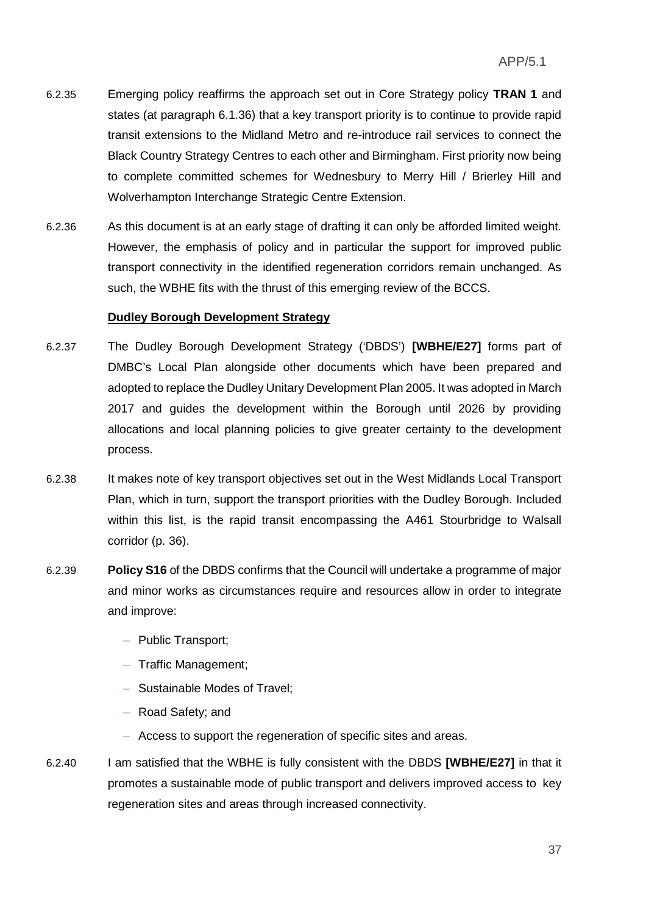6.2.35 Emerging policy reaffirms the approach set out in Core Strategy policy **TRAN 1** and states (at paragraph 6.1.36) that a key transport priority is to continue to provide rapid transit extensions to the Midland Metro and re-introduce rail services to connect the Black Country Strategy Centres to each other and Birmingham. First priority now being to complete committed schemes for Wednesbury to Merry Hill / Brierley Hill and Wolverhampton Interchange Strategic Centre Extension.

6.2.36 As this document is at an early stage of drafting it can only be afforded limited weight. However, the emphasis of policy and in particular the support for improved public transport connectivity in the identified regeneration corridors remain unchanged. As such, the WBHE fits with the thrust of this emerging review of the BCCS.

**Dudley Borough Development Strategy**

6.2.37 The Dudley Borough Development Strategy ('DBDS') **[WBHE/E27]** forms part of DMBC's Local Plan alongside other documents which have been prepared and adopted to replace the Dudley Unitary Development Plan 2005. It was adopted in March 2017 and guides the development within the Borough until 2026 by providing allocations and local planning policies to give greater certainty to the development process.

6.2.38 It makes note of key transport objectives set out in the West Midlands Local Transport Plan, which in turn, support the transport priorities with the Dudley Borough. Included within this list, is the rapid transit encompassing the A461 Stourbridge to Walsall corridor (p. 36).

6.2.39 **Policy S16** of the DBDS confirms that the Council will undertake a programme of major and minor works as circumstances require and resources allow in order to integrate and improve:

- Public Transport;
- Traffic Management;
- Sustainable Modes of Travel;
- Road Safety; and
- Access to support the regeneration of specific sites and areas.

6.2.40 I am satisfied that the WBHE is fully consistent with the DBDS **[WBHE/E27]** in that it promotes a sustainable mode of public transport and delivers improved access to key regeneration sites and areas through increased connectivity.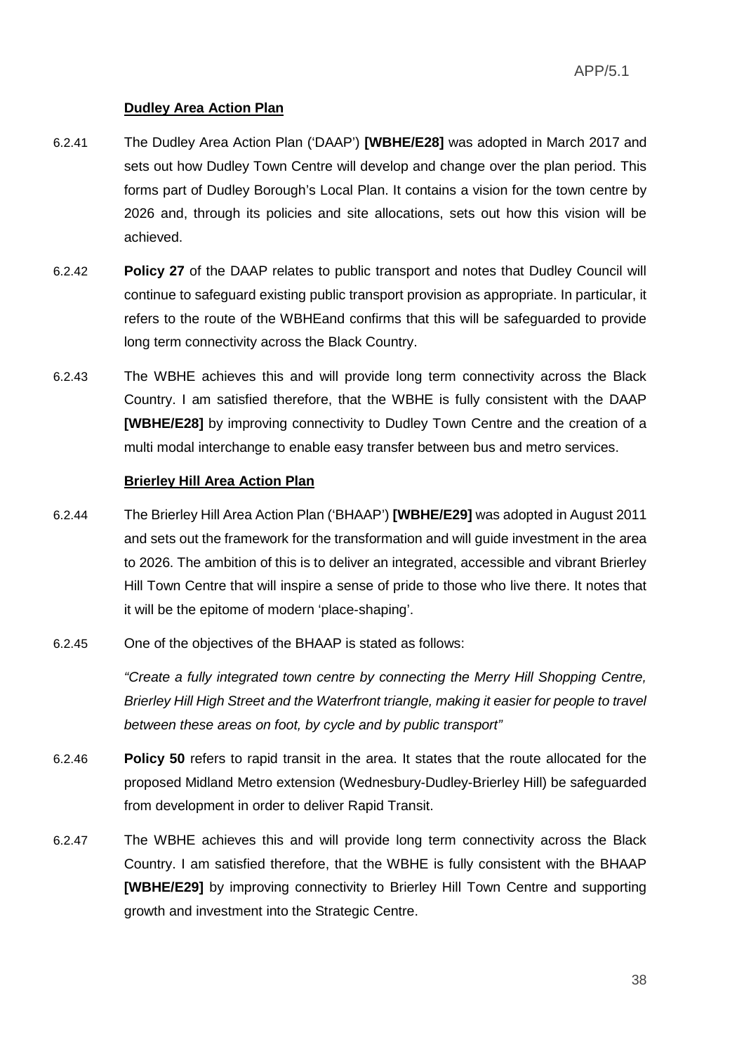### Dudley Area Action Plan

6.2.41 The Dudley Area Action Plan ('DAAP') **[WBHE/E28]** was adopted in March 2017 and sets out how Dudley Town Centre will develop and change over the plan period. This forms part of Dudley Borough's Local Plan. It contains a vision for the town centre by 2026 and, through its policies and site allocations, sets out how this vision will be achieved.

6.2.42 **Policy 27** of the DAAP relates to public transport and notes that Dudley Council will continue to safeguard existing public transport provision as appropriate. In particular, it refers to the route of the WBHEand confirms that this will be safeguarded to provide long term connectivity across the Black Country.

6.2.43 The WBHE achieves this and will provide long term connectivity across the Black Country. I am satisfied therefore, that the WBHE is fully consistent with the DAAP **[WBHE/E28]** by improving connectivity to Dudley Town Centre and the creation of a multi modal interchange to enable easy transfer between bus and metro services.

### Brierley Hill Area Action Plan

6.2.44 The Brierley Hill Area Action Plan ('BHAAP') **[WBHE/E29]** was adopted in August 2011 and sets out the framework for the transformation and will guide investment in the area to 2026. The ambition of this is to deliver an integrated, accessible and vibrant Brierley Hill Town Centre that will inspire a sense of pride to those who live there. It notes that it will be the epitome of modern 'place-shaping'.

6.2.45 One of the objectives of the BHAAP is stated as follows:

*"Create a fully integrated town centre by connecting the Merry Hill Shopping Centre, Brierley Hill High Street and the Waterfront triangle, making it easier for people to travel between these areas on foot, by cycle and by public transport"*

6.2.46 **Policy 50** refers to rapid transit in the area. It states that the route allocated for the proposed Midland Metro extension (Wednesbury-Dudley-Brierley Hill) be safeguarded from development in order to deliver Rapid Transit.

6.2.47 The WBHE achieves this and will provide long term connectivity across the Black Country. I am satisfied therefore, that the WBHE is fully consistent with the BHAAP **[WBHE/E29]** by improving connectivity to Brierley Hill Town Centre and supporting growth and investment into the Strategic Centre.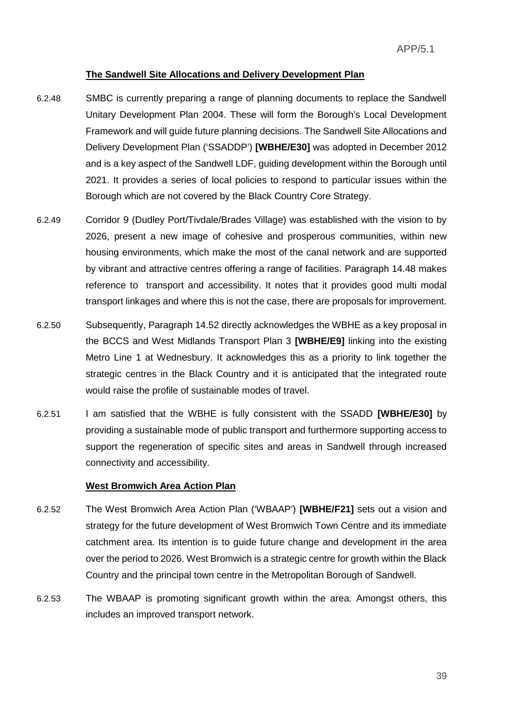**The Sandwell Site Allocations and Delivery Development Plan**

6.2.48 SMBC is currently preparing a range of planning documents to replace the Sandwell Unitary Development Plan 2004. These will form the Borough's Local Development Framework and will guide future planning decisions. The Sandwell Site Allocations and Delivery Development Plan ('SSADDP') **[WBHE/E30]** was adopted in December 2012 and is a key aspect of the Sandwell LDF, guiding development within the Borough until 2021. It provides a series of local policies to respond to particular issues within the Borough which are not covered by the Black Country Core Strategy.

6.2.49 Corridor 9 (Dudley Port/Tivdale/Brades Village) was established with the vision to by 2026, present a new image of cohesive and prosperous communities, within new housing environments, which make the most of the canal network and are supported by vibrant and attractive centres offering a range of facilities. Paragraph 14.48 makes reference to transport and accessibility. It notes that it provides good multi modal transport linkages and where this is not the case, there are proposals for improvement.

6.2.50 Subsequently, Paragraph 14.52 directly acknowledges the WBHE as a key proposal in the BCCS and West Midlands Transport Plan 3 **[WBHE/E9]** linking into the existing Metro Line 1 at Wednesbury. It acknowledges this as a priority to link together the strategic centres in the Black Country and it is anticipated that the integrated route would raise the profile of sustainable modes of travel.

6.2.51 I am satisfied that the WBHE is fully consistent with the SSADD **[WBHE/E30]** by providing a sustainable mode of public transport and furthermore supporting access to support the regeneration of specific sites and areas in Sandwell through increased connectivity and accessibility.

**West Bromwich Area Action Plan**

6.2.52 The West Bromwich Area Action Plan ('WBAAP') **[WBHE/F21]** sets out a vision and strategy for the future development of West Bromwich Town Centre and its immediate catchment area. Its intention is to guide future change and development in the area over the period to 2026. West Bromwich is a strategic centre for growth within the Black Country and the principal town centre in the Metropolitan Borough of Sandwell.

6.2.53 The WBAAP is promoting significant growth within the area. Amongst others, this includes an improved transport network.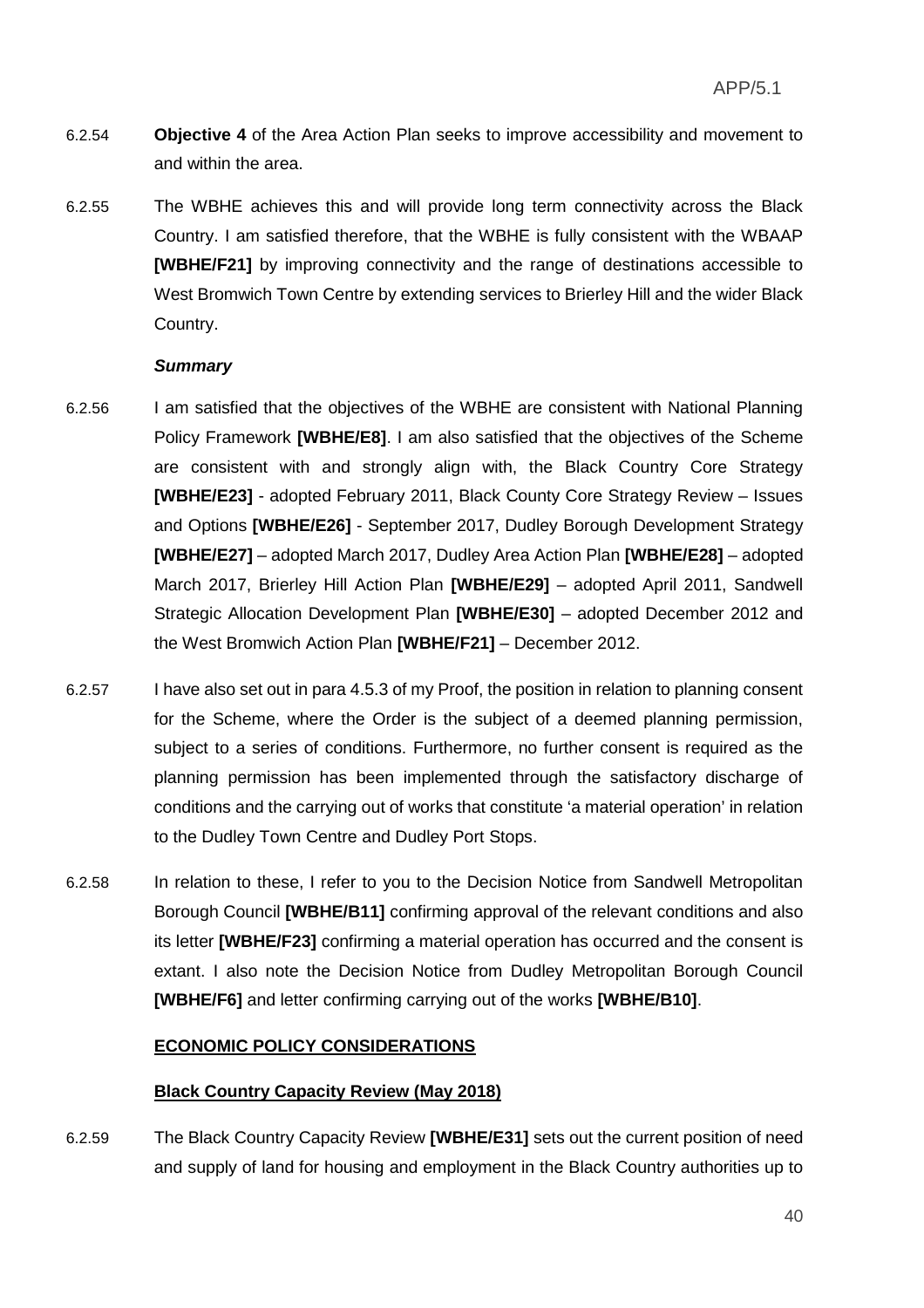6.2.54 **Objective 4** of the Area Action Plan seeks to improve accessibility and movement to and within the area.

6.2.55 The WBHE achieves this and will provide long term connectivity across the Black Country. I am satisfied therefore, that the WBHE is fully consistent with the WBAAP **[WBHE/F21]** by improving connectivity and the range of destinations accessible to West Bromwich Town Centre by extending services to Brierley Hill and the wider Black Country.

***Summary***

6.2.56 I am satisfied that the objectives of the WBHE are consistent with National Planning Policy Framework **[WBHE/E8]**. I am also satisfied that the objectives of the Scheme are consistent with and strongly align with, the Black Country Core Strategy **[WBHE/E23]** - adopted February 2011, Black County Core Strategy Review – Issues and Options **[WBHE/E26]** - September 2017, Dudley Borough Development Strategy **[WBHE/E27]** – adopted March 2017, Dudley Area Action Plan **[WBHE/E28]** – adopted March 2017, Brierley Hill Action Plan **[WBHE/E29]** – adopted April 2011, Sandwell Strategic Allocation Development Plan **[WBHE/E30]** – adopted December 2012 and the West Bromwich Action Plan **[WBHE/F21]** – December 2012.

6.2.57 I have also set out in para 4.5.3 of my Proof, the position in relation to planning consent for the Scheme, where the Order is the subject of a deemed planning permission, subject to a series of conditions. Furthermore, no further consent is required as the planning permission has been implemented through the satisfactory discharge of conditions and the carrying out of works that constitute 'a material operation' in relation to the Dudley Town Centre and Dudley Port Stops.

6.2.58 In relation to these, I refer to you to the Decision Notice from Sandwell Metropolitan Borough Council **[WBHE/B11]** confirming approval of the relevant conditions and also its letter **[WBHE/F23]** confirming a material operation has occurred and the consent is extant. I also note the Decision Notice from Dudley Metropolitan Borough Council **[WBHE/F6]** and letter confirming carrying out of the works **[WBHE/B10]**.

**<u>ECONOMIC POLICY CONSIDERATIONS</u>**

**<u>Black Country Capacity Review (May 2018)</u>**

6.2.59 The Black Country Capacity Review **[WBHE/E31]** sets out the current position of need and supply of land for housing and employment in the Black Country authorities up to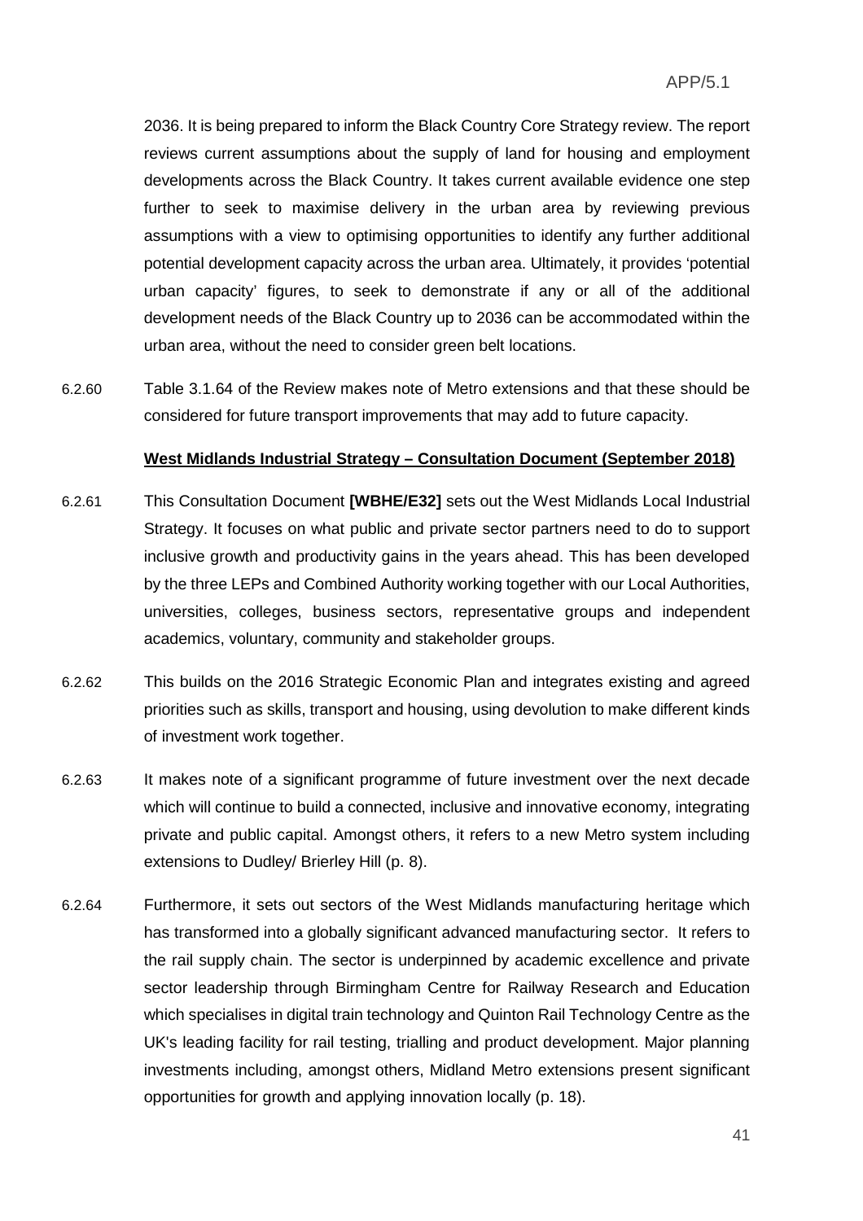2036. It is being prepared to inform the Black Country Core Strategy review. The report reviews current assumptions about the supply of land for housing and employment developments across the Black Country. It takes current available evidence one step further to seek to maximise delivery in the urban area by reviewing previous assumptions with a view to optimising opportunities to identify any further additional potential development capacity across the urban area. Ultimately, it provides 'potential urban capacity' figures, to seek to demonstrate if any or all of the additional development needs of the Black Country up to 2036 can be accommodated within the urban area, without the need to consider green belt locations.

6.2.60 Table 3.1.64 of the Review makes note of Metro extensions and that these should be considered for future transport improvements that may add to future capacity.

**West Midlands Industrial Strategy – Consultation Document (September 2018)**

6.2.61 This Consultation Document **[WBHE/E32]** sets out the West Midlands Local Industrial Strategy. It focuses on what public and private sector partners need to do to support inclusive growth and productivity gains in the years ahead. This has been developed by the three LEPs and Combined Authority working together with our Local Authorities, universities, colleges, business sectors, representative groups and independent academics, voluntary, community and stakeholder groups.

6.2.62 This builds on the 2016 Strategic Economic Plan and integrates existing and agreed priorities such as skills, transport and housing, using devolution to make different kinds of investment work together.

6.2.63 It makes note of a significant programme of future investment over the next decade which will continue to build a connected, inclusive and innovative economy, integrating private and public capital. Amongst others, it refers to a new Metro system including extensions to Dudley/ Brierley Hill (p. 8).

6.2.64 Furthermore, it sets out sectors of the West Midlands manufacturing heritage which has transformed into a globally significant advanced manufacturing sector. It refers to the rail supply chain. The sector is underpinned by academic excellence and private sector leadership through Birmingham Centre for Railway Research and Education which specialises in digital train technology and Quinton Rail Technology Centre as the UK's leading facility for rail testing, trialling and product development. Major planning investments including, amongst others, Midland Metro extensions present significant opportunities for growth and applying innovation locally (p. 18).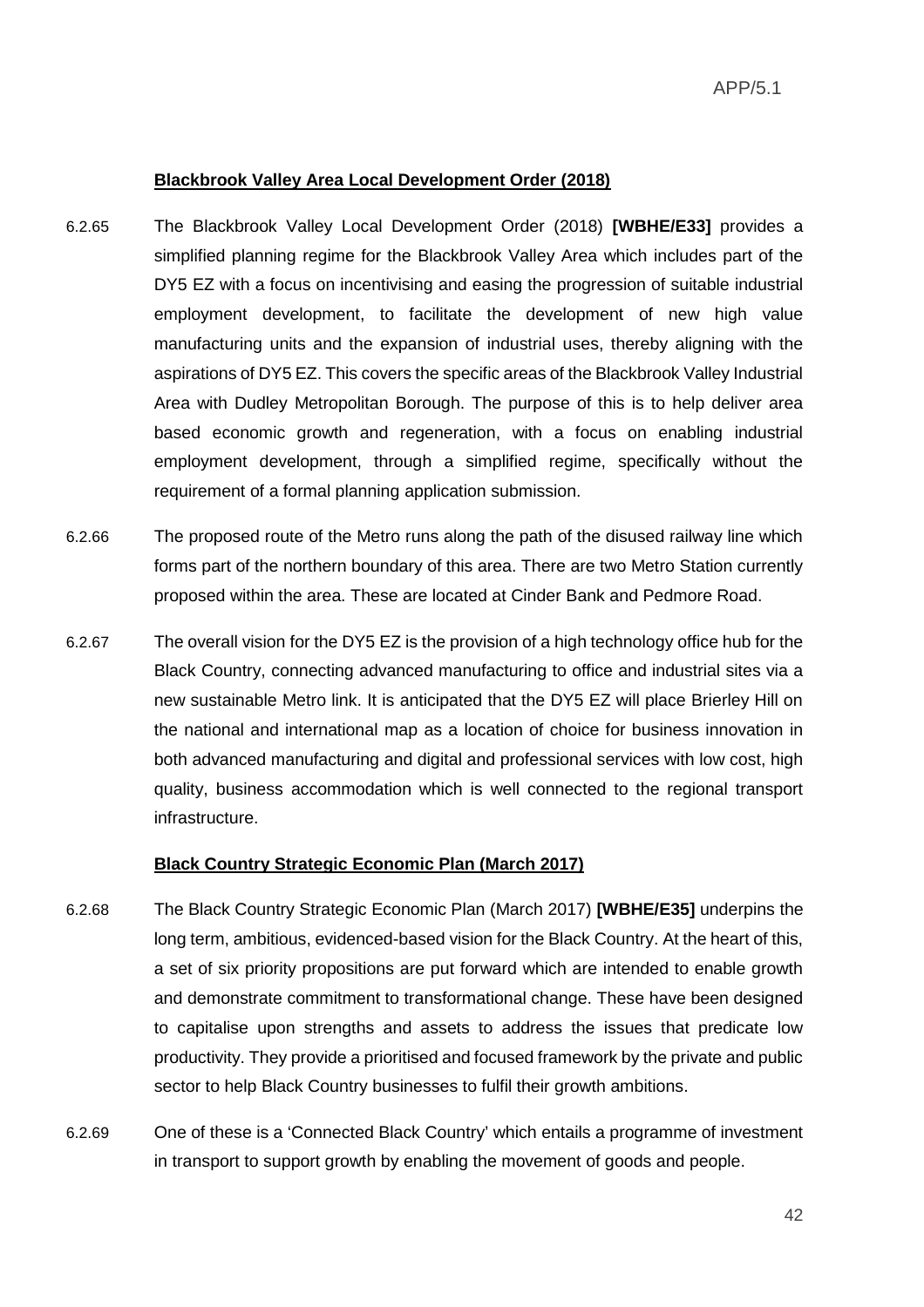**Blackbrook Valley Area Local Development Order (2018)**

6.2.65 The Blackbrook Valley Local Development Order (2018) **[WBHE/E33]** provides a simplified planning regime for the Blackbrook Valley Area which includes part of the DY5 EZ with a focus on incentivising and easing the progression of suitable industrial employment development, to facilitate the development of new high value manufacturing units and the expansion of industrial uses, thereby aligning with the aspirations of DY5 EZ. This covers the specific areas of the Blackbrook Valley Industrial Area with Dudley Metropolitan Borough. The purpose of this is to help deliver area based economic growth and regeneration, with a focus on enabling industrial employment development, through a simplified regime, specifically without the requirement of a formal planning application submission.

6.2.66 The proposed route of the Metro runs along the path of the disused railway line which forms part of the northern boundary of this area. There are two Metro Station currently proposed within the area. These are located at Cinder Bank and Pedmore Road.

6.2.67 The overall vision for the DY5 EZ is the provision of a high technology office hub for the Black Country, connecting advanced manufacturing to office and industrial sites via a new sustainable Metro link. It is anticipated that the DY5 EZ will place Brierley Hill on the national and international map as a location of choice for business innovation in both advanced manufacturing and digital and professional services with low cost, high quality, business accommodation which is well connected to the regional transport infrastructure.

**Black Country Strategic Economic Plan (March 2017)**

6.2.68 The Black Country Strategic Economic Plan (March 2017) **[WBHE/E35]** underpins the long term, ambitious, evidenced-based vision for the Black Country. At the heart of this, a set of six priority propositions are put forward which are intended to enable growth and demonstrate commitment to transformational change. These have been designed to capitalise upon strengths and assets to address the issues that predicate low productivity. They provide a prioritised and focused framework by the private and public sector to help Black Country businesses to fulfil their growth ambitions.

6.2.69 One of these is a 'Connected Black Country' which entails a programme of investment in transport to support growth by enabling the movement of goods and people.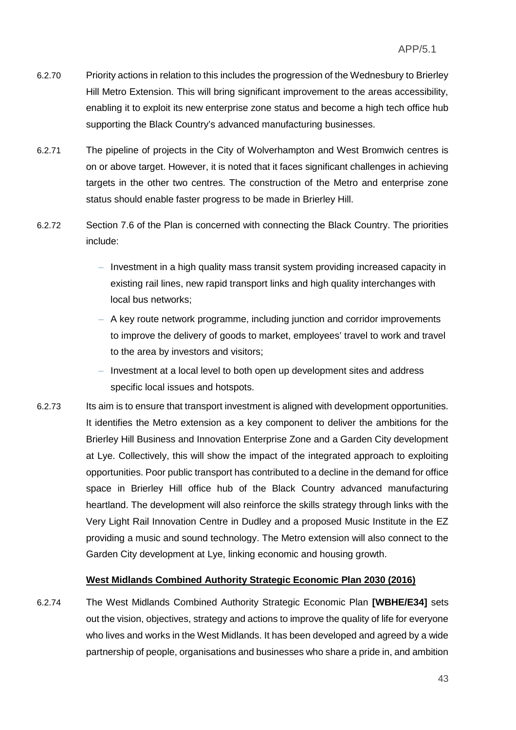6.2.70 Priority actions in relation to this includes the progression of the Wednesbury to Brierley Hill Metro Extension. This will bring significant improvement to the areas accessibility, enabling it to exploit its new enterprise zone status and become a high tech office hub supporting the Black Country's advanced manufacturing businesses.

6.2.71 The pipeline of projects in the City of Wolverhampton and West Bromwich centres is on or above target. However, it is noted that it faces significant challenges in achieving targets in the other two centres. The construction of the Metro and enterprise zone status should enable faster progress to be made in Brierley Hill.

6.2.72 Section 7.6 of the Plan is concerned with connecting the Black Country. The priorities include:

- Investment in a high quality mass transit system providing increased capacity in existing rail lines, new rapid transport links and high quality interchanges with local bus networks;
- A key route network programme, including junction and corridor improvements to improve the delivery of goods to market, employees' travel to work and travel to the area by investors and visitors;
- Investment at a local level to both open up development sites and address specific local issues and hotspots.

6.2.73 Its aim is to ensure that transport investment is aligned with development opportunities. It identifies the Metro extension as a key component to deliver the ambitions for the Brierley Hill Business and Innovation Enterprise Zone and a Garden City development at Lye. Collectively, this will show the impact of the integrated approach to exploiting opportunities. Poor public transport has contributed to a decline in the demand for office space in Brierley Hill office hub of the Black Country advanced manufacturing heartland. The development will also reinforce the skills strategy through links with the Very Light Rail Innovation Centre in Dudley and a proposed Music Institute in the EZ providing a music and sound technology. The Metro extension will also connect to the Garden City development at Lye, linking economic and housing growth.

**West Midlands Combined Authority Strategic Economic Plan 2030 (2016)**

6.2.74 The West Midlands Combined Authority Strategic Economic Plan **[WBHE/E34]** sets out the vision, objectives, strategy and actions to improve the quality of life for everyone who lives and works in the West Midlands. It has been developed and agreed by a wide partnership of people, organisations and businesses who share a pride in, and ambition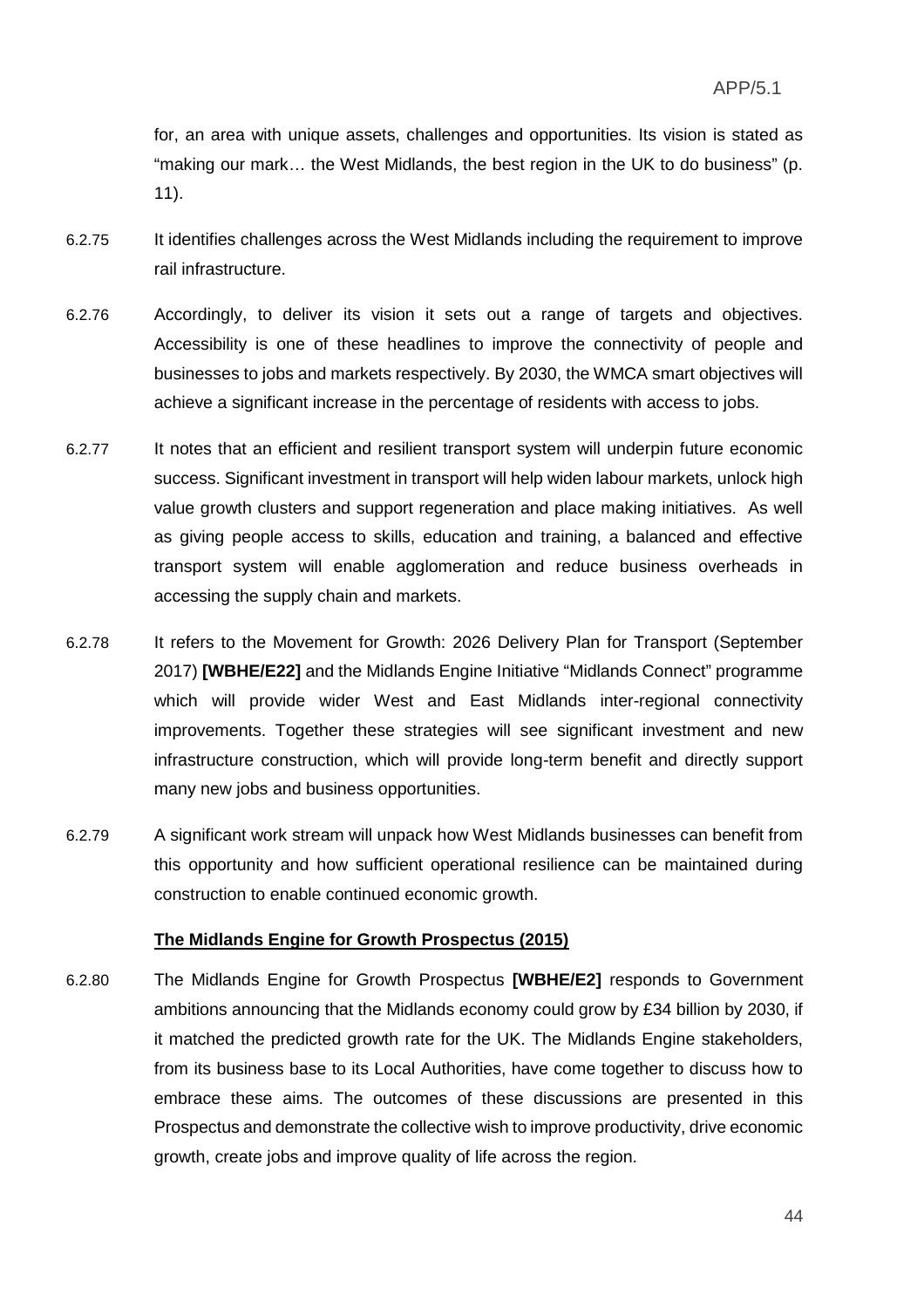for, an area with unique assets, challenges and opportunities. Its vision is stated as "making our mark… the West Midlands, the best region in the UK to do business" (p. 11).

6.2.75 It identifies challenges across the West Midlands including the requirement to improve rail infrastructure.

6.2.76 Accordingly, to deliver its vision it sets out a range of targets and objectives. Accessibility is one of these headlines to improve the connectivity of people and businesses to jobs and markets respectively. By 2030, the WMCA smart objectives will achieve a significant increase in the percentage of residents with access to jobs.

6.2.77 It notes that an efficient and resilient transport system will underpin future economic success. Significant investment in transport will help widen labour markets, unlock high value growth clusters and support regeneration and place making initiatives. As well as giving people access to skills, education and training, a balanced and effective transport system will enable agglomeration and reduce business overheads in accessing the supply chain and markets.

6.2.78 It refers to the Movement for Growth: 2026 Delivery Plan for Transport (September 2017) **[WBHE/E22]** and the Midlands Engine Initiative "Midlands Connect" programme which will provide wider West and East Midlands inter-regional connectivity improvements. Together these strategies will see significant investment and new infrastructure construction, which will provide long-term benefit and directly support many new jobs and business opportunities.

6.2.79 A significant work stream will unpack how West Midlands businesses can benefit from this opportunity and how sufficient operational resilience can be maintained during construction to enable continued economic growth.

**The Midlands Engine for Growth Prospectus (2015)**

6.2.80 The Midlands Engine for Growth Prospectus **[WBHE/E2]** responds to Government ambitions announcing that the Midlands economy could grow by £34 billion by 2030, if it matched the predicted growth rate for the UK. The Midlands Engine stakeholders, from its business base to its Local Authorities, have come together to discuss how to embrace these aims. The outcomes of these discussions are presented in this Prospectus and demonstrate the collective wish to improve productivity, drive economic growth, create jobs and improve quality of life across the region.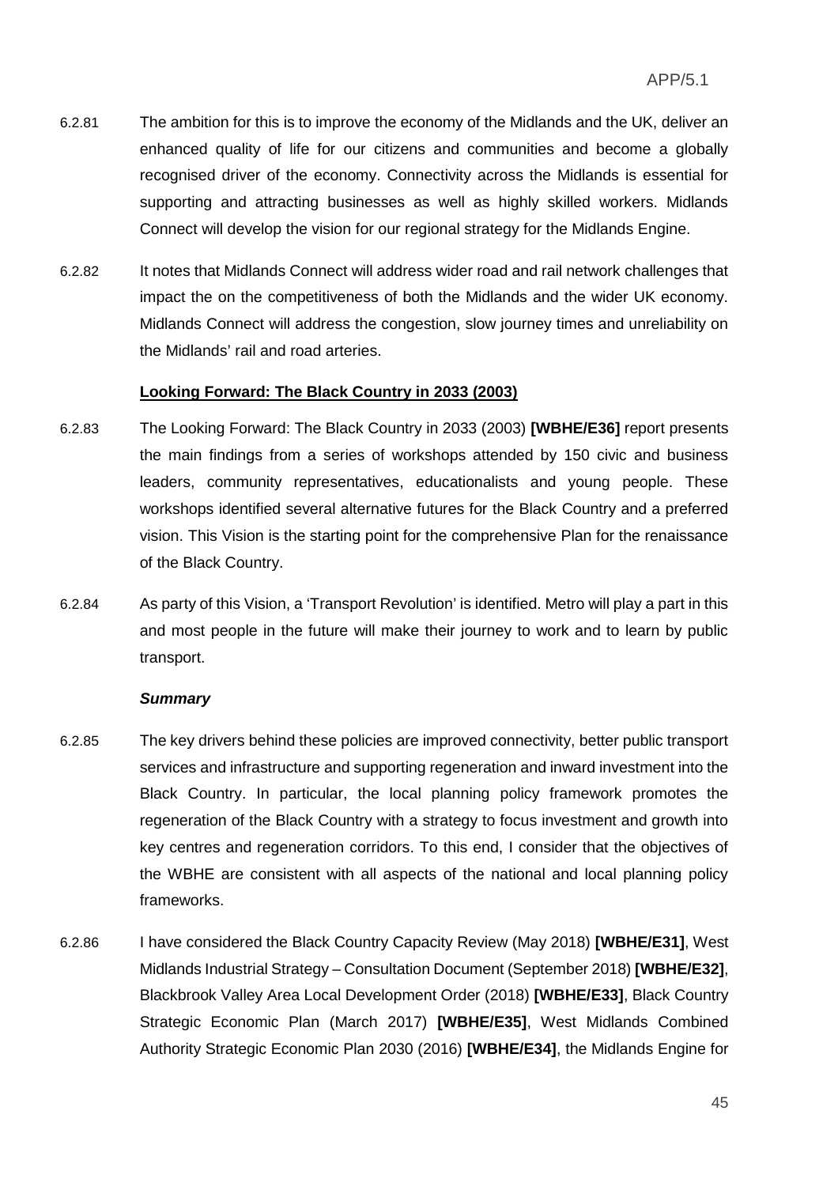6.2.81 The ambition for this is to improve the economy of the Midlands and the UK, deliver an enhanced quality of life for our citizens and communities and become a globally recognised driver of the economy. Connectivity across the Midlands is essential for supporting and attracting businesses as well as highly skilled workers. Midlands Connect will develop the vision for our regional strategy for the Midlands Engine.

6.2.82 It notes that Midlands Connect will address wider road and rail network challenges that impact the on the competitiveness of both the Midlands and the wider UK economy. Midlands Connect will address the congestion, slow journey times and unreliability on the Midlands' rail and road arteries.

**Looking Forward: The Black Country in 2033 (2003)**

6.2.83 The Looking Forward: The Black Country in 2033 (2003) **[WBHE/E36]** report presents the main findings from a series of workshops attended by 150 civic and business leaders, community representatives, educationalists and young people. These workshops identified several alternative futures for the Black Country and a preferred vision. This Vision is the starting point for the comprehensive Plan for the renaissance of the Black Country.

6.2.84 As party of this Vision, a 'Transport Revolution' is identified. Metro will play a part in this and most people in the future will make their journey to work and to learn by public transport.

***Summary***

6.2.85 The key drivers behind these policies are improved connectivity, better public transport services and infrastructure and supporting regeneration and inward investment into the Black Country. In particular, the local planning policy framework promotes the regeneration of the Black Country with a strategy to focus investment and growth into key centres and regeneration corridors. To this end, I consider that the objectives of the WBHE are consistent with all aspects of the national and local planning policy frameworks.

6.2.86 I have considered the Black Country Capacity Review (May 2018) **[WBHE/E31]**, West Midlands Industrial Strategy – Consultation Document (September 2018) **[WBHE/E32]**, Blackbrook Valley Area Local Development Order (2018) **[WBHE/E33]**, Black Country Strategic Economic Plan (March 2017) **[WBHE/E35]**, West Midlands Combined Authority Strategic Economic Plan 2030 (2016) **[WBHE/E34]**, the Midlands Engine for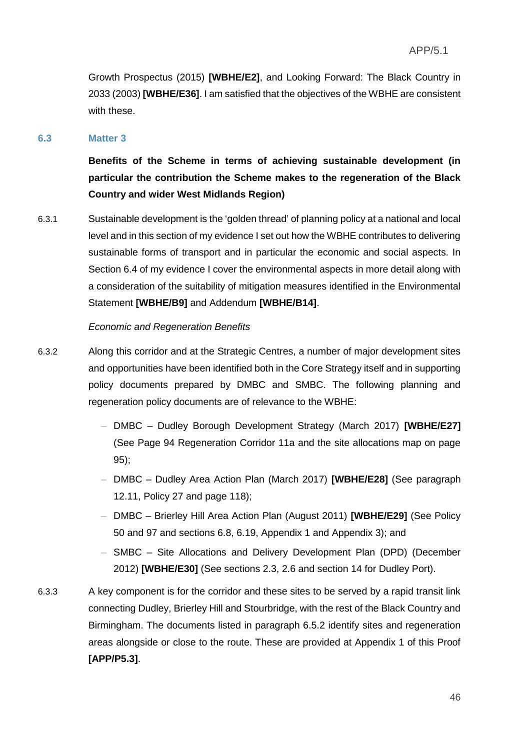Growth Prospectus (2015) **[WBHE/E2]**, and Looking Forward: The Black Country in 2033 (2003) **[WBHE/E36]**. I am satisfied that the objectives of the WBHE are consistent with these.

### 6.3 Matter 3

**Benefits of the Scheme in terms of achieving sustainable development (in particular the contribution the Scheme makes to the regeneration of the Black Country and wider West Midlands Region)**

6.3.1 Sustainable development is the 'golden thread' of planning policy at a national and local level and in this section of my evidence I set out how the WBHE contributes to delivering sustainable forms of transport and in particular the economic and social aspects. In Section 6.4 of my evidence I cover the environmental aspects in more detail along with a consideration of the suitability of mitigation measures identified in the Environmental Statement **[WBHE/B9]** and Addendum **[WBHE/B14]**.

*Economic and Regeneration Benefits*

6.3.2 Along this corridor and at the Strategic Centres, a number of major development sites and opportunities have been identified both in the Core Strategy itself and in supporting policy documents prepared by DMBC and SMBC. The following planning and regeneration policy documents are of relevance to the WBHE:

- DMBC – Dudley Borough Development Strategy (March 2017) **[WBHE/E27]** (See Page 94 Regeneration Corridor 11a and the site allocations map on page 95);
- DMBC – Dudley Area Action Plan (March 2017) **[WBHE/E28]** (See paragraph 12.11, Policy 27 and page 118);
- DMBC – Brierley Hill Area Action Plan (August 2011) **[WBHE/E29]** (See Policy 50 and 97 and sections 6.8, 6.19, Appendix 1 and Appendix 3); and
- SMBC – Site Allocations and Delivery Development Plan (DPD) (December 2012) **[WBHE/E30]** (See sections 2.3, 2.6 and section 14 for Dudley Port).

6.3.3 A key component is for the corridor and these sites to be served by a rapid transit link connecting Dudley, Brierley Hill and Stourbridge, with the rest of the Black Country and Birmingham. The documents listed in paragraph 6.5.2 identify sites and regeneration areas alongside or close to the route. These are provided at Appendix 1 of this Proof **[APP/P5.3]**.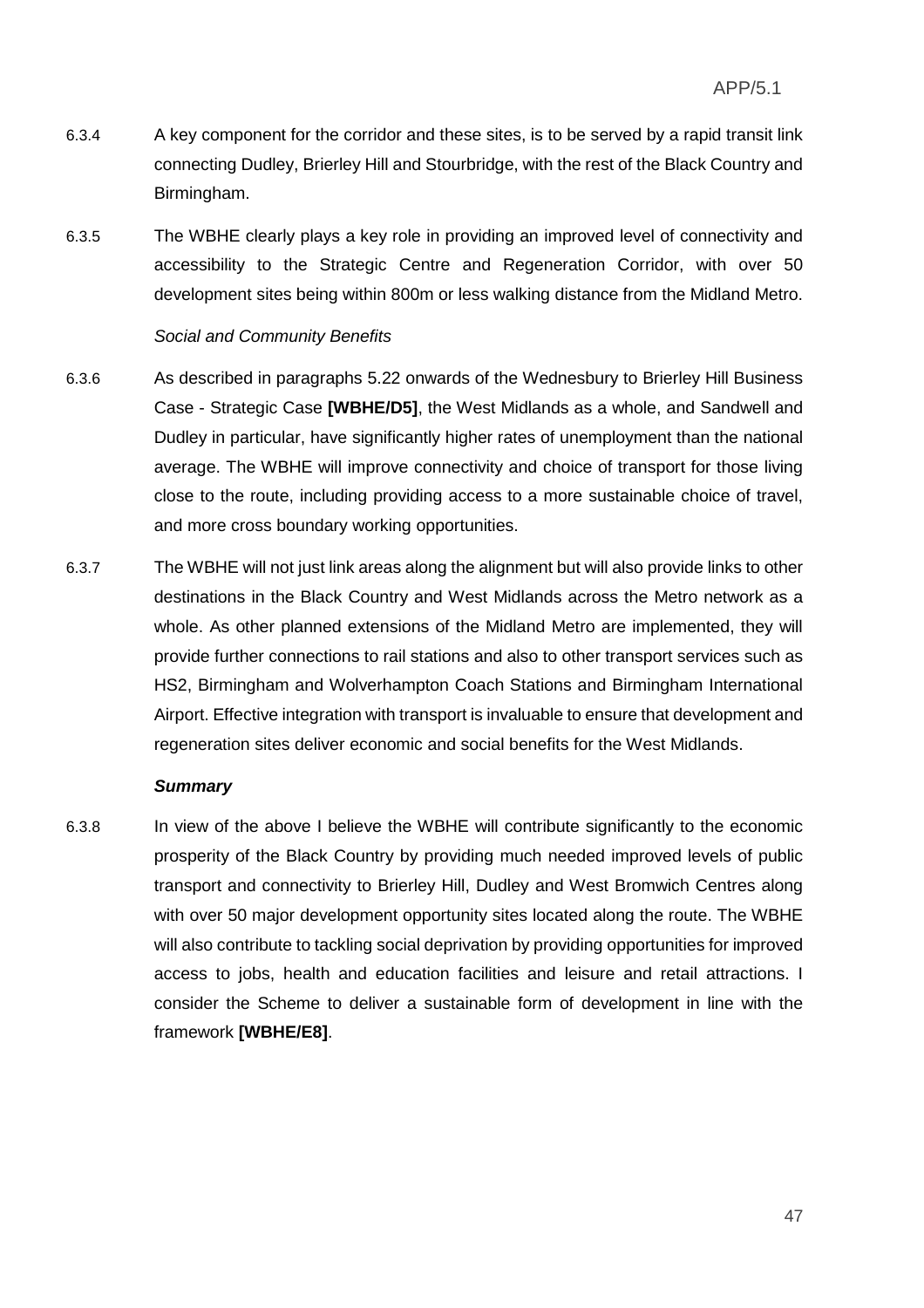6.3.4 A key component for the corridor and these sites, is to be served by a rapid transit link connecting Dudley, Brierley Hill and Stourbridge, with the rest of the Black Country and Birmingham.

6.3.5 The WBHE clearly plays a key role in providing an improved level of connectivity and accessibility to the Strategic Centre and Regeneration Corridor, with over 50 development sites being within 800m or less walking distance from the Midland Metro.

*Social and Community Benefits*

6.3.6 As described in paragraphs 5.22 onwards of the Wednesbury to Brierley Hill Business Case - Strategic Case **[WBHE/D5]**, the West Midlands as a whole, and Sandwell and Dudley in particular, have significantly higher rates of unemployment than the national average. The WBHE will improve connectivity and choice of transport for those living close to the route, including providing access to a more sustainable choice of travel, and more cross boundary working opportunities.

6.3.7 The WBHE will not just link areas along the alignment but will also provide links to other destinations in the Black Country and West Midlands across the Metro network as a whole. As other planned extensions of the Midland Metro are implemented, they will provide further connections to rail stations and also to other transport services such as HS2, Birmingham and Wolverhampton Coach Stations and Birmingham International Airport. Effective integration with transport is invaluable to ensure that development and regeneration sites deliver economic and social benefits for the West Midlands.

***Summary***

6.3.8 In view of the above I believe the WBHE will contribute significantly to the economic prosperity of the Black Country by providing much needed improved levels of public transport and connectivity to Brierley Hill, Dudley and West Bromwich Centres along with over 50 major development opportunity sites located along the route. The WBHE will also contribute to tackling social deprivation by providing opportunities for improved access to jobs, health and education facilities and leisure and retail attractions. I consider the Scheme to deliver a sustainable form of development in line with the framework **[WBHE/E8]**.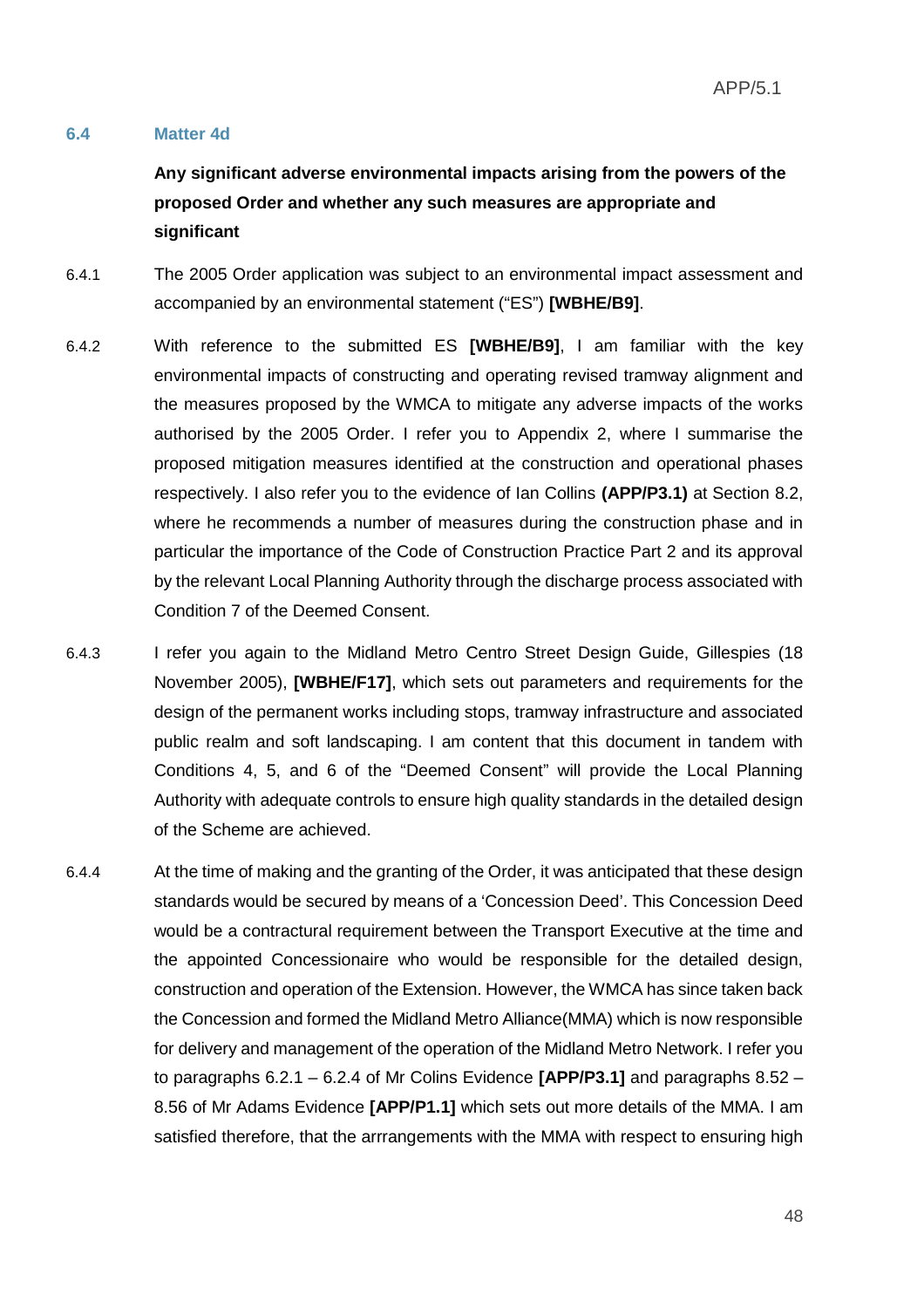### 6.4 Matter 4d

**Any significant adverse environmental impacts arising from the powers of the proposed Order and whether any such measures are appropriate and significant**

6.4.1 The 2005 Order application was subject to an environmental impact assessment and accompanied by an environmental statement ("ES") **[WBHE/B9]**.

6.4.2 With reference to the submitted ES **[WBHE/B9]**, I am familiar with the key environmental impacts of constructing and operating revised tramway alignment and the measures proposed by the WMCA to mitigate any adverse impacts of the works authorised by the 2005 Order. I refer you to Appendix 2, where I summarise the proposed mitigation measures identified at the construction and operational phases respectively. I also refer you to the evidence of Ian Collins **(APP/P3.1)** at Section 8.2, where he recommends a number of measures during the construction phase and in particular the importance of the Code of Construction Practice Part 2 and its approval by the relevant Local Planning Authority through the discharge process associated with Condition 7 of the Deemed Consent.

6.4.3 I refer you again to the Midland Metro Centro Street Design Guide, Gillespies (18 November 2005), **[WBHE/F17]**, which sets out parameters and requirements for the design of the permanent works including stops, tramway infrastructure and associated public realm and soft landscaping. I am content that this document in tandem with Conditions 4, 5, and 6 of the "Deemed Consent" will provide the Local Planning Authority with adequate controls to ensure high quality standards in the detailed design of the Scheme are achieved.

6.4.4 At the time of making and the granting of the Order, it was anticipated that these design standards would be secured by means of a 'Concession Deed'. This Concession Deed would be a contractural requirement between the Transport Executive at the time and the appointed Concessionaire who would be responsible for the detailed design, construction and operation of the Extension. However, the WMCA has since taken back the Concession and formed the Midland Metro Alliance(MMA) which is now responsible for delivery and management of the operation of the Midland Metro Network. I refer you to paragraphs 6.2.1 – 6.2.4 of Mr Colins Evidence **[APP/P3.1]** and paragraphs 8.52 – 8.56 of Mr Adams Evidence **[APP/P1.1]** which sets out more details of the MMA. I am satisfied therefore, that the arrrangements with the MMA with respect to ensuring high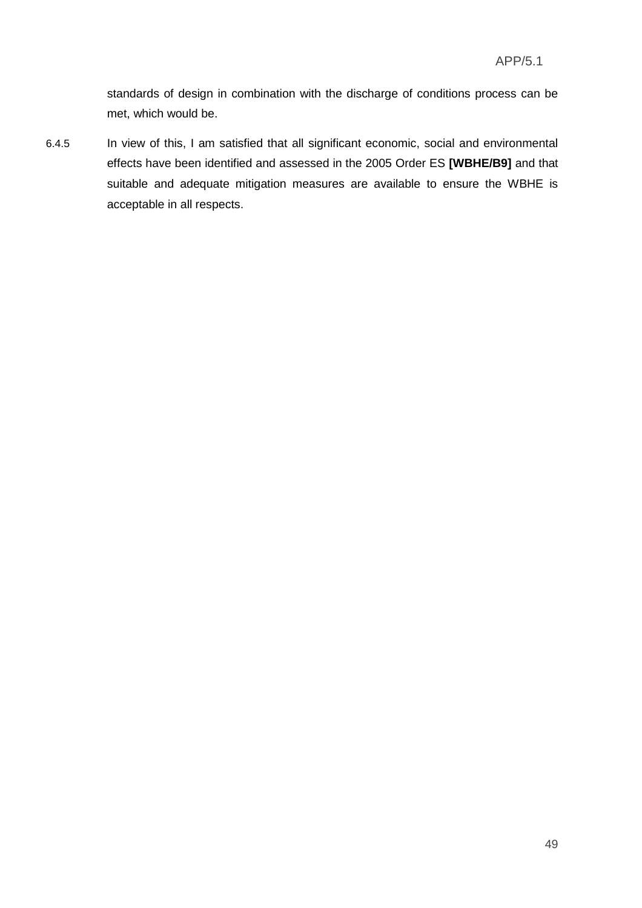standards of design in combination with the discharge of conditions process can be met, which would be.

6.4.5 In view of this, I am satisfied that all significant economic, social and environmental effects have been identified and assessed in the 2005 Order ES **[WBHE/B9]** and that suitable and adequate mitigation measures are available to ensure the WBHE is acceptable in all respects.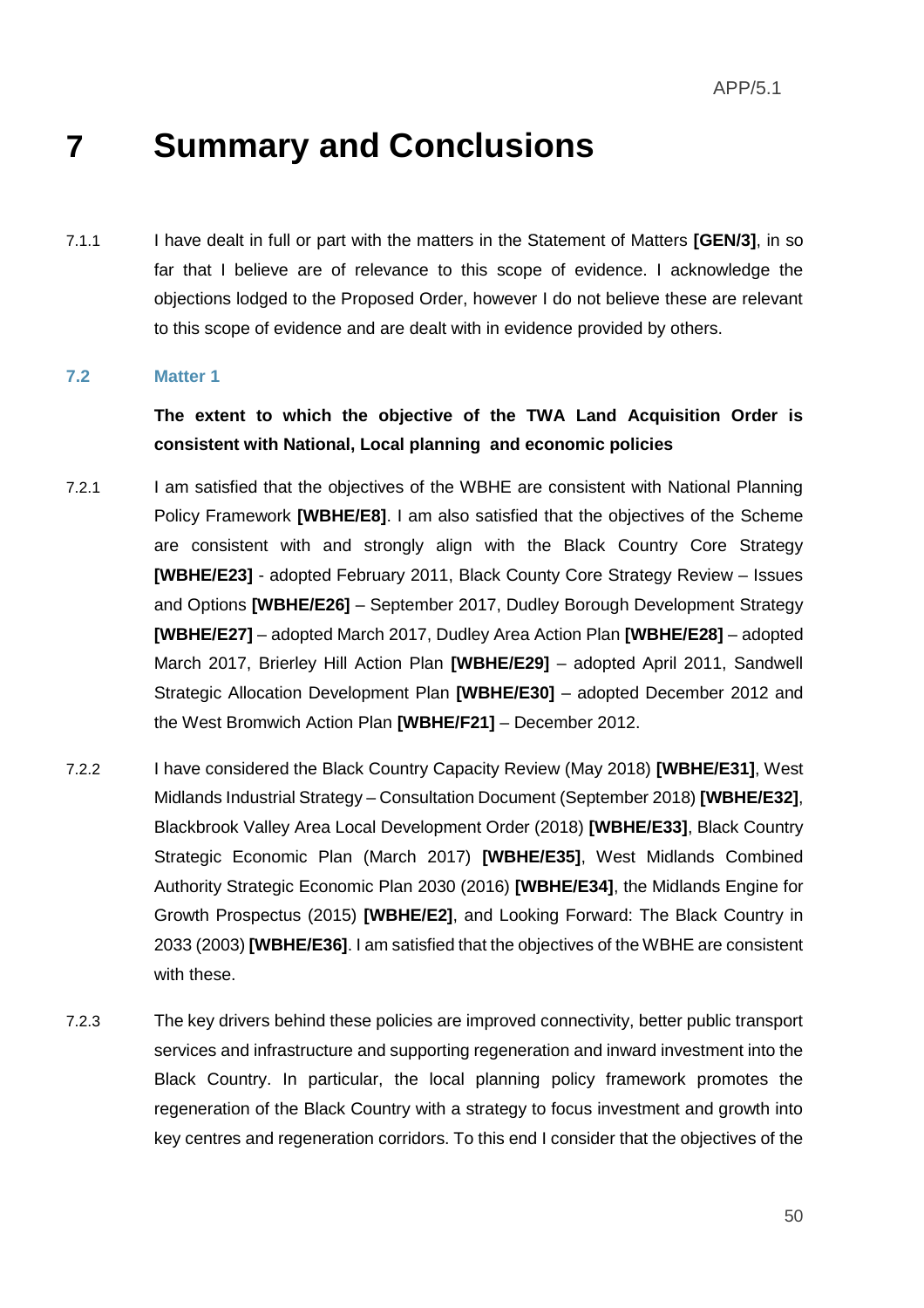# 7 Summary and Conclusions

7.1.1 I have dealt in full or part with the matters in the Statement of Matters **[GEN/3]**, in so far that I believe are of relevance to this scope of evidence. I acknowledge the objections lodged to the Proposed Order, however I do not believe these are relevant to this scope of evidence and are dealt with in evidence provided by others.

### 7.2 Matter 1

**The extent to which the objective of the TWA Land Acquisition Order is consistent with National, Local planning and economic policies**

7.2.1 I am satisfied that the objectives of the WBHE are consistent with National Planning Policy Framework **[WBHE/E8]**. I am also satisfied that the objectives of the Scheme are consistent with and strongly align with the Black Country Core Strategy **[WBHE/E23]** - adopted February 2011, Black County Core Strategy Review – Issues and Options **[WBHE/E26]** – September 2017, Dudley Borough Development Strategy **[WBHE/E27]** – adopted March 2017, Dudley Area Action Plan **[WBHE/E28]** – adopted March 2017, Brierley Hill Action Plan **[WBHE/E29]** – adopted April 2011, Sandwell Strategic Allocation Development Plan **[WBHE/E30]** – adopted December 2012 and the West Bromwich Action Plan **[WBHE/F21]** – December 2012.

7.2.2 I have considered the Black Country Capacity Review (May 2018) **[WBHE/E31]**, West Midlands Industrial Strategy – Consultation Document (September 2018) **[WBHE/E32]**, Blackbrook Valley Area Local Development Order (2018) **[WBHE/E33]**, Black Country Strategic Economic Plan (March 2017) **[WBHE/E35]**, West Midlands Combined Authority Strategic Economic Plan 2030 (2016) **[WBHE/E34]**, the Midlands Engine for Growth Prospectus (2015) **[WBHE/E2]**, and Looking Forward: The Black Country in 2033 (2003) **[WBHE/E36]**. I am satisfied that the objectives of the WBHE are consistent with these.

7.2.3 The key drivers behind these policies are improved connectivity, better public transport services and infrastructure and supporting regeneration and inward investment into the Black Country. In particular, the local planning policy framework promotes the regeneration of the Black Country with a strategy to focus investment and growth into key centres and regeneration corridors. To this end I consider that the objectives of the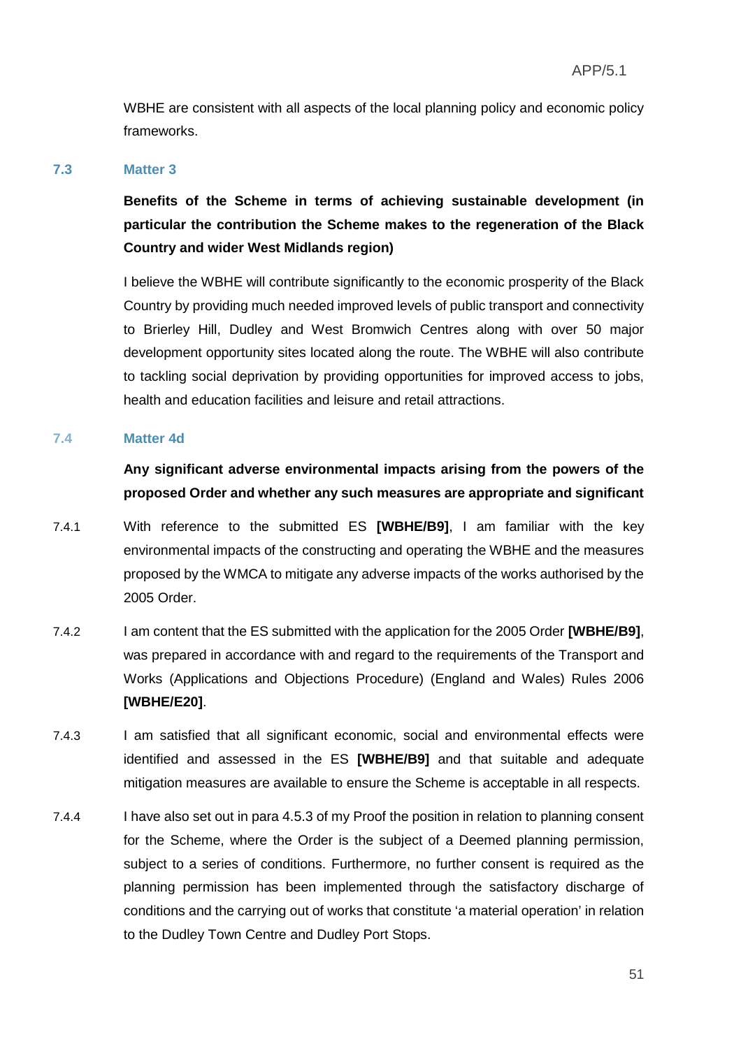WBHE are consistent with all aspects of the local planning policy and economic policy frameworks.

## 7.3 Matter 3

**Benefits of the Scheme in terms of achieving sustainable development (in particular the contribution the Scheme makes to the regeneration of the Black Country and wider West Midlands region)**

I believe the WBHE will contribute significantly to the economic prosperity of the Black Country by providing much needed improved levels of public transport and connectivity to Brierley Hill, Dudley and West Bromwich Centres along with over 50 major development opportunity sites located along the route. The WBHE will also contribute to tackling social deprivation by providing opportunities for improved access to jobs, health and education facilities and leisure and retail attractions.

## 7.4 Matter 4d

**Any significant adverse environmental impacts arising from the powers of the proposed Order and whether any such measures are appropriate and significant**

7.4.1 With reference to the submitted ES **[WBHE/B9]**, I am familiar with the key environmental impacts of the constructing and operating the WBHE and the measures proposed by the WMCA to mitigate any adverse impacts of the works authorised by the 2005 Order.

7.4.2 I am content that the ES submitted with the application for the 2005 Order **[WBHE/B9]**, was prepared in accordance with and regard to the requirements of the Transport and Works (Applications and Objections Procedure) (England and Wales) Rules 2006 **[WBHE/E20]**.

7.4.3 I am satisfied that all significant economic, social and environmental effects were identified and assessed in the ES **[WBHE/B9]** and that suitable and adequate mitigation measures are available to ensure the Scheme is acceptable in all respects.

7.4.4 I have also set out in para 4.5.3 of my Proof the position in relation to planning consent for the Scheme, where the Order is the subject of a Deemed planning permission, subject to a series of conditions. Furthermore, no further consent is required as the planning permission has been implemented through the satisfactory discharge of conditions and the carrying out of works that constitute 'a material operation' in relation to the Dudley Town Centre and Dudley Port Stops.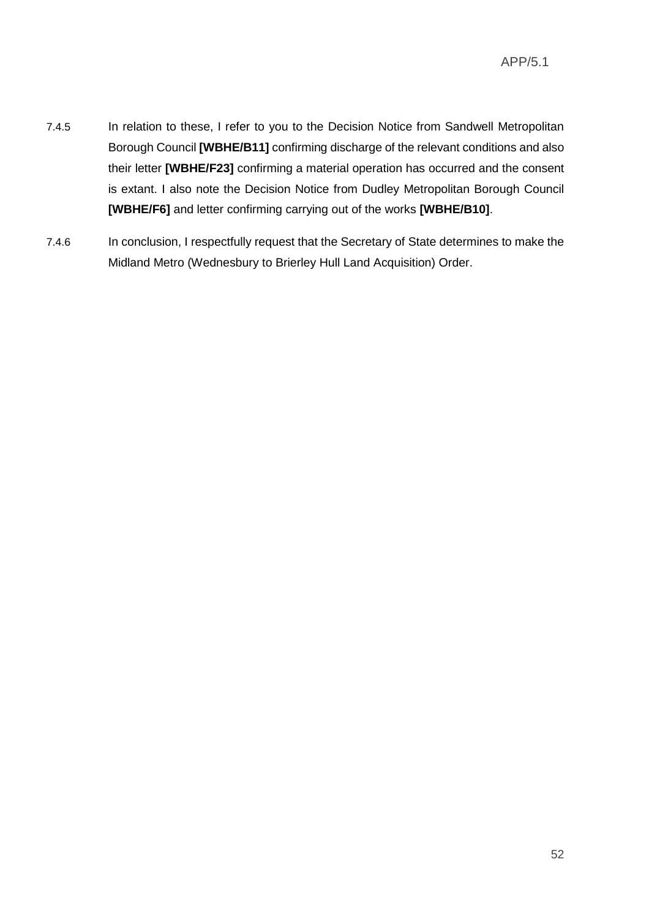7.4.5 In relation to these, I refer to you to the Decision Notice from Sandwell Metropolitan Borough Council **[WBHE/B11]** confirming discharge of the relevant conditions and also their letter **[WBHE/F23]** confirming a material operation has occurred and the consent is extant. I also note the Decision Notice from Dudley Metropolitan Borough Council **[WBHE/F6]** and letter confirming carrying out of the works **[WBHE/B10]**.

7.4.6 In conclusion, I respectfully request that the Secretary of State determines to make the Midland Metro (Wednesbury to Brierley Hull Land Acquisition) Order.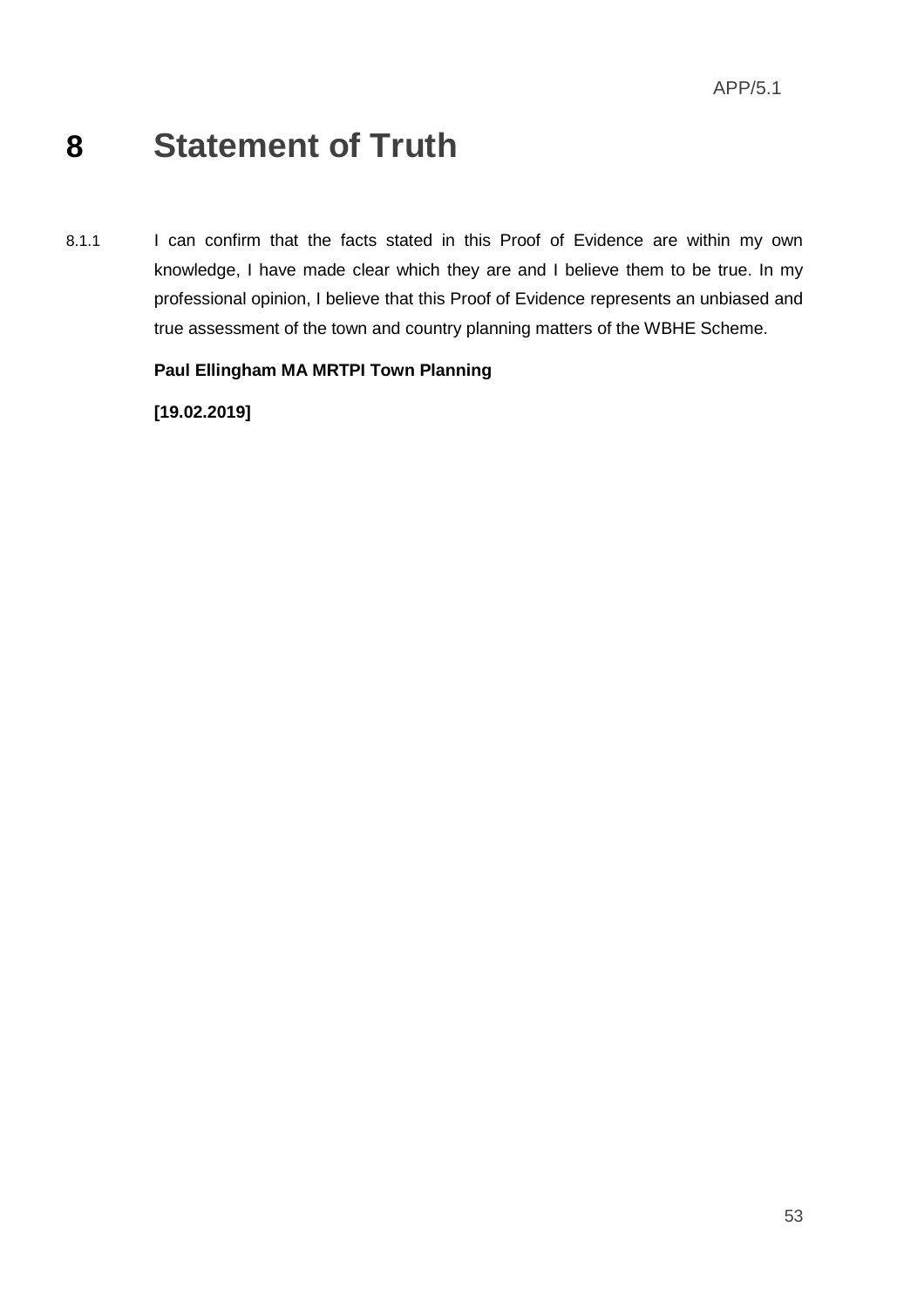# 8 Statement of Truth

8.1.1 I can confirm that the facts stated in this Proof of Evidence are within my own knowledge, I have made clear which they are and I believe them to be true. In my professional opinion, I believe that this Proof of Evidence represents an unbiased and true assessment of the town and country planning matters of the WBHE Scheme.

**Paul Ellingham MA MRTPI Town Planning**

**[19.02.2019]**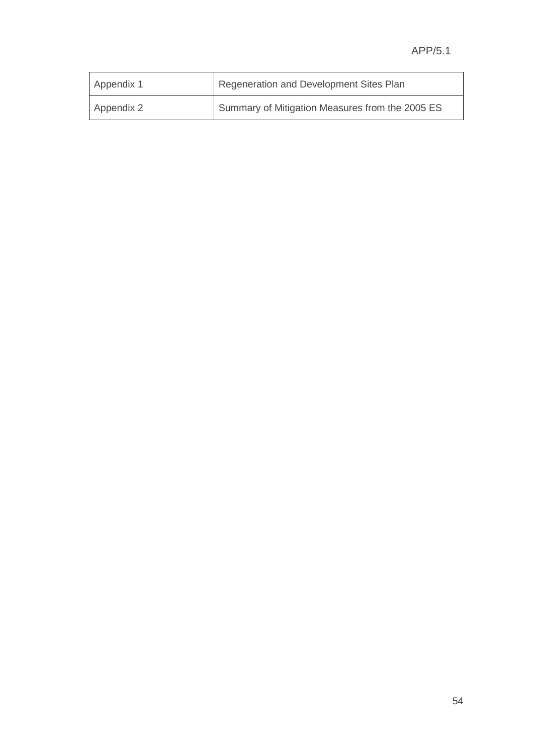| | |
|---|---|
| Appendix 1 | Regeneration and Development Sites Plan |
| Appendix 2 | Summary of Mitigation Measures from the 2005 ES |